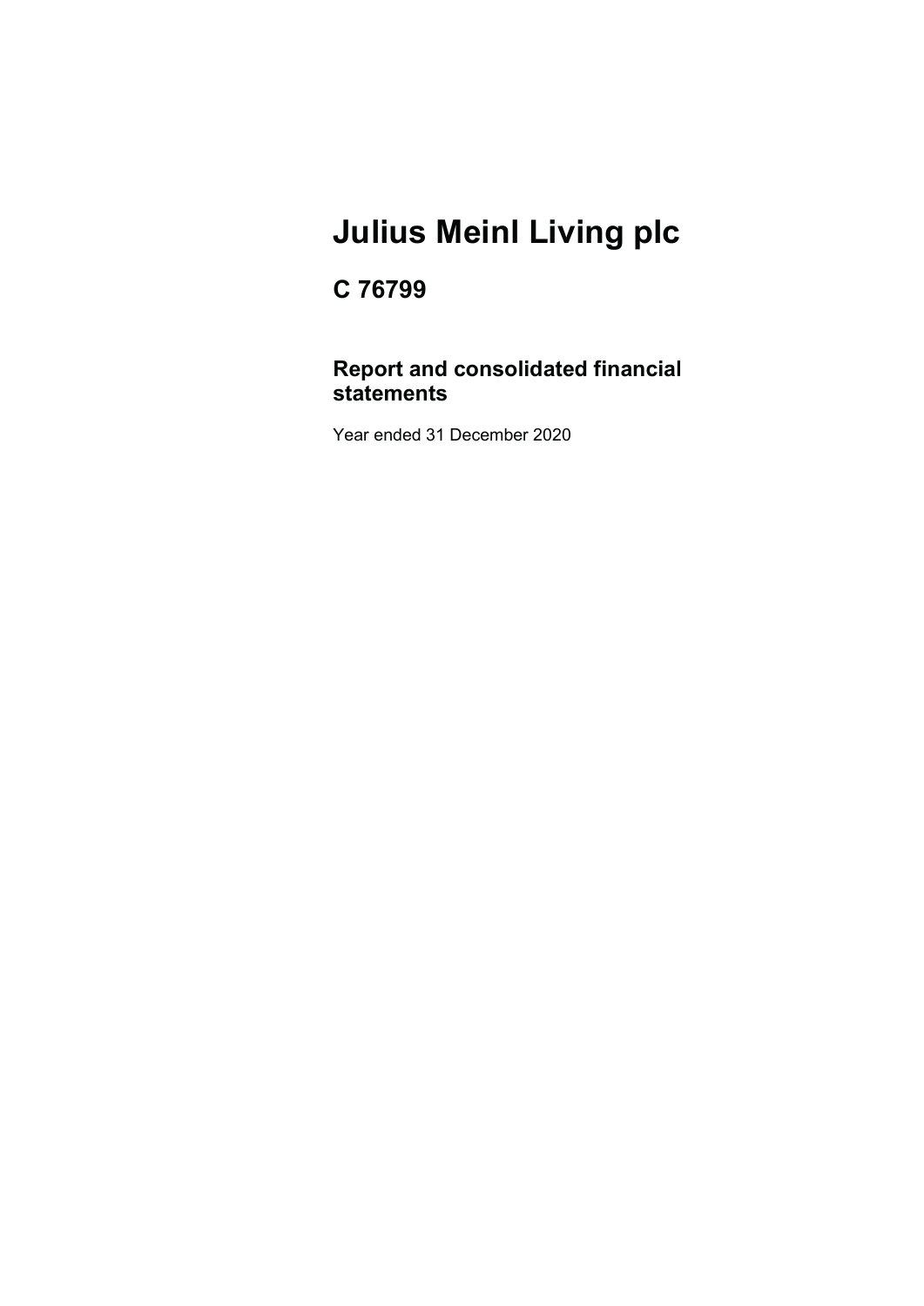# Julius Meinl Living plc

## C 76799

### Report and consolidated financial statements

Year ended 31 December 2020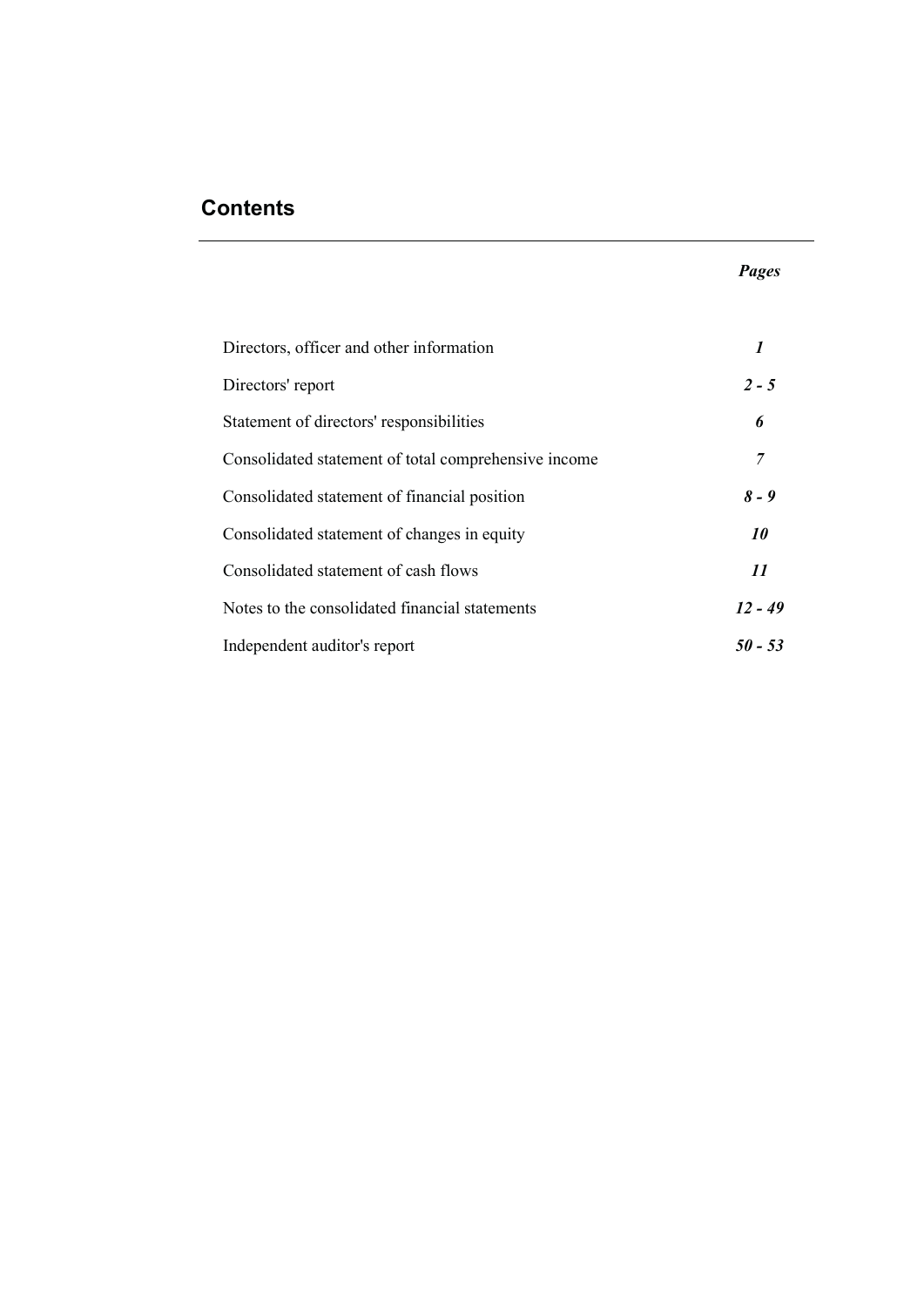## Contents

| | *Pages* |
|---|---|
| Directors, officer and other information | ***1*** |
| Directors' report | ***2 - 5*** |
| Statement of directors' responsibilities | ***6*** |
| Consolidated statement of total comprehensive income | ***7*** |
| Consolidated statement of financial position | ***8 - 9*** |
| Consolidated statement of changes in equity | ***10*** |
| Consolidated statement of cash flows | ***11*** |
| Notes to the consolidated financial statements | ***12 - 49*** |
| Independent auditor's report | ***50 - 53*** |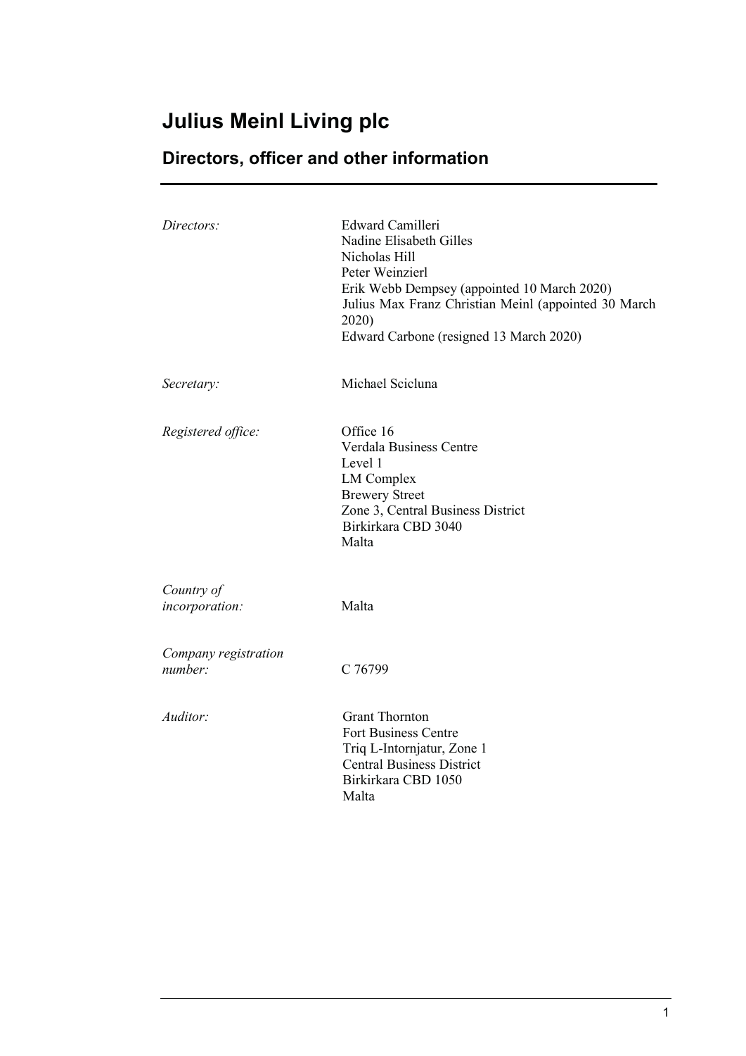# Julius Meinl Living plc

## Directors, officer and other information

*Directors:*

Edward Camilleri
Nadine Elisabeth Gilles
Nicholas Hill
Peter Weinzierl
Erik Webb Dempsey (appointed 10 March 2020)
Julius Max Franz Christian Meinl (appointed 30 March 2020)
Edward Carbone (resigned 13 March 2020)

*Secretary:*

Michael Scicluna

*Registered office:*

Office 16
Verdala Business Centre
Level 1
LM Complex
Brewery Street
Zone 3, Central Business District
Birkirkara CBD 3040
Malta

*Country of incorporation:*

Malta

*Company registration number:*

C 76799

*Auditor:*

Grant Thornton
Fort Business Centre
Triq L-Intornjatur, Zone 1
Central Business District
Birkirkara CBD 1050
Malta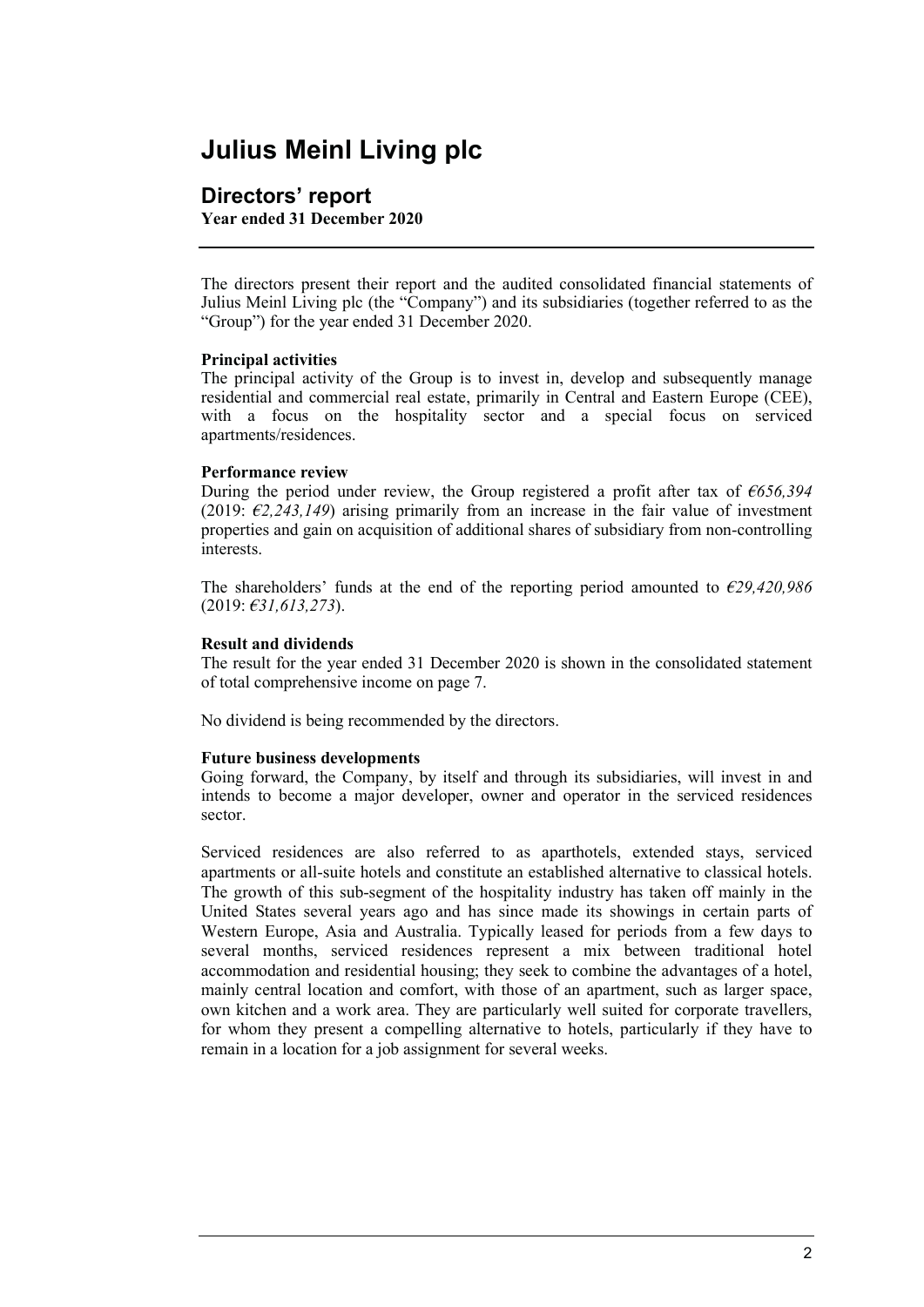# Julius Meinl Living plc

## Directors' report

**Year ended 31 December 2020**

The directors present their report and the audited consolidated financial statements of Julius Meinl Living plc (the "Company") and its subsidiaries (together referred to as the "Group") for the year ended 31 December 2020.

**Principal activities**

The principal activity of the Group is to invest in, develop and subsequently manage residential and commercial real estate, primarily in Central and Eastern Europe (CEE), with a focus on the hospitality sector and a special focus on serviced apartments/residences.

**Performance review**

During the period under review, the Group registered a profit after tax of *€656,394* (2019: *€2,243,149*) arising primarily from an increase in the fair value of investment properties and gain on acquisition of additional shares of subsidiary from non-controlling interests.

The shareholders' funds at the end of the reporting period amounted to *€29,420,986* (2019: *€31,613,273*).

**Result and dividends**

The result for the year ended 31 December 2020 is shown in the consolidated statement of total comprehensive income on page 7.

No dividend is being recommended by the directors.

**Future business developments**

Going forward, the Company, by itself and through its subsidiaries, will invest in and intends to become a major developer, owner and operator in the serviced residences sector.

Serviced residences are also referred to as aparthotels, extended stays, serviced apartments or all-suite hotels and constitute an established alternative to classical hotels. The growth of this sub-segment of the hospitality industry has taken off mainly in the United States several years ago and has since made its showings in certain parts of Western Europe, Asia and Australia. Typically leased for periods from a few days to several months, serviced residences represent a mix between traditional hotel accommodation and residential housing; they seek to combine the advantages of a hotel, mainly central location and comfort, with those of an apartment, such as larger space, own kitchen and a work area. They are particularly well suited for corporate travellers, for whom they present a compelling alternative to hotels, particularly if they have to remain in a location for a job assignment for several weeks.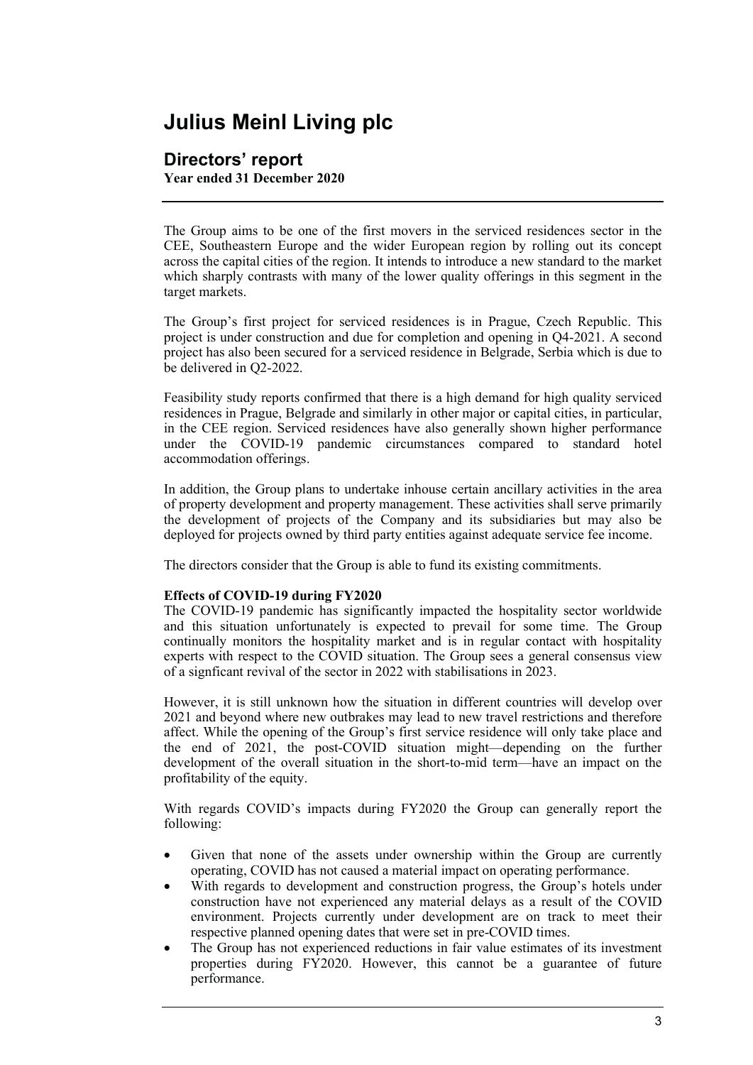# Julius Meinl Living plc

## Directors' report

**Year ended 31 December 2020**

The Group aims to be one of the first movers in the serviced residences sector in the CEE, Southeastern Europe and the wider European region by rolling out its concept across the capital cities of the region. It intends to introduce a new standard to the market which sharply contrasts with many of the lower quality offerings in this segment in the target markets.

The Group's first project for serviced residences is in Prague, Czech Republic. This project is under construction and due for completion and opening in Q4-2021. A second project has also been secured for a serviced residence in Belgrade, Serbia which is due to be delivered in Q2-2022.

Feasibility study reports confirmed that there is a high demand for high quality serviced residences in Prague, Belgrade and similarly in other major or capital cities, in particular, in the CEE region. Serviced residences have also generally shown higher performance under the COVID-19 pandemic circumstances compared to standard hotel accommodation offerings.

In addition, the Group plans to undertake inhouse certain ancillary activities in the area of property development and property management. These activities shall serve primarily the development of projects of the Company and its subsidiaries but may also be deployed for projects owned by third party entities against adequate service fee income.

The directors consider that the Group is able to fund its existing commitments.

**Effects of COVID-19 during FY2020**

The COVID-19 pandemic has significantly impacted the hospitality sector worldwide and this situation unfortunately is expected to prevail for some time. The Group continually monitors the hospitality market and is in regular contact with hospitality experts with respect to the COVID situation. The Group sees a general consensus view of a signficant revival of the sector in 2022 with stabilisations in 2023.

However, it is still unknown how the situation in different countries will develop over 2021 and beyond where new outbrakes may lead to new travel restrictions and therefore affect. While the opening of the Group's first service residence will only take place and the end of 2021, the post-COVID situation might—depending on the further development of the overall situation in the short-to-mid term—have an impact on the profitability of the equity.

With regards COVID's impacts during FY2020 the Group can generally report the following:

- Given that none of the assets under ownership within the Group are currently operating, COVID has not caused a material impact on operating performance.
- With regards to development and construction progress, the Group's hotels under construction have not experienced any material delays as a result of the COVID environment. Projects currently under development are on track to meet their respective planned opening dates that were set in pre-COVID times.
- The Group has not experienced reductions in fair value estimates of its investment properties during FY2020. However, this cannot be a guarantee of future performance.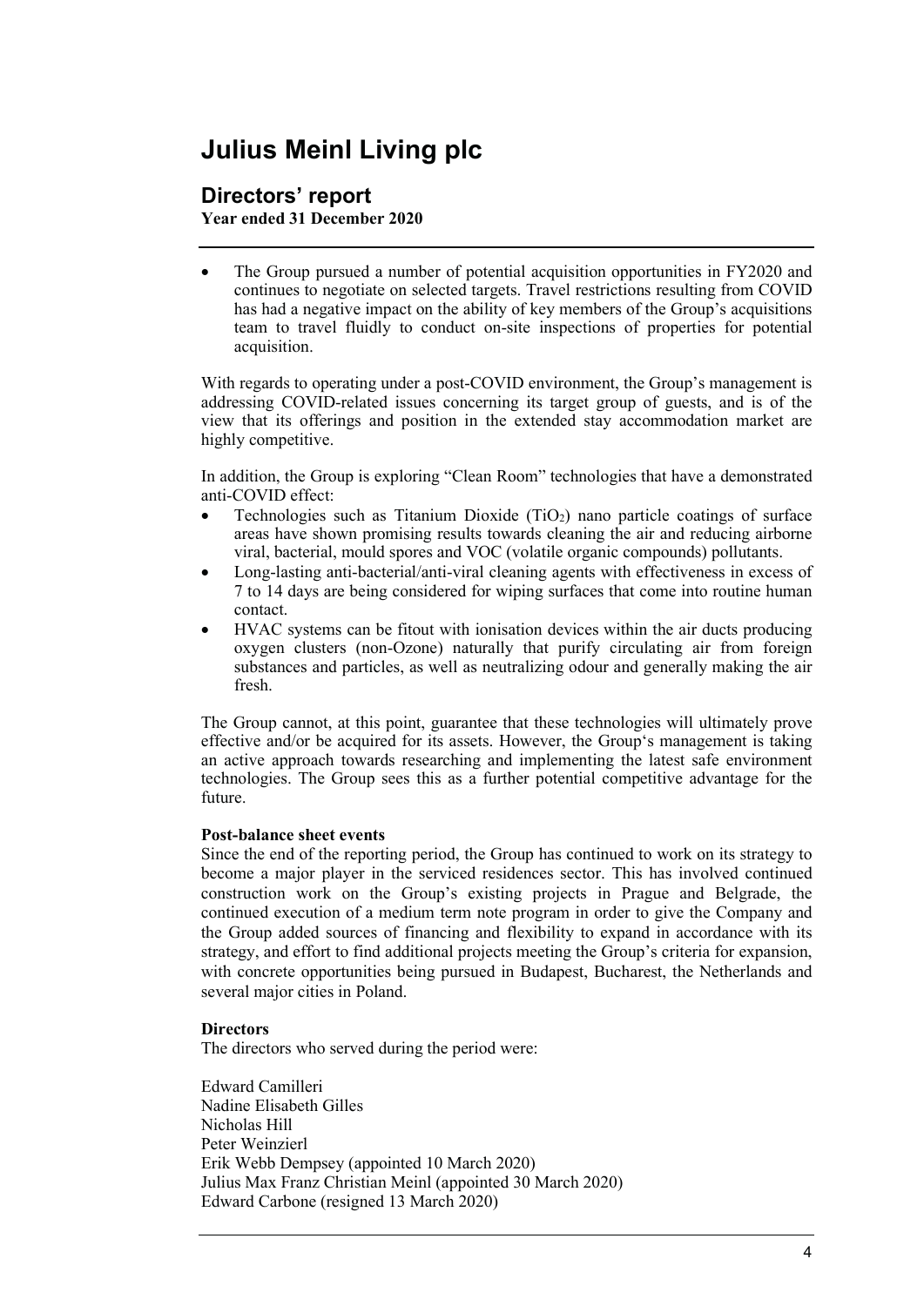# Julius Meinl Living plc

## Directors' report

**Year ended 31 December 2020**

- The Group pursued a number of potential acquisition opportunities in FY2020 and continues to negotiate on selected targets. Travel restrictions resulting from COVID has had a negative impact on the ability of key members of the Group's acquisitions team to travel fluidly to conduct on-site inspections of properties for potential acquisition.

With regards to operating under a post-COVID environment, the Group's management is addressing COVID-related issues concerning its target group of guests, and is of the view that its offerings and position in the extended stay accommodation market are highly competitive.

In addition, the Group is exploring "Clean Room" technologies that have a demonstrated anti-COVID effect:

- Technologies such as Titanium Dioxide ($TiO_2$) nano particle coatings of surface areas have shown promising results towards cleaning the air and reducing airborne viral, bacterial, mould spores and VOC (volatile organic compounds) pollutants.
- Long-lasting anti-bacterial/anti-viral cleaning agents with effectiveness in excess of 7 to 14 days are being considered for wiping surfaces that come into routine human contact.
- HVAC systems can be fitout with ionisation devices within the air ducts producing oxygen clusters (non-Ozone) naturally that purify circulating air from foreign substances and particles, as well as neutralizing odour and generally making the air fresh.

The Group cannot, at this point, guarantee that these technologies will ultimately prove effective and/or be acquired for its assets. However, the Group's management is taking an active approach towards researching and implementing the latest safe environment technologies. The Group sees this as a further potential competitive advantage for the future.

**Post-balance sheet events**

Since the end of the reporting period, the Group has continued to work on its strategy to become a major player in the serviced residences sector. This has involved continued construction work on the Group's existing projects in Prague and Belgrade, the continued execution of a medium term note program in order to give the Company and the Group added sources of financing and flexibility to expand in accordance with its strategy, and effort to find additional projects meeting the Group's criteria for expansion, with concrete opportunities being pursued in Budapest, Bucharest, the Netherlands and several major cities in Poland.

**Directors**

The directors who served during the period were:

Edward Camilleri
Nadine Elisabeth Gilles
Nicholas Hill
Peter Weinzierl
Erik Webb Dempsey (appointed 10 March 2020)
Julius Max Franz Christian Meinl (appointed 30 March 2020)
Edward Carbone (resigned 13 March 2020)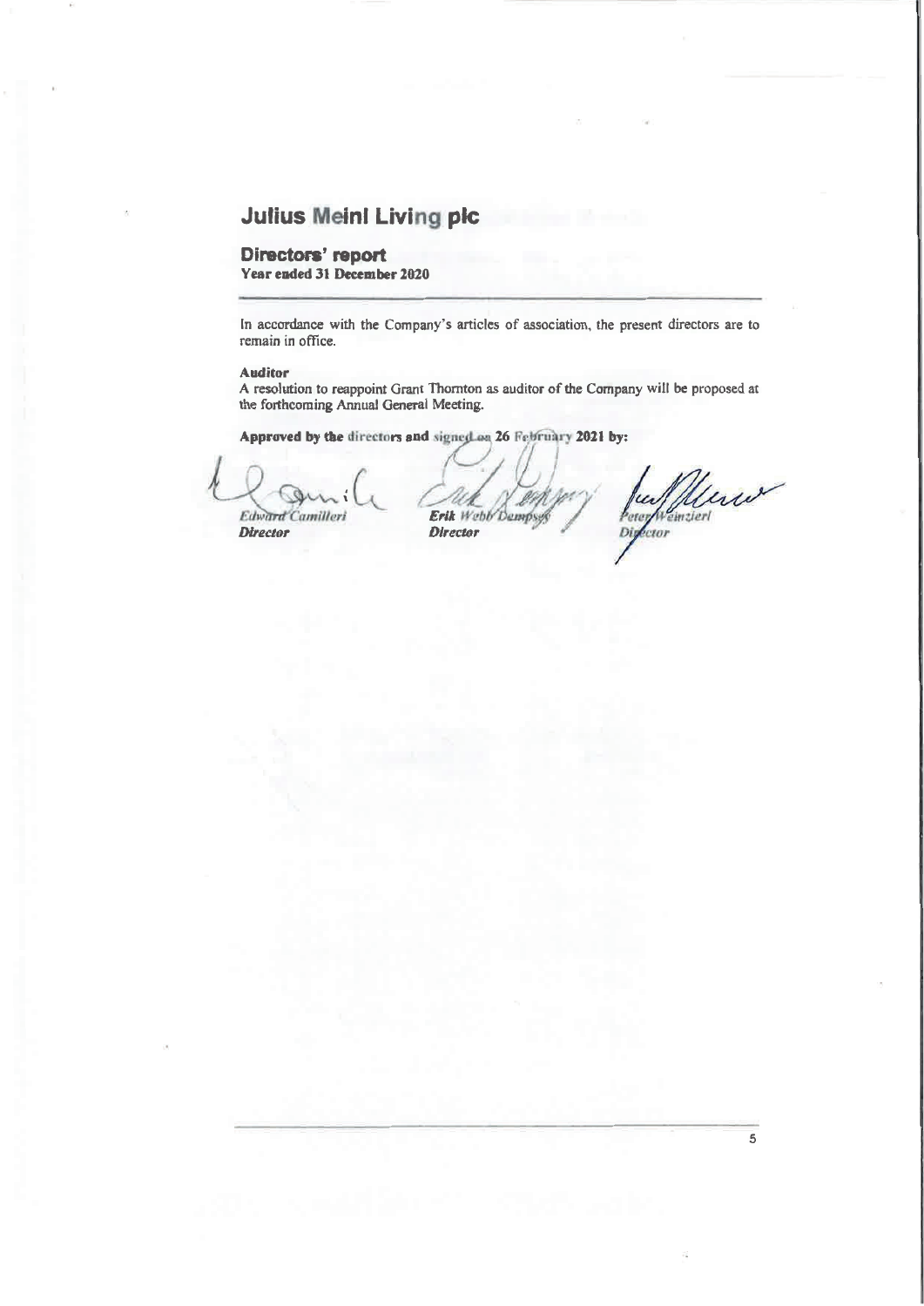# Julius Meinl Living plc

## Directors' report

**Year ended 31 December 2020**

In accordance with the Company's articles of association, the present directors are to remain in office.

**Auditor**

A resolution to reappoint Grant Thornton as auditor of the Company will be proposed at the forthcoming Annual General Meeting.

**Approved by the directors and signed on 26 February 2021 by:**

| | | |
|---|---|---|
| *Edward Camilleri* | **Erik** *Webb Dempsey* | *Peter Weinzierl* |
| ***Director*** | ***Director*** | ***Director*** |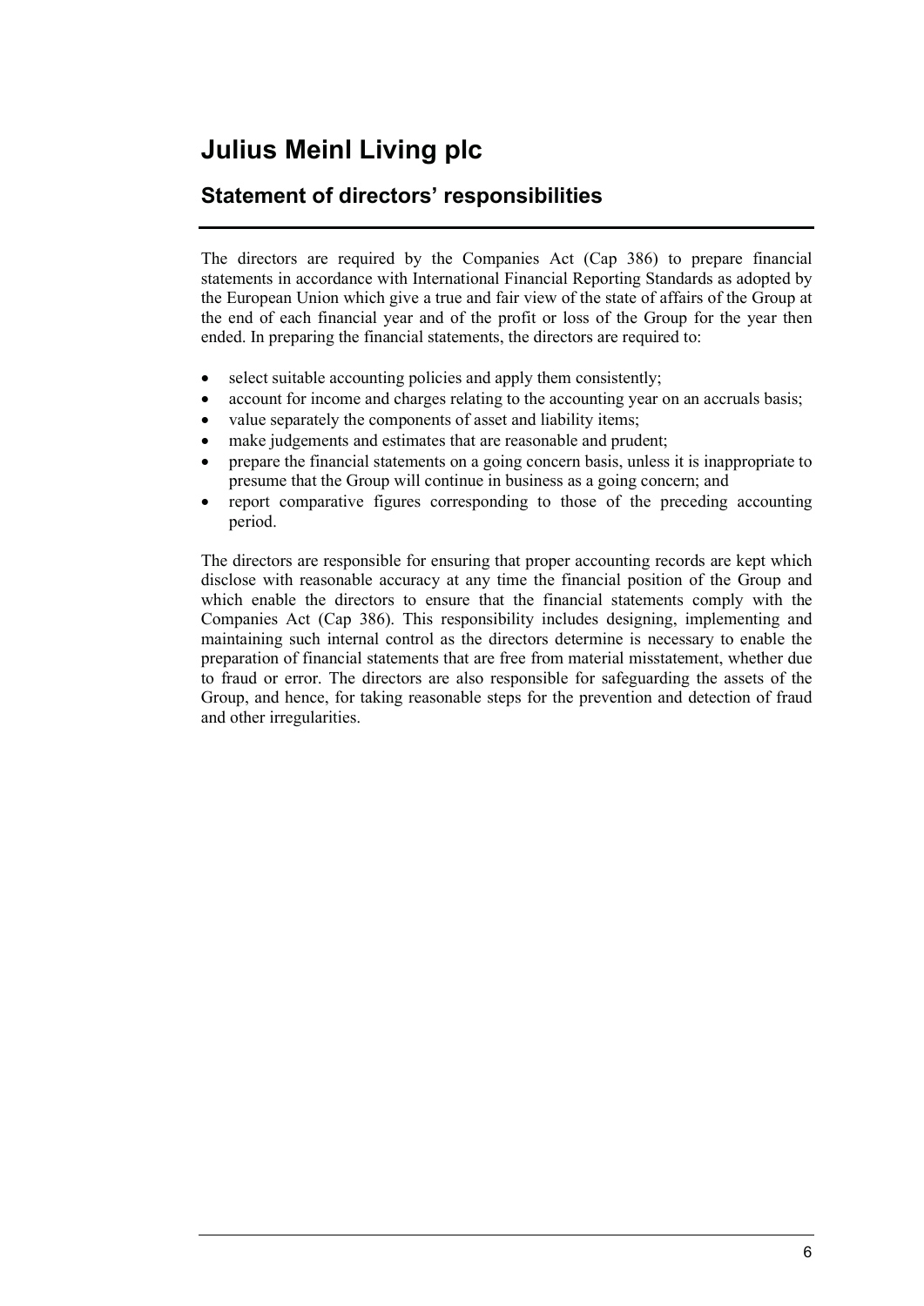# Julius Meinl Living plc

## Statement of directors' responsibilities

The directors are required by the Companies Act (Cap 386) to prepare financial statements in accordance with International Financial Reporting Standards as adopted by the European Union which give a true and fair view of the state of affairs of the Group at the end of each financial year and of the profit or loss of the Group for the year then ended. In preparing the financial statements, the directors are required to:

- select suitable accounting policies and apply them consistently;
- account for income and charges relating to the accounting year on an accruals basis;
- value separately the components of asset and liability items;
- make judgements and estimates that are reasonable and prudent;
- prepare the financial statements on a going concern basis, unless it is inappropriate to presume that the Group will continue in business as a going concern; and
- report comparative figures corresponding to those of the preceding accounting period.

The directors are responsible for ensuring that proper accounting records are kept which disclose with reasonable accuracy at any time the financial position of the Group and which enable the directors to ensure that the financial statements comply with the Companies Act (Cap 386). This responsibility includes designing, implementing and maintaining such internal control as the directors determine is necessary to enable the preparation of financial statements that are free from material misstatement, whether due to fraud or error. The directors are also responsible for safeguarding the assets of the Group, and hence, for taking reasonable steps for the prevention and detection of fraud and other irregularities.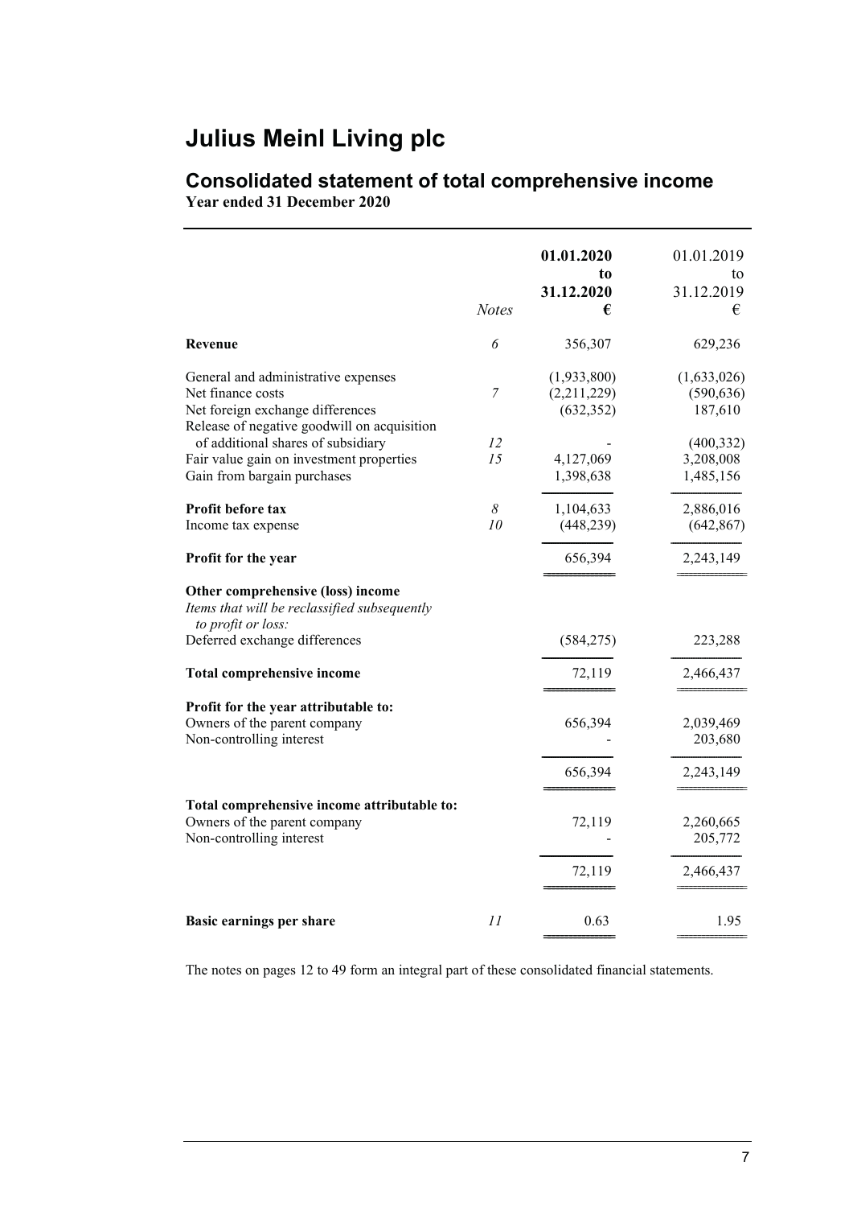# Julius Meinl Living plc

## Consolidated statement of total comprehensive income

**Year ended 31 December 2020**

| | *Notes* | **01.01.2020 to 31.12.2020 €** | 01.01.2019 to 31.12.2019 € |
|---|---|---|---|
| **Revenue** | *6* | 356,307 | 629,236 |
| General and administrative expenses | | (1,933,800) | (1,633,026) |
| Net finance costs | *7* | (2,211,229) | (590,636) |
| Net foreign exchange differences | | (632,352) | 187,610 |
| Release of negative goodwill on acquisition of additional shares of subsidiary | *12* | - | (400,332) |
| Fair value gain on investment properties | *15* | 4,127,069 | 3,208,008 |
| Gain from bargain purchases | | 1,398,638 | 1,485,156 |
| **Profit before tax** | *8* | 1,104,633 | 2,886,016 |
| Income tax expense | *10* | (448,239) | (642,867) |
| **Profit for the year** | | 656,394 | 2,243,149 |
| **Other comprehensive (loss) income** | | | |
| *Items that will be reclassified subsequently to profit or loss:* | | | |
| Deferred exchange differences | | (584,275) | 223,288 |
| **Total comprehensive income** | | 72,119 | 2,466,437 |
| **Profit for the year attributable to:** | | | |
| Owners of the parent company | | 656,394 | 2,039,469 |
| Non-controlling interest | | - | 203,680 |
| | | 656,394 | 2,243,149 |
| **Total comprehensive income attributable to:** | | | |
| Owners of the parent company | | 72,119 | 2,260,665 |
| Non-controlling interest | | - | 205,772 |
| | | 72,119 | 2,466,437 |
| **Basic earnings per share** | *11* | 0.63 | 1.95 |

The notes on pages 12 to 49 form an integral part of these consolidated financial statements.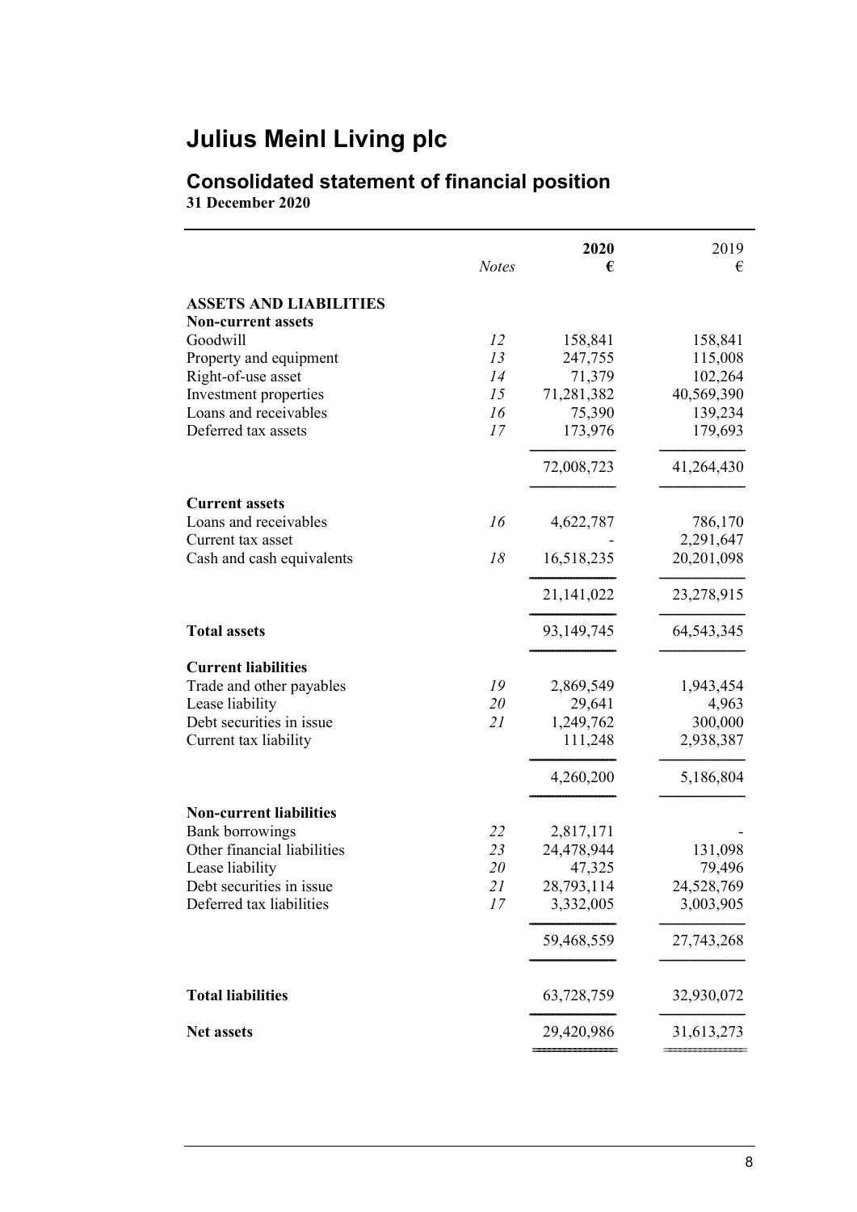# Julius Meinl Living plc

## Consolidated statement of financial position

**31 December 2020**

| | *Notes* | **2020** **€** | 2019 € |
|---|---|---|---|
| **ASSETS AND LIABILITIES** | | | |
| **Non-current assets** | | | |
| Goodwill | *12* | 158,841 | 158,841 |
| Property and equipment | *13* | 247,755 | 115,008 |
| Right-of-use asset | *14* | 71,379 | 102,264 |
| Investment properties | *15* | 71,281,382 | 40,569,390 |
| Loans and receivables | *16* | 75,390 | 139,234 |
| Deferred tax assets | *17* | 173,976 | 179,693 |
| | | 72,008,723 | 41,264,430 |
| **Current assets** | | | |
| Loans and receivables | *16* | 4,622,787 | 786,170 |
| Current tax asset | | - | 2,291,647 |
| Cash and cash equivalents | *18* | 16,518,235 | 20,201,098 |
| | | 21,141,022 | 23,278,915 |
| **Total assets** | | 93,149,745 | 64,543,345 |
| **Current liabilities** | | | |
| Trade and other payables | *19* | 2,869,549 | 1,943,454 |
| Lease liability | *20* | 29,641 | 4,963 |
| Debt securities in issue | *21* | 1,249,762 | 300,000 |
| Current tax liability | | 111,248 | 2,938,387 |
| | | 4,260,200 | 5,186,804 |
| **Non-current liabilities** | | | |
| Bank borrowings | *22* | 2,817,171 | - |
| Other financial liabilities | *23* | 24,478,944 | 131,098 |
| Lease liability | *20* | 47,325 | 79,496 |
| Debt securities in issue | *21* | 28,793,114 | 24,528,769 |
| Deferred tax liabilities | *17* | 3,332,005 | 3,003,905 |
| | | 59,468,559 | 27,743,268 |
| **Total liabilities** | | 63,728,759 | 32,930,072 |
| **Net assets** | | 29,420,986 | 31,613,273 |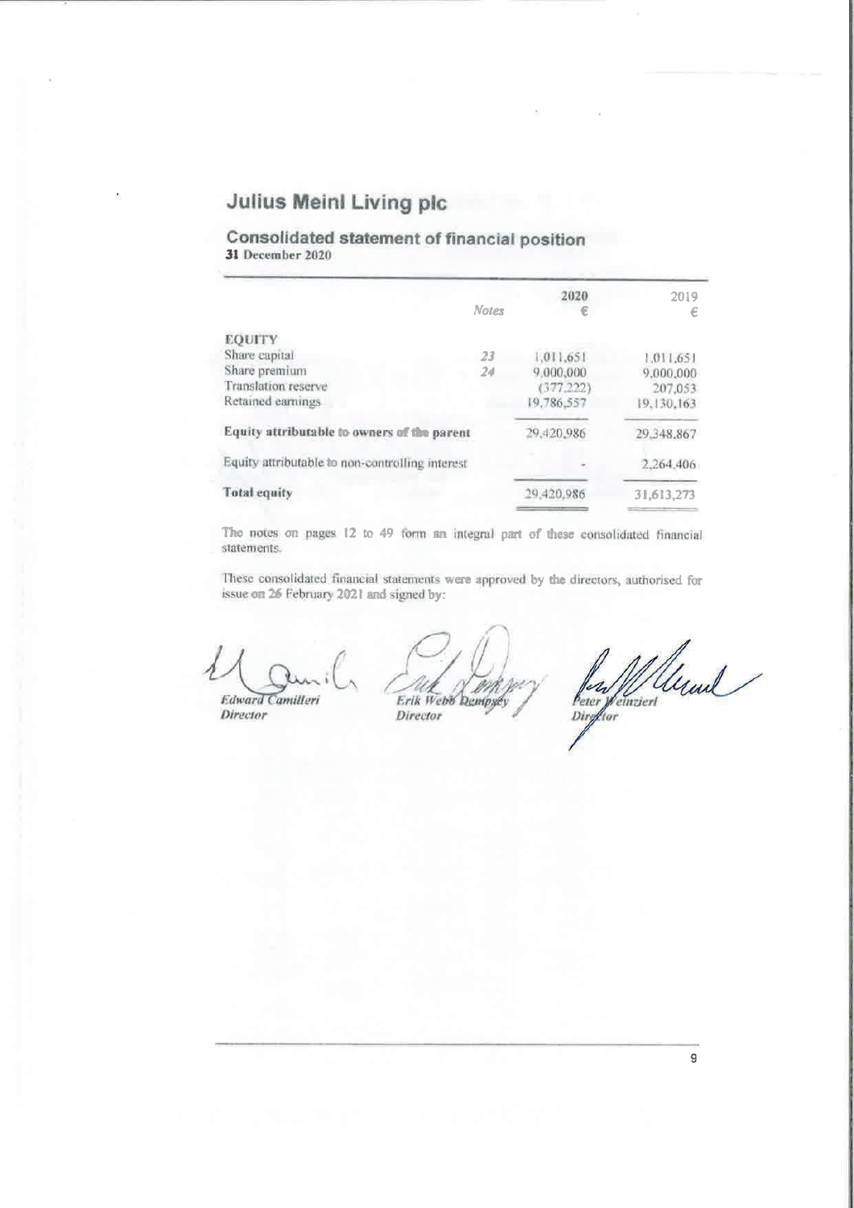# Julius Meinl Living plc

## Consolidated statement of financial position

**31 December 2020**

| | Notes | 2020 € | 2019 € |
|---|---|---|---|
| **EQUITY** | | | |
| Share capital | 23 | 1,011,651 | 1,011,651 |
| Share premium | 24 | 9,000,000 | 9,000,000 |
| Translation reserve | | (377,222) | 207,053 |
| Retained earnings | | 19,786,557 | 19,130,163 |
| **Equity attributable to owners of the parent** | | 29,420,986 | 29,348,867 |
| Equity attributable to non-controlling interest | | - | 2,264,406 |
| **Total equity** | | 29,420,986 | 31,613,273 |

The notes on pages 12 to 49 form an integral part of these consolidated financial statements.

These consolidated financial statements were approved by the directors, authorised for issue on 26 February 2021 and signed by:

*Edward Camilleri*
*Director*

*Erik Webb Dempsey*
*Director*

*Peter Weinzierl*
*Director*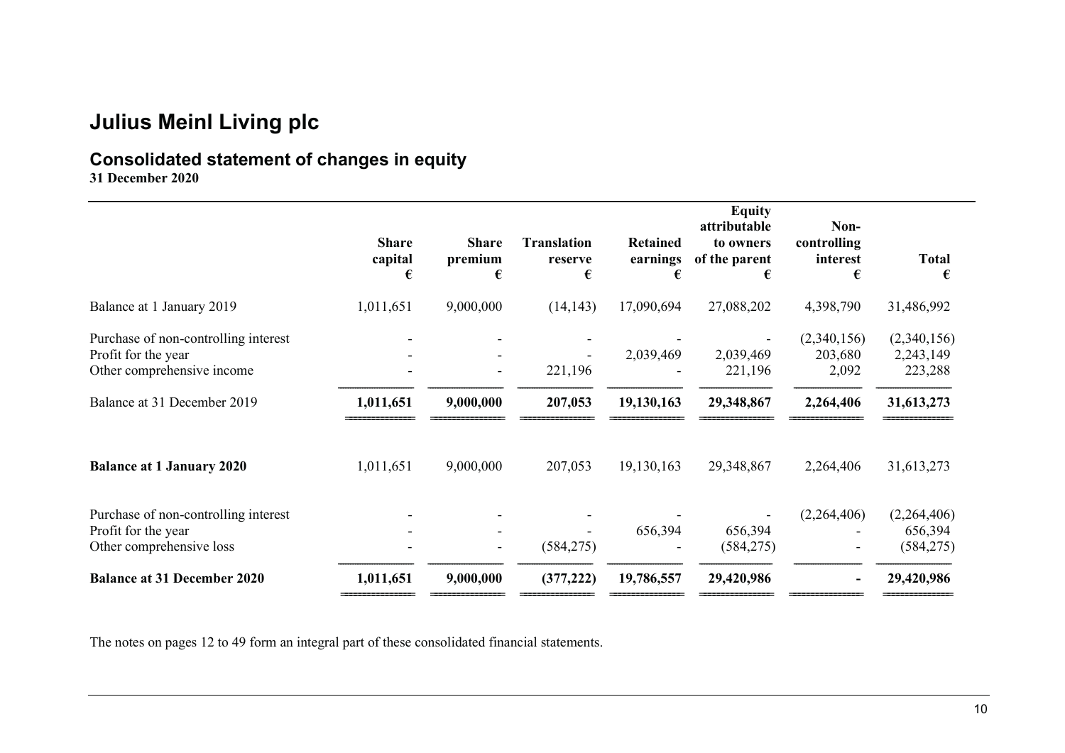# Julius Meinl Living plc

## Consolidated statement of changes in equity

**31 December 2020**

| | Share capital € | Share premium € | Translation reserve € | Retained earnings € | Equity attributable to owners of the parent € | Non-controlling interest € | Total € |
|---|---|---|---|---|---|---|---|
| Balance at 1 January 2019 | 1,011,651 | 9,000,000 | (14,143) | 17,090,694 | 27,088,202 | 4,398,790 | 31,486,992 |
| Purchase of non-controlling interest | - | - | - | - | - | (2,340,156) | (2,340,156) |
| Profit for the year | - | - | - | 2,039,469 | 2,039,469 | 203,680 | 2,243,149 |
| Other comprehensive income | - | - | 221,196 | - | 221,196 | 2,092 | 223,288 |
| Balance at 31 December 2019 | **1,011,651** | **9,000,000** | **207,053** | **19,130,163** | **29,348,867** | **2,264,406** | **31,613,273** |
| **Balance at 1 January 2020** | 1,011,651 | 9,000,000 | 207,053 | 19,130,163 | 29,348,867 | 2,264,406 | 31,613,273 |
| Purchase of non-controlling interest | - | - | - | - | - | (2,264,406) | (2,264,406) |
| Profit for the year | - | - | - | 656,394 | 656,394 | - | 656,394 |
| Other comprehensive loss | - | - | (584,275) | - | (584,275) | - | (584,275) |
| **Balance at 31 December 2020** | **1,011,651** | **9,000,000** | **(377,222)** | **19,786,557** | **29,420,986** | **-** | **29,420,986** |

The notes on pages 12 to 49 form an integral part of these consolidated financial statements.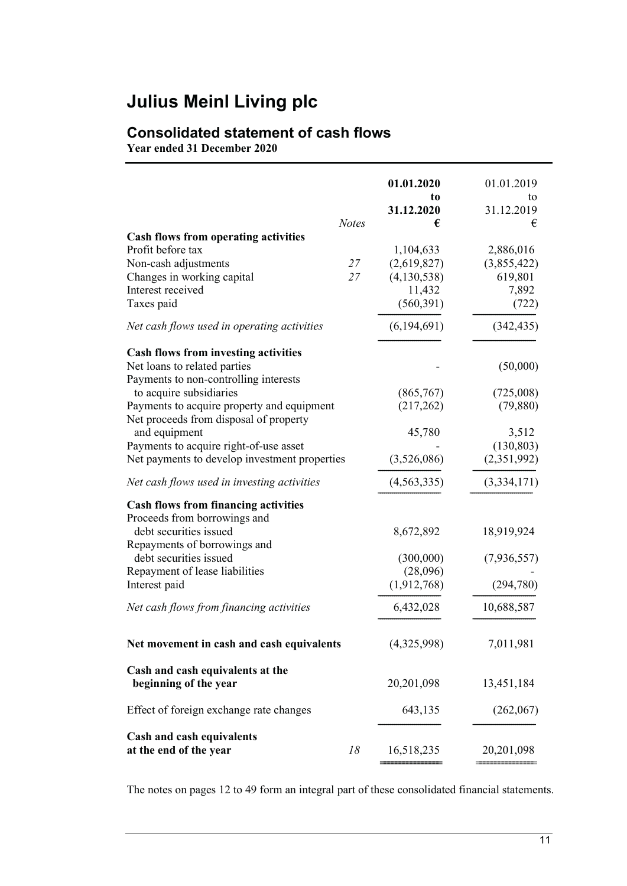# Julius Meinl Living plc

## Consolidated statement of cash flows

**Year ended 31 December 2020**

| | *Notes* | **01.01.2020 to 31.12.2020 €** | 01.01.2019 to 31.12.2019 € |
|---|---|---|---|
| **Cash flows from operating activities** | | | |
| Profit before tax | | 1,104,633 | 2,886,016 |
| Non-cash adjustments | 27 | (2,619,827) | (3,855,422) |
| Changes in working capital | 27 | (4,130,538) | 619,801 |
| Interest received | | 11,432 | 7,892 |
| Taxes paid | | (560,391) | (722) |
| *Net cash flows used in operating activities* | | (6,194,691) | (342,435) |
| **Cash flows from investing activities** | | | |
| Net loans to related parties | | - | (50,000) |
| Payments to non-controlling interests to acquire subsidiaries | | (865,767) | (725,008) |
| Payments to acquire property and equipment | | (217,262) | (79,880) |
| Net proceeds from disposal of property and equipment | | 45,780 | 3,512 |
| Payments to acquire right-of-use asset | | - | (130,803) |
| Net payments to develop investment properties | | (3,526,086) | (2,351,992) |
| *Net cash flows used in investing activities* | | (4,563,335) | (3,334,171) |
| **Cash flows from financing activities** | | | |
| Proceeds from borrowings and debt securities issued | | 8,672,892 | 18,919,924 |
| Repayments of borrowings and debt securities issued | | (300,000) | (7,936,557) |
| Repayment of lease liabilities | | (28,096) | - |
| Interest paid | | (1,912,768) | (294,780) |
| *Net cash flows from financing activities* | | 6,432,028 | 10,688,587 |
| **Net movement in cash and cash equivalents** | | (4,325,998) | 7,011,981 |
| **Cash and cash equivalents at the beginning of the year** | | 20,201,098 | 13,451,184 |
| Effect of foreign exchange rate changes | | 643,135 | (262,067) |
| **Cash and cash equivalents at the end of the year** | 18 | 16,518,235 | 20,201,098 |

The notes on pages 12 to 49 form an integral part of these consolidated financial statements.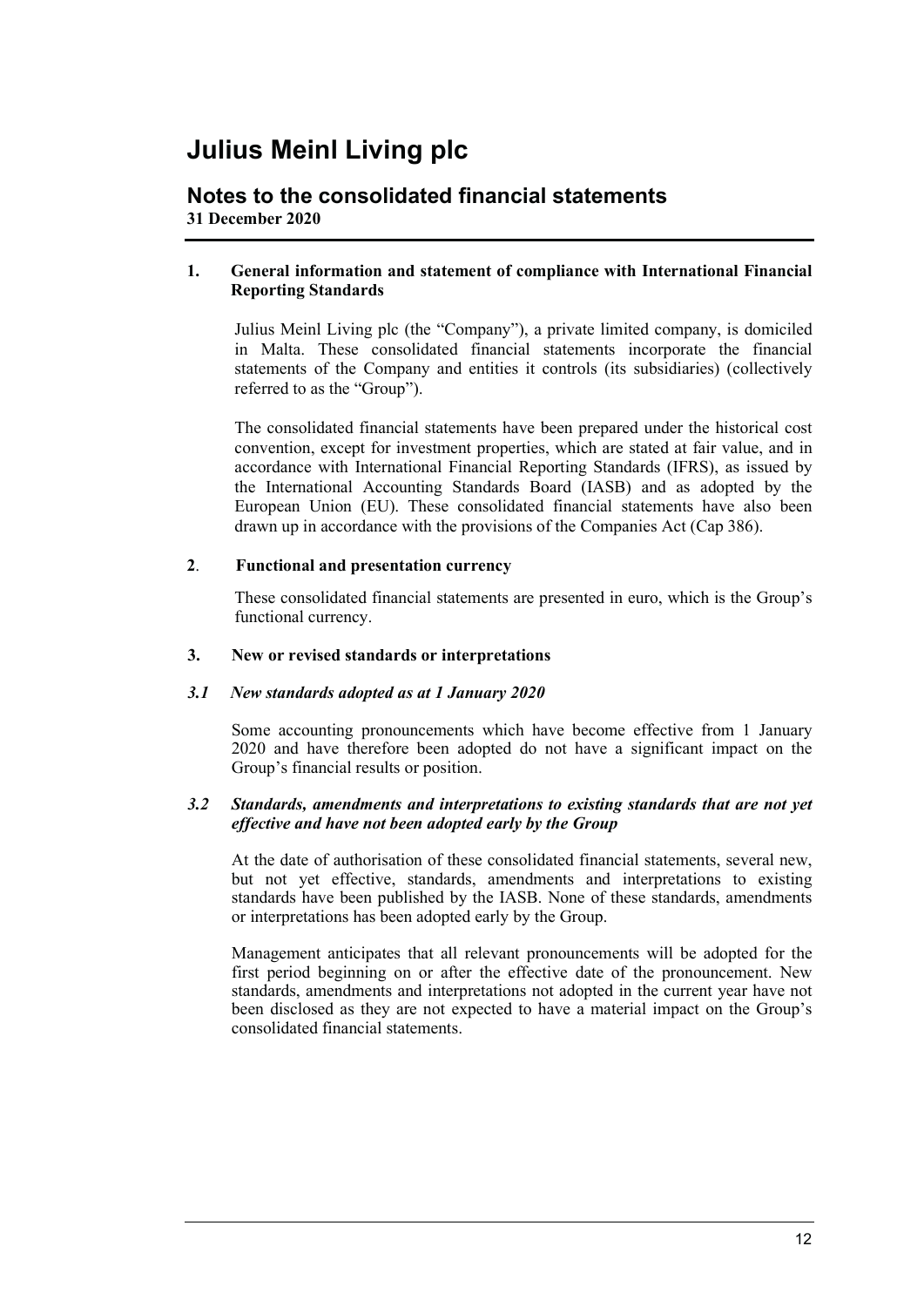# Julius Meinl Living plc

## Notes to the consolidated financial statements

**31 December 2020**

### 1. General information and statement of compliance with International Financial Reporting Standards

Julius Meinl Living plc (the "Company"), a private limited company, is domiciled in Malta. These consolidated financial statements incorporate the financial statements of the Company and entities it controls (its subsidiaries) (collectively referred to as the "Group").

The consolidated financial statements have been prepared under the historical cost convention, except for investment properties, which are stated at fair value, and in accordance with International Financial Reporting Standards (IFRS), as issued by the International Accounting Standards Board (IASB) and as adopted by the European Union (EU). These consolidated financial statements have also been drawn up in accordance with the provisions of the Companies Act (Cap 386).

### 2. Functional and presentation currency

These consolidated financial statements are presented in euro, which is the Group's functional currency.

### 3. New or revised standards or interpretations

#### *3.1 New standards adopted as at 1 January 2020*

Some accounting pronouncements which have become effective from 1 January 2020 and have therefore been adopted do not have a significant impact on the Group's financial results or position.

#### *3.2 Standards, amendments and interpretations to existing standards that are not yet effective and have not been adopted early by the Group*

At the date of authorisation of these consolidated financial statements, several new, but not yet effective, standards, amendments and interpretations to existing standards have been published by the IASB. None of these standards, amendments or interpretations has been adopted early by the Group.

Management anticipates that all relevant pronouncements will be adopted for the first period beginning on or after the effective date of the pronouncement. New standards, amendments and interpretations not adopted in the current year have not been disclosed as they are not expected to have a material impact on the Group's consolidated financial statements.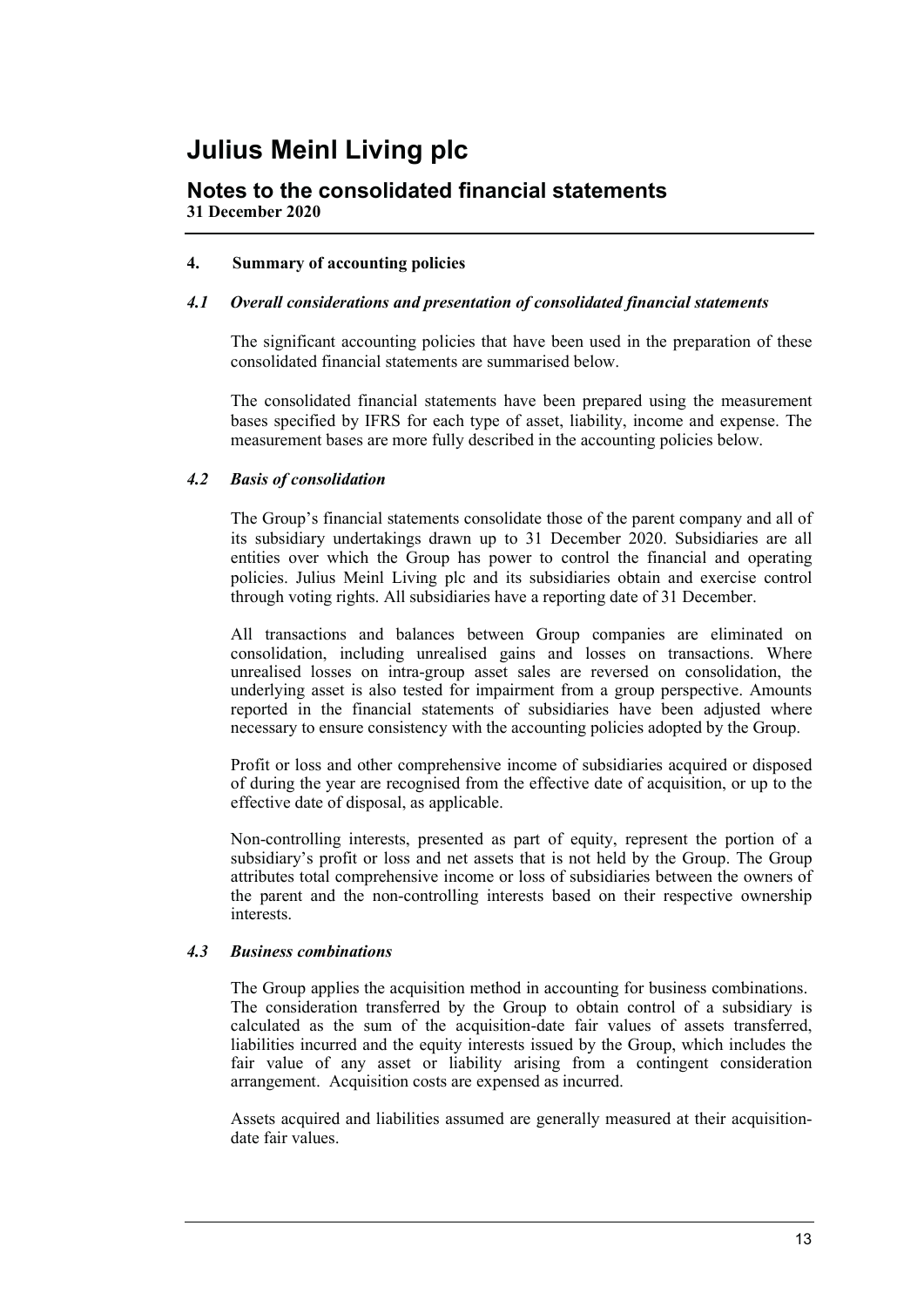# Julius Meinl Living plc

## Notes to the consolidated financial statements

**31 December 2020**

### 4. Summary of accounting policies

#### *4.1 Overall considerations and presentation of consolidated financial statements*

The significant accounting policies that have been used in the preparation of these consolidated financial statements are summarised below.

The consolidated financial statements have been prepared using the measurement bases specified by IFRS for each type of asset, liability, income and expense. The measurement bases are more fully described in the accounting policies below.

#### *4.2 Basis of consolidation*

The Group's financial statements consolidate those of the parent company and all of its subsidiary undertakings drawn up to 31 December 2020. Subsidiaries are all entities over which the Group has power to control the financial and operating policies. Julius Meinl Living plc and its subsidiaries obtain and exercise control through voting rights. All subsidiaries have a reporting date of 31 December.

All transactions and balances between Group companies are eliminated on consolidation, including unrealised gains and losses on transactions. Where unrealised losses on intra-group asset sales are reversed on consolidation, the underlying asset is also tested for impairment from a group perspective. Amounts reported in the financial statements of subsidiaries have been adjusted where necessary to ensure consistency with the accounting policies adopted by the Group.

Profit or loss and other comprehensive income of subsidiaries acquired or disposed of during the year are recognised from the effective date of acquisition, or up to the effective date of disposal, as applicable.

Non-controlling interests, presented as part of equity, represent the portion of a subsidiary's profit or loss and net assets that is not held by the Group. The Group attributes total comprehensive income or loss of subsidiaries between the owners of the parent and the non-controlling interests based on their respective ownership interests.

#### *4.3 Business combinations*

The Group applies the acquisition method in accounting for business combinations. The consideration transferred by the Group to obtain control of a subsidiary is calculated as the sum of the acquisition-date fair values of assets transferred, liabilities incurred and the equity interests issued by the Group, which includes the fair value of any asset or liability arising from a contingent consideration arrangement. Acquisition costs are expensed as incurred.

Assets acquired and liabilities assumed are generally measured at their acquisition-date fair values.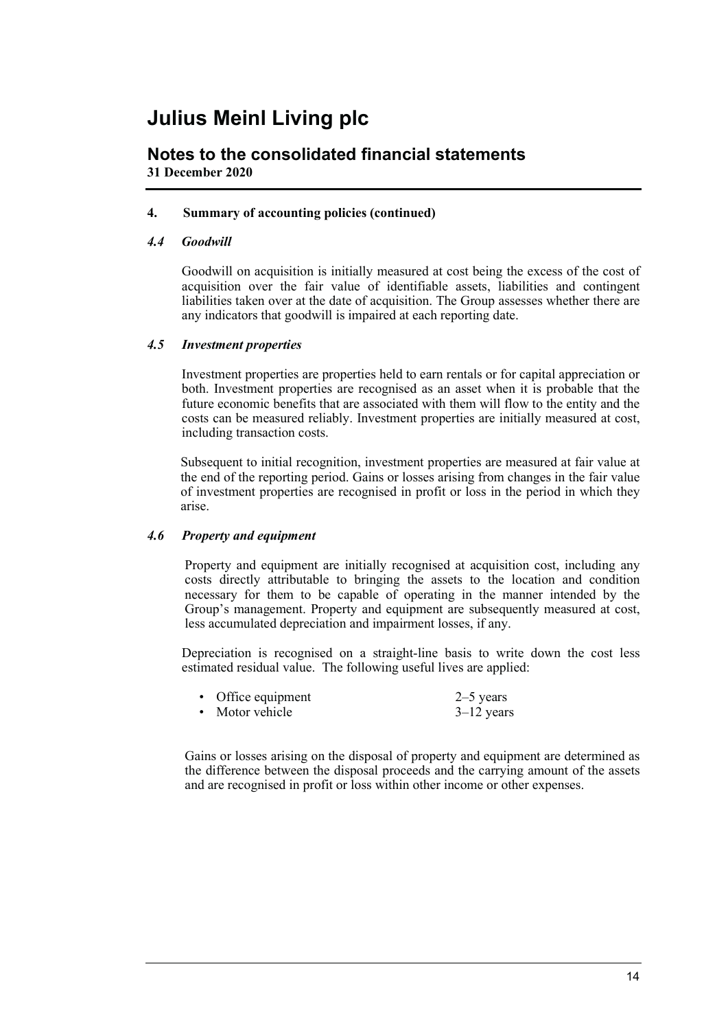# Julius Meinl Living plc

## Notes to the consolidated financial statements

**31 December 2020**

### 4. Summary of accounting policies (continued)

#### *4.4 Goodwill*

Goodwill on acquisition is initially measured at cost being the excess of the cost of acquisition over the fair value of identifiable assets, liabilities and contingent liabilities taken over at the date of acquisition. The Group assesses whether there are any indicators that goodwill is impaired at each reporting date.

#### *4.5 Investment properties*

Investment properties are properties held to earn rentals or for capital appreciation or both. Investment properties are recognised as an asset when it is probable that the future economic benefits that are associated with them will flow to the entity and the costs can be measured reliably. Investment properties are initially measured at cost, including transaction costs.

Subsequent to initial recognition, investment properties are measured at fair value at the end of the reporting period. Gains or losses arising from changes in the fair value of investment properties are recognised in profit or loss in the period in which they arise.

#### *4.6 Property and equipment*

Property and equipment are initially recognised at acquisition cost, including any costs directly attributable to bringing the assets to the location and condition necessary for them to be capable of operating in the manner intended by the Group's management. Property and equipment are subsequently measured at cost, less accumulated depreciation and impairment losses, if any.

Depreciation is recognised on a straight-line basis to write down the cost less estimated residual value. The following useful lives are applied:

- Office equipment 2–5 years
- Motor vehicle 3–12 years

Gains or losses arising on the disposal of property and equipment are determined as the difference between the disposal proceeds and the carrying amount of the assets and are recognised in profit or loss within other income or other expenses.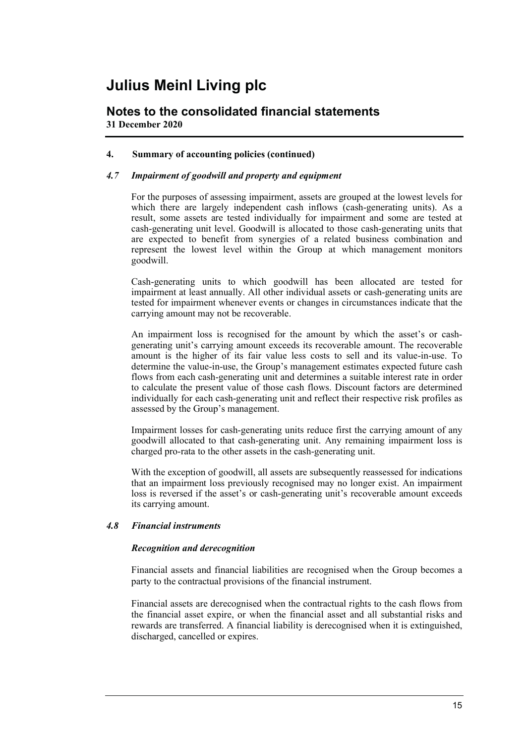# Julius Meinl Living plc

## Notes to the consolidated financial statements

**31 December 2020**

### 4. Summary of accounting policies (continued)

#### *4.7 Impairment of goodwill and property and equipment*

For the purposes of assessing impairment, assets are grouped at the lowest levels for which there are largely independent cash inflows (cash-generating units). As a result, some assets are tested individually for impairment and some are tested at cash-generating unit level. Goodwill is allocated to those cash-generating units that are expected to benefit from synergies of a related business combination and represent the lowest level within the Group at which management monitors goodwill.

Cash-generating units to which goodwill has been allocated are tested for impairment at least annually. All other individual assets or cash-generating units are tested for impairment whenever events or changes in circumstances indicate that the carrying amount may not be recoverable.

An impairment loss is recognised for the amount by which the asset's or cash-generating unit's carrying amount exceeds its recoverable amount. The recoverable amount is the higher of its fair value less costs to sell and its value-in-use. To determine the value-in-use, the Group's management estimates expected future cash flows from each cash-generating unit and determines a suitable interest rate in order to calculate the present value of those cash flows. Discount factors are determined individually for each cash-generating unit and reflect their respective risk profiles as assessed by the Group's management.

Impairment losses for cash-generating units reduce first the carrying amount of any goodwill allocated to that cash-generating unit. Any remaining impairment loss is charged pro-rata to the other assets in the cash-generating unit.

With the exception of goodwill, all assets are subsequently reassessed for indications that an impairment loss previously recognised may no longer exist. An impairment loss is reversed if the asset's or cash-generating unit's recoverable amount exceeds its carrying amount.

#### *4.8 Financial instruments*

***Recognition and derecognition***

Financial assets and financial liabilities are recognised when the Group becomes a party to the contractual provisions of the financial instrument.

Financial assets are derecognised when the contractual rights to the cash flows from the financial asset expire, or when the financial asset and all substantial risks and rewards are transferred. A financial liability is derecognised when it is extinguished, discharged, cancelled or expires.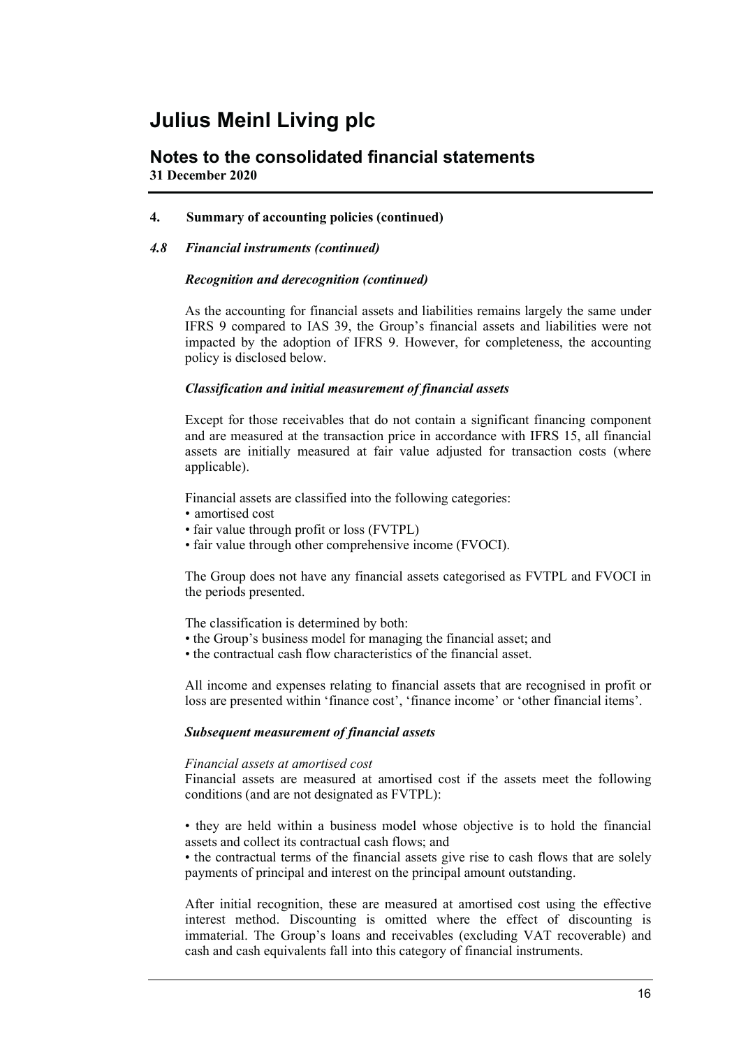# Julius Meinl Living plc

## Notes to the consolidated financial statements

**31 December 2020**

### 4. Summary of accounting policies (continued)

#### *4.8 Financial instruments (continued)*

***Recognition and derecognition (continued)***

As the accounting for financial assets and liabilities remains largely the same under IFRS 9 compared to IAS 39, the Group's financial assets and liabilities were not impacted by the adoption of IFRS 9. However, for completeness, the accounting policy is disclosed below.

***Classification and initial measurement of financial assets***

Except for those receivables that do not contain a significant financing component and are measured at the transaction price in accordance with IFRS 15, all financial assets are initially measured at fair value adjusted for transaction costs (where applicable).

Financial assets are classified into the following categories:

- amortised cost
- fair value through profit or loss (FVTPL)
- fair value through other comprehensive income (FVOCI).

The Group does not have any financial assets categorised as FVTPL and FVOCI in the periods presented.

The classification is determined by both:

- the Group's business model for managing the financial asset; and
- the contractual cash flow characteristics of the financial asset.

All income and expenses relating to financial assets that are recognised in profit or loss are presented within 'finance cost', 'finance income' or 'other financial items'.

***Subsequent measurement of financial assets***

*Financial assets at amortised cost*

Financial assets are measured at amortised cost if the assets meet the following conditions (and are not designated as FVTPL):

- they are held within a business model whose objective is to hold the financial assets and collect its contractual cash flows; and
- the contractual terms of the financial assets give rise to cash flows that are solely payments of principal and interest on the principal amount outstanding.

After initial recognition, these are measured at amortised cost using the effective interest method. Discounting is omitted where the effect of discounting is immaterial. The Group's loans and receivables (excluding VAT recoverable) and cash and cash equivalents fall into this category of financial instruments.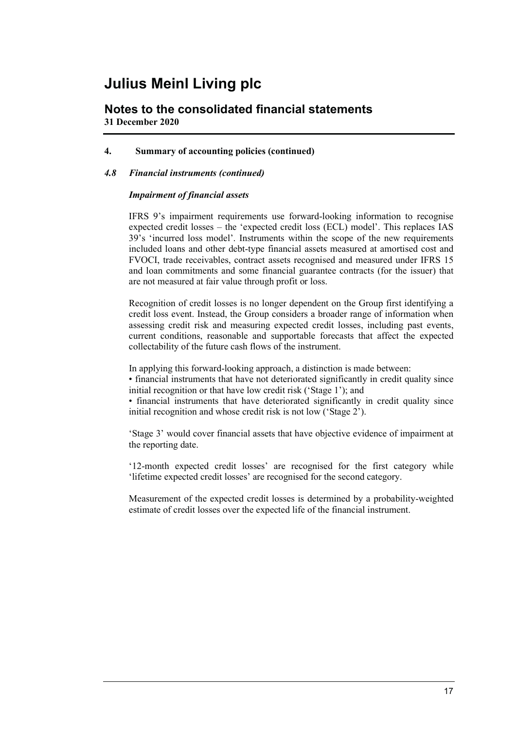# Julius Meinl Living plc

## Notes to the consolidated financial statements

**31 December 2020**

### 4. Summary of accounting policies (continued)

#### *4.8 Financial instruments (continued)*

***Impairment of financial assets***

IFRS 9's impairment requirements use forward-looking information to recognise expected credit losses – the 'expected credit loss (ECL) model'. This replaces IAS 39's 'incurred loss model'. Instruments within the scope of the new requirements included loans and other debt-type financial assets measured at amortised cost and FVOCI, trade receivables, contract assets recognised and measured under IFRS 15 and loan commitments and some financial guarantee contracts (for the issuer) that are not measured at fair value through profit or loss.

Recognition of credit losses is no longer dependent on the Group first identifying a credit loss event. Instead, the Group considers a broader range of information when assessing credit risk and measuring expected credit losses, including past events, current conditions, reasonable and supportable forecasts that affect the expected collectability of the future cash flows of the instrument.

In applying this forward-looking approach, a distinction is made between:

- financial instruments that have not deteriorated significantly in credit quality since initial recognition or that have low credit risk ('Stage 1'); and
- financial instruments that have deteriorated significantly in credit quality since initial recognition and whose credit risk is not low ('Stage 2').

'Stage 3' would cover financial assets that have objective evidence of impairment at the reporting date.

'12-month expected credit losses' are recognised for the first category while 'lifetime expected credit losses' are recognised for the second category.

Measurement of the expected credit losses is determined by a probability-weighted estimate of credit losses over the expected life of the financial instrument.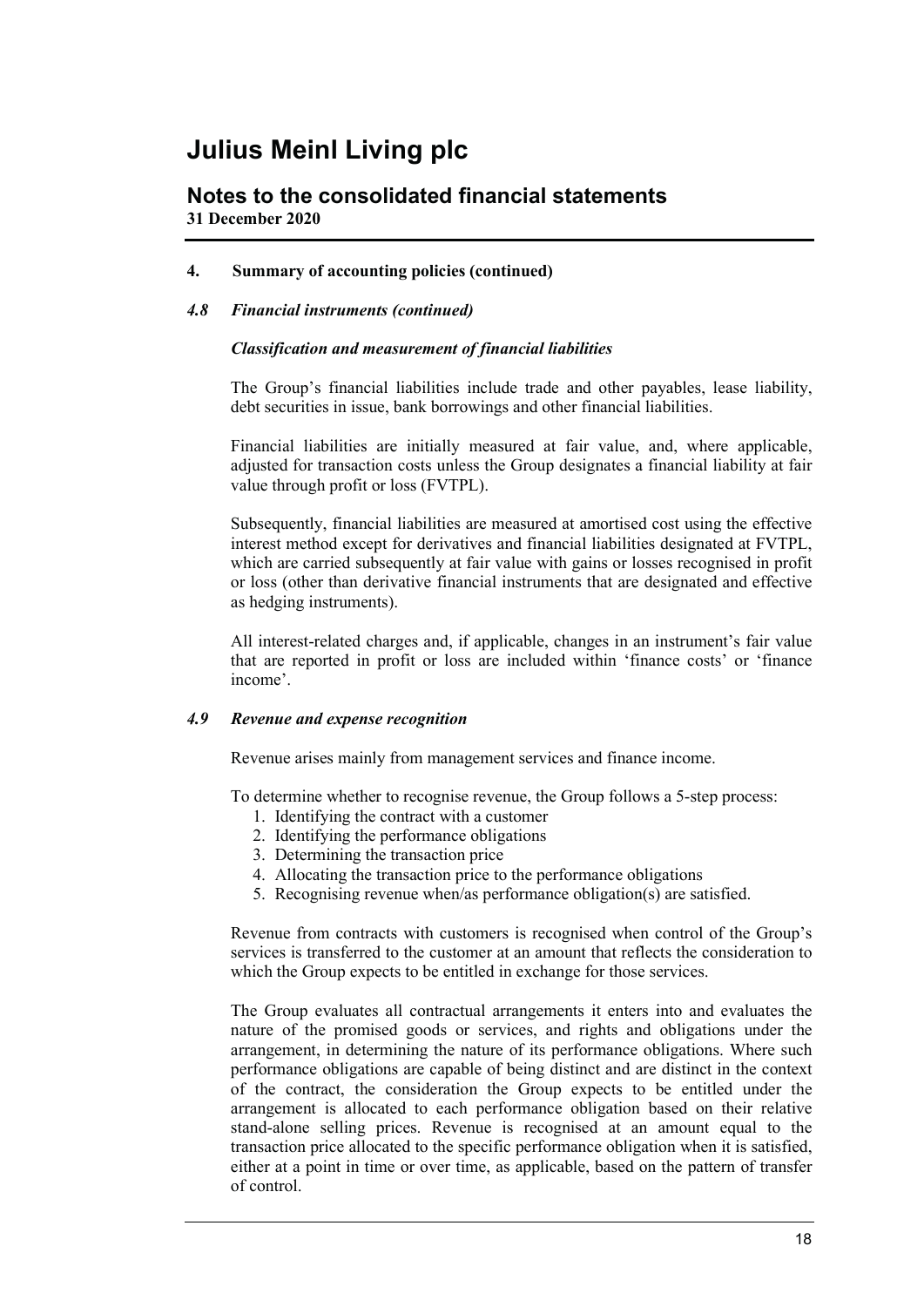# Julius Meinl Living plc

## Notes to the consolidated financial statements

**31 December 2020**

### 4. Summary of accounting policies (continued)

#### *4.8 Financial instruments (continued)*

***Classification and measurement of financial liabilities***

The Group's financial liabilities include trade and other payables, lease liability, debt securities in issue, bank borrowings and other financial liabilities.

Financial liabilities are initially measured at fair value, and, where applicable, adjusted for transaction costs unless the Group designates a financial liability at fair value through profit or loss (FVTPL).

Subsequently, financial liabilities are measured at amortised cost using the effective interest method except for derivatives and financial liabilities designated at FVTPL, which are carried subsequently at fair value with gains or losses recognised in profit or loss (other than derivative financial instruments that are designated and effective as hedging instruments).

All interest-related charges and, if applicable, changes in an instrument's fair value that are reported in profit or loss are included within 'finance costs' or 'finance income'.

#### *4.9 Revenue and expense recognition*

Revenue arises mainly from management services and finance income.

To determine whether to recognise revenue, the Group follows a 5-step process:

1. Identifying the contract with a customer
2. Identifying the performance obligations
3. Determining the transaction price
4. Allocating the transaction price to the performance obligations
5. Recognising revenue when/as performance obligation(s) are satisfied.

Revenue from contracts with customers is recognised when control of the Group's services is transferred to the customer at an amount that reflects the consideration to which the Group expects to be entitled in exchange for those services.

The Group evaluates all contractual arrangements it enters into and evaluates the nature of the promised goods or services, and rights and obligations under the arrangement, in determining the nature of its performance obligations. Where such performance obligations are capable of being distinct and are distinct in the context of the contract, the consideration the Group expects to be entitled under the arrangement is allocated to each performance obligation based on their relative stand-alone selling prices. Revenue is recognised at an amount equal to the transaction price allocated to the specific performance obligation when it is satisfied, either at a point in time or over time, as applicable, based on the pattern of transfer of control.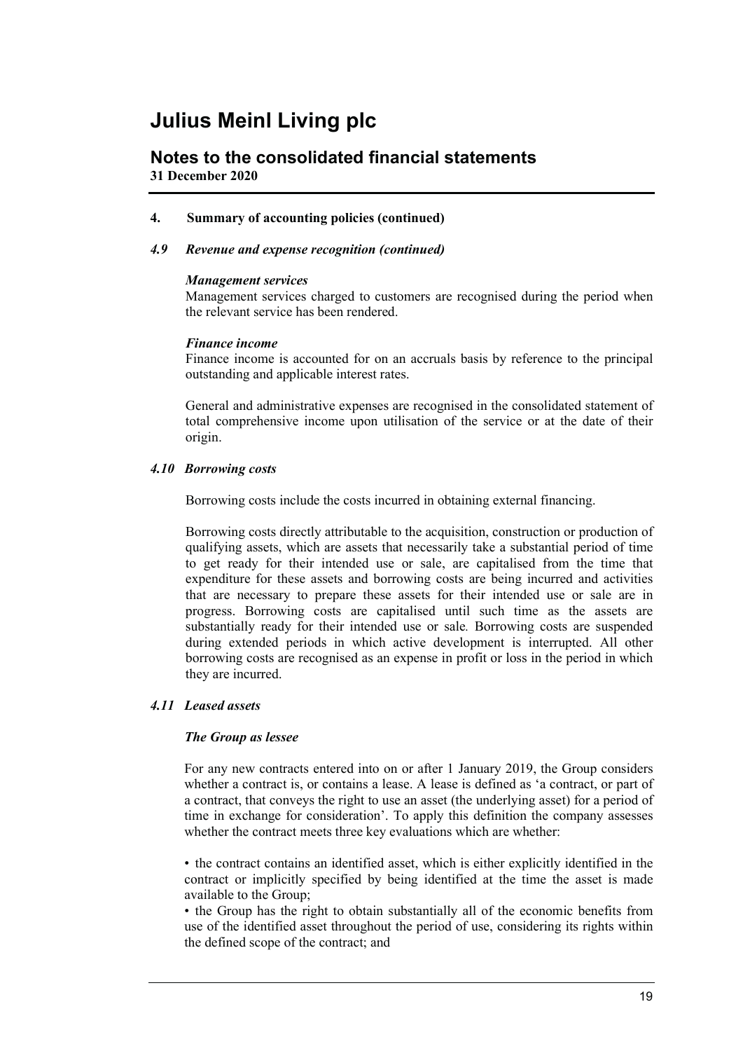# Julius Meinl Living plc

## Notes to the consolidated financial statements

**31 December 2020**

### 4. Summary of accounting policies (continued)

#### *4.9 Revenue and expense recognition (continued)*

***Management services***

Management services charged to customers are recognised during the period when the relevant service has been rendered.

***Finance income***

Finance income is accounted for on an accruals basis by reference to the principal outstanding and applicable interest rates.

General and administrative expenses are recognised in the consolidated statement of total comprehensive income upon utilisation of the service or at the date of their origin.

#### *4.10 Borrowing costs*

Borrowing costs include the costs incurred in obtaining external financing.

Borrowing costs directly attributable to the acquisition, construction or production of qualifying assets, which are assets that necessarily take a substantial period of time to get ready for their intended use or sale, are capitalised from the time that expenditure for these assets and borrowing costs are being incurred and activities that are necessary to prepare these assets for their intended use or sale are in progress. Borrowing costs are capitalised until such time as the assets are substantially ready for their intended use or sale. Borrowing costs are suspended during extended periods in which active development is interrupted. All other borrowing costs are recognised as an expense in profit or loss in the period in which they are incurred.

#### *4.11 Leased assets*

***The Group as lessee***

For any new contracts entered into on or after 1 January 2019, the Group considers whether a contract is, or contains a lease. A lease is defined as 'a contract, or part of a contract, that conveys the right to use an asset (the underlying asset) for a period of time in exchange for consideration'. To apply this definition the company assesses whether the contract meets three key evaluations which are whether:

- the contract contains an identified asset, which is either explicitly identified in the contract or implicitly specified by being identified at the time the asset is made available to the Group;
- the Group has the right to obtain substantially all of the economic benefits from use of the identified asset throughout the period of use, considering its rights within the defined scope of the contract; and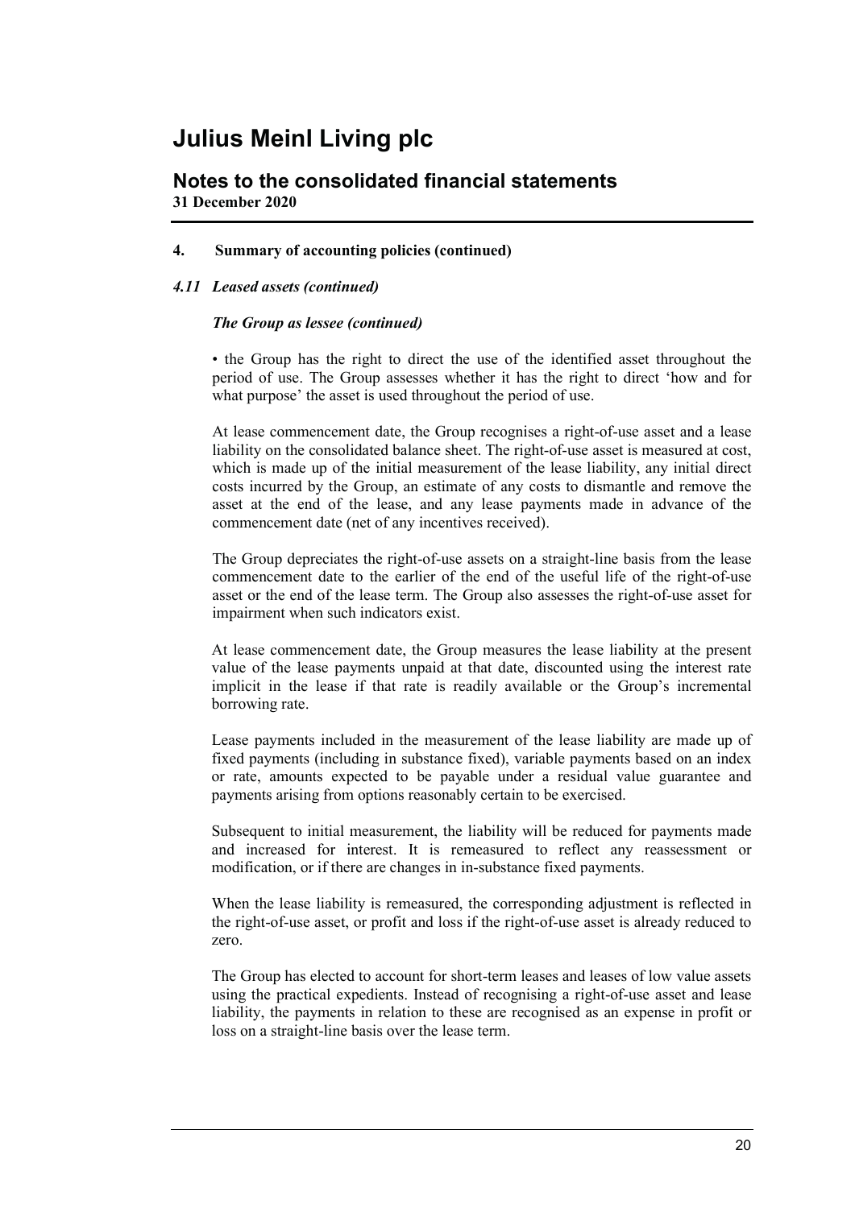# Julius Meinl Living plc

## Notes to the consolidated financial statements

**31 December 2020**

### 4. Summary of accounting policies (continued)

#### *4.11 Leased assets (continued)*

***The Group as lessee (continued)***

• the Group has the right to direct the use of the identified asset throughout the period of use. The Group assesses whether it has the right to direct 'how and for what purpose' the asset is used throughout the period of use.

At lease commencement date, the Group recognises a right-of-use asset and a lease liability on the consolidated balance sheet. The right-of-use asset is measured at cost, which is made up of the initial measurement of the lease liability, any initial direct costs incurred by the Group, an estimate of any costs to dismantle and remove the asset at the end of the lease, and any lease payments made in advance of the commencement date (net of any incentives received).

The Group depreciates the right-of-use assets on a straight-line basis from the lease commencement date to the earlier of the end of the useful life of the right-of-use asset or the end of the lease term. The Group also assesses the right-of-use asset for impairment when such indicators exist.

At lease commencement date, the Group measures the lease liability at the present value of the lease payments unpaid at that date, discounted using the interest rate implicit in the lease if that rate is readily available or the Group's incremental borrowing rate.

Lease payments included in the measurement of the lease liability are made up of fixed payments (including in substance fixed), variable payments based on an index or rate, amounts expected to be payable under a residual value guarantee and payments arising from options reasonably certain to be exercised.

Subsequent to initial measurement, the liability will be reduced for payments made and increased for interest. It is remeasured to reflect any reassessment or modification, or if there are changes in in-substance fixed payments.

When the lease liability is remeasured, the corresponding adjustment is reflected in the right-of-use asset, or profit and loss if the right-of-use asset is already reduced to zero.

The Group has elected to account for short-term leases and leases of low value assets using the practical expedients. Instead of recognising a right-of-use asset and lease liability, the payments in relation to these are recognised as an expense in profit or loss on a straight-line basis over the lease term.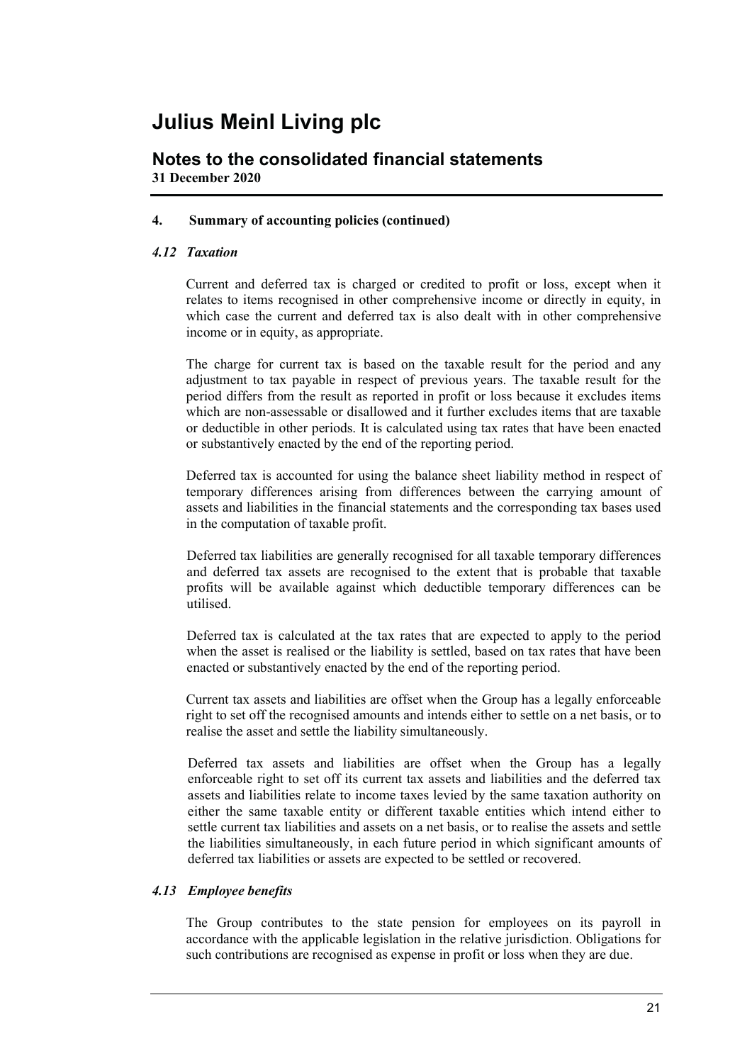# Julius Meinl Living plc

## Notes to the consolidated financial statements

**31 December 2020**

### 4. Summary of accounting policies (continued)

#### *4.12 Taxation*

Current and deferred tax is charged or credited to profit or loss, except when it relates to items recognised in other comprehensive income or directly in equity, in which case the current and deferred tax is also dealt with in other comprehensive income or in equity, as appropriate.

The charge for current tax is based on the taxable result for the period and any adjustment to tax payable in respect of previous years. The taxable result for the period differs from the result as reported in profit or loss because it excludes items which are non-assessable or disallowed and it further excludes items that are taxable or deductible in other periods. It is calculated using tax rates that have been enacted or substantively enacted by the end of the reporting period.

Deferred tax is accounted for using the balance sheet liability method in respect of temporary differences arising from differences between the carrying amount of assets and liabilities in the financial statements and the corresponding tax bases used in the computation of taxable profit.

Deferred tax liabilities are generally recognised for all taxable temporary differences and deferred tax assets are recognised to the extent that is probable that taxable profits will be available against which deductible temporary differences can be utilised.

Deferred tax is calculated at the tax rates that are expected to apply to the period when the asset is realised or the liability is settled, based on tax rates that have been enacted or substantively enacted by the end of the reporting period.

Current tax assets and liabilities are offset when the Group has a legally enforceable right to set off the recognised amounts and intends either to settle on a net basis, or to realise the asset and settle the liability simultaneously.

Deferred tax assets and liabilities are offset when the Group has a legally enforceable right to set off its current tax assets and liabilities and the deferred tax assets and liabilities relate to income taxes levied by the same taxation authority on either the same taxable entity or different taxable entities which intend either to settle current tax liabilities and assets on a net basis, or to realise the assets and settle the liabilities simultaneously, in each future period in which significant amounts of deferred tax liabilities or assets are expected to be settled or recovered.

#### *4.13 Employee benefits*

The Group contributes to the state pension for employees on its payroll in accordance with the applicable legislation in the relative jurisdiction. Obligations for such contributions are recognised as expense in profit or loss when they are due.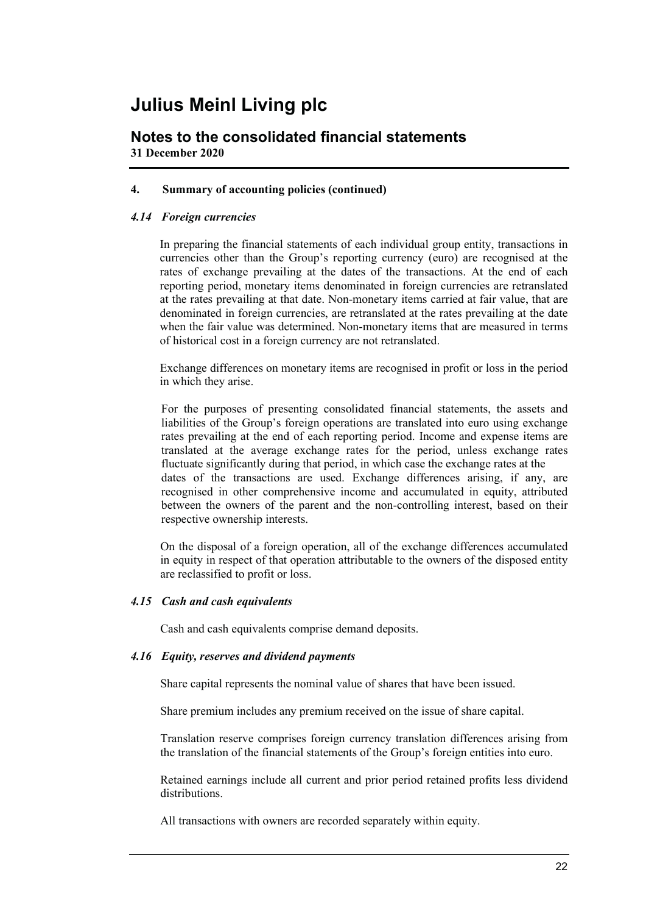# Julius Meinl Living plc

## Notes to the consolidated financial statements

**31 December 2020**

### 4. Summary of accounting policies (continued)

#### *4.14 Foreign currencies*

In preparing the financial statements of each individual group entity, transactions in currencies other than the Group's reporting currency (euro) are recognised at the rates of exchange prevailing at the dates of the transactions. At the end of each reporting period, monetary items denominated in foreign currencies are retranslated at the rates prevailing at that date. Non-monetary items carried at fair value, that are denominated in foreign currencies, are retranslated at the rates prevailing at the date when the fair value was determined. Non-monetary items that are measured in terms of historical cost in a foreign currency are not retranslated.

Exchange differences on monetary items are recognised in profit or loss in the period in which they arise.

For the purposes of presenting consolidated financial statements, the assets and liabilities of the Group's foreign operations are translated into euro using exchange rates prevailing at the end of each reporting period. Income and expense items are translated at the average exchange rates for the period, unless exchange rates fluctuate significantly during that period, in which case the exchange rates at the dates of the transactions are used. Exchange differences arising, if any, are recognised in other comprehensive income and accumulated in equity, attributed between the owners of the parent and the non-controlling interest, based on their respective ownership interests.

On the disposal of a foreign operation, all of the exchange differences accumulated in equity in respect of that operation attributable to the owners of the disposed entity are reclassified to profit or loss.

#### *4.15 Cash and cash equivalents*

Cash and cash equivalents comprise demand deposits.

#### *4.16 Equity, reserves and dividend payments*

Share capital represents the nominal value of shares that have been issued.

Share premium includes any premium received on the issue of share capital.

Translation reserve comprises foreign currency translation differences arising from the translation of the financial statements of the Group's foreign entities into euro.

Retained earnings include all current and prior period retained profits less dividend distributions.

All transactions with owners are recorded separately within equity.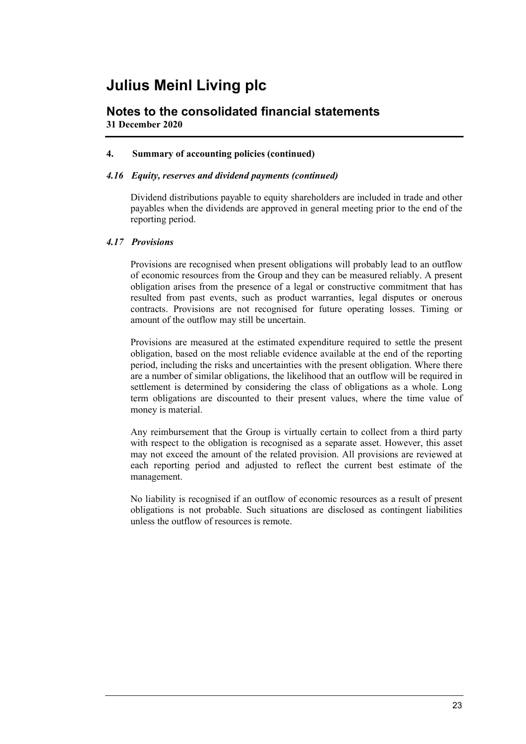# Julius Meinl Living plc

## Notes to the consolidated financial statements

**31 December 2020**

### 4. Summary of accounting policies (continued)

#### *4.16 Equity, reserves and dividend payments (continued)*

Dividend distributions payable to equity shareholders are included in trade and other payables when the dividends are approved in general meeting prior to the end of the reporting period.

#### *4.17 Provisions*

Provisions are recognised when present obligations will probably lead to an outflow of economic resources from the Group and they can be measured reliably. A present obligation arises from the presence of a legal or constructive commitment that has resulted from past events, such as product warranties, legal disputes or onerous contracts. Provisions are not recognised for future operating losses. Timing or amount of the outflow may still be uncertain.

Provisions are measured at the estimated expenditure required to settle the present obligation, based on the most reliable evidence available at the end of the reporting period, including the risks and uncertainties with the present obligation. Where there are a number of similar obligations, the likelihood that an outflow will be required in settlement is determined by considering the class of obligations as a whole. Long term obligations are discounted to their present values, where the time value of money is material.

Any reimbursement that the Group is virtually certain to collect from a third party with respect to the obligation is recognised as a separate asset. However, this asset may not exceed the amount of the related provision. All provisions are reviewed at each reporting period and adjusted to reflect the current best estimate of the management.

No liability is recognised if an outflow of economic resources as a result of present obligations is not probable. Such situations are disclosed as contingent liabilities unless the outflow of resources is remote.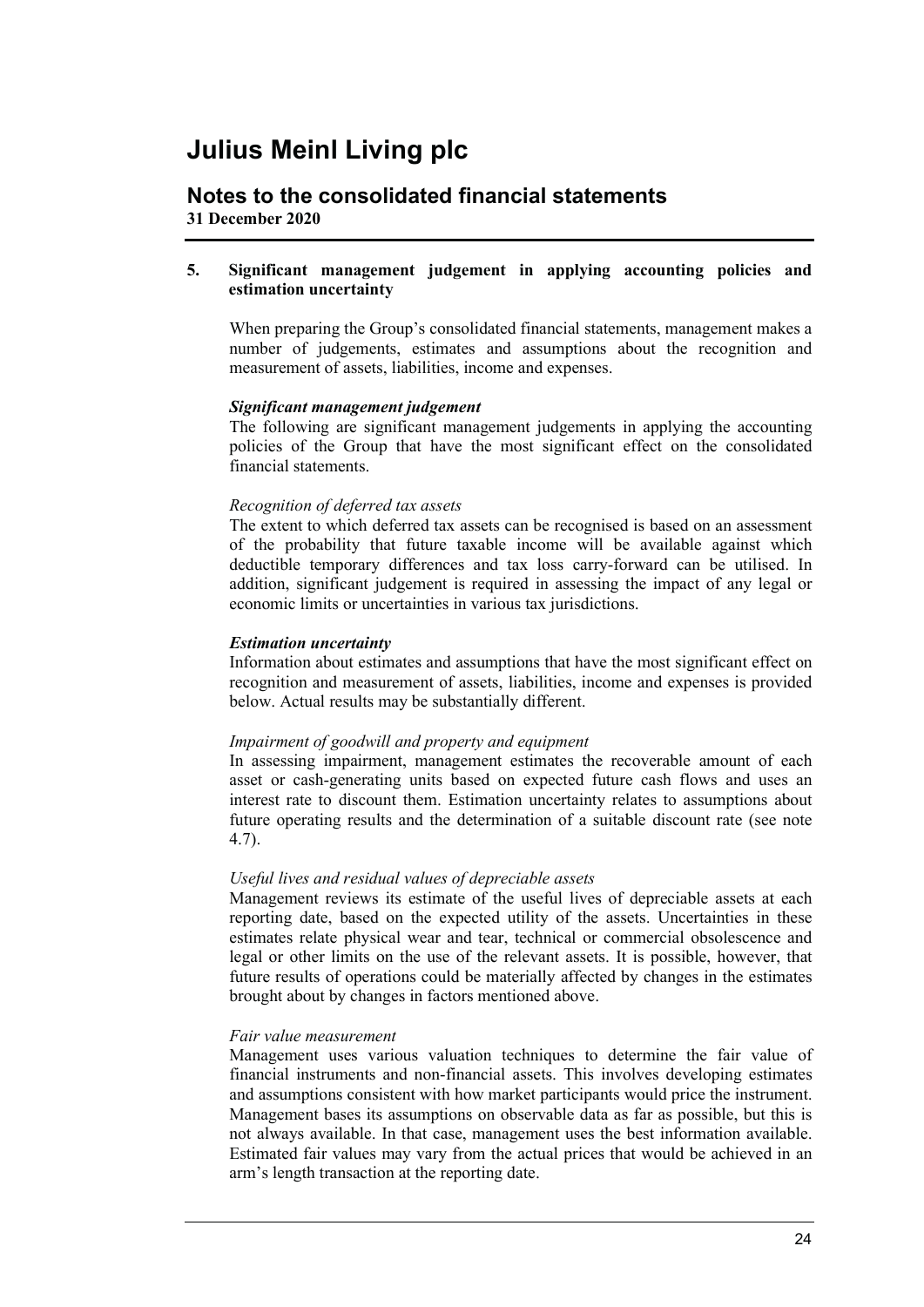# Julius Meinl Living plc

## Notes to the consolidated financial statements

**31 December 2020**

### 5. Significant management judgement in applying accounting policies and estimation uncertainty

When preparing the Group's consolidated financial statements, management makes a number of judgements, estimates and assumptions about the recognition and measurement of assets, liabilities, income and expenses.

***Significant management judgement***

The following are significant management judgements in applying the accounting policies of the Group that have the most significant effect on the consolidated financial statements.

*Recognition of deferred tax assets*

The extent to which deferred tax assets can be recognised is based on an assessment of the probability that future taxable income will be available against which deductible temporary differences and tax loss carry-forward can be utilised. In addition, significant judgement is required in assessing the impact of any legal or economic limits or uncertainties in various tax jurisdictions.

***Estimation uncertainty***

Information about estimates and assumptions that have the most significant effect on recognition and measurement of assets, liabilities, income and expenses is provided below. Actual results may be substantially different.

*Impairment of goodwill and property and equipment*

In assessing impairment, management estimates the recoverable amount of each asset or cash-generating units based on expected future cash flows and uses an interest rate to discount them. Estimation uncertainty relates to assumptions about future operating results and the determination of a suitable discount rate (see note 4.7).

*Useful lives and residual values of depreciable assets*

Management reviews its estimate of the useful lives of depreciable assets at each reporting date, based on the expected utility of the assets. Uncertainties in these estimates relate physical wear and tear, technical or commercial obsolescence and legal or other limits on the use of the relevant assets. It is possible, however, that future results of operations could be materially affected by changes in the estimates brought about by changes in factors mentioned above.

*Fair value measurement*

Management uses various valuation techniques to determine the fair value of financial instruments and non-financial assets. This involves developing estimates and assumptions consistent with how market participants would price the instrument. Management bases its assumptions on observable data as far as possible, but this is not always available. In that case, management uses the best information available. Estimated fair values may vary from the actual prices that would be achieved in an arm's length transaction at the reporting date.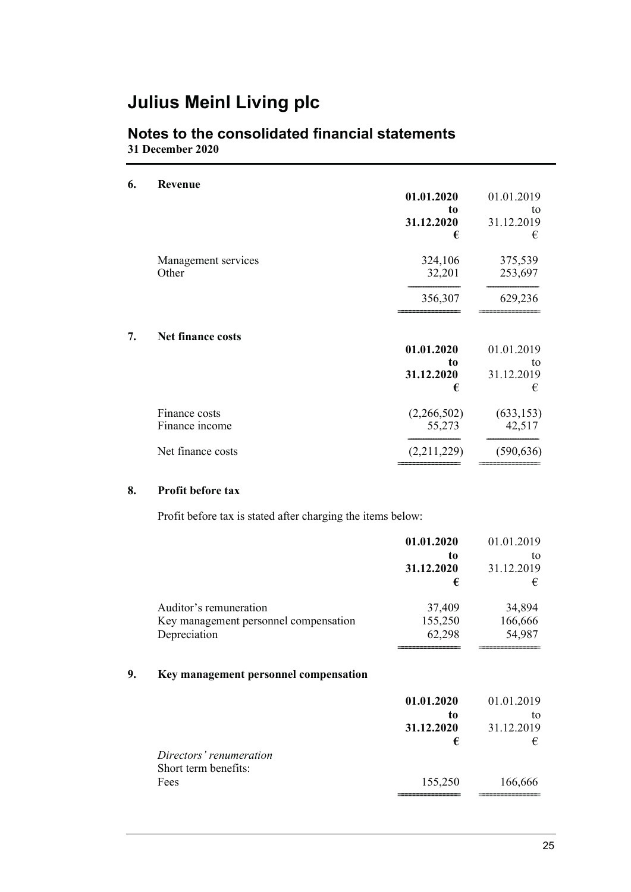# Julius Meinl Living plc

## Notes to the consolidated financial statements

**31 December 2020**

### 6. Revenue

| | **01.01.2020 to 31.12.2020 €** | 01.01.2019 to 31.12.2019 € |
|---|---|---|
| Management services | 324,106 | 375,539 |
| Other | 32,201 | 253,697 |
| | 356,307 | 629,236 |

### 7. Net finance costs

| | **01.01.2020 to 31.12.2020 €** | 01.01.2019 to 31.12.2019 € |
|---|---|---|
| Finance costs | (2,266,502) | (633,153) |
| Finance income | 55,273 | 42,517 |
| Net finance costs | (2,211,229) | (590,636) |

### 8. Profit before tax

Profit before tax is stated after charging the items below:

| | **01.01.2020 to 31.12.2020 €** | 01.01.2019 to 31.12.2019 € |
|---|---|---|
| Auditor's remuneration | 37,409 | 34,894 |
| Key management personnel compensation | 155,250 | 166,666 |
| Depreciation | 62,298 | 54,987 |

### 9. Key management personnel compensation

| | **01.01.2020 to 31.12.2020 €** | 01.01.2019 to 31.12.2019 € |
|---|---|---|
| *Directors' remuneration* | | |
| Short term benefits: | | |
| Fees | 155,250 | 166,666 |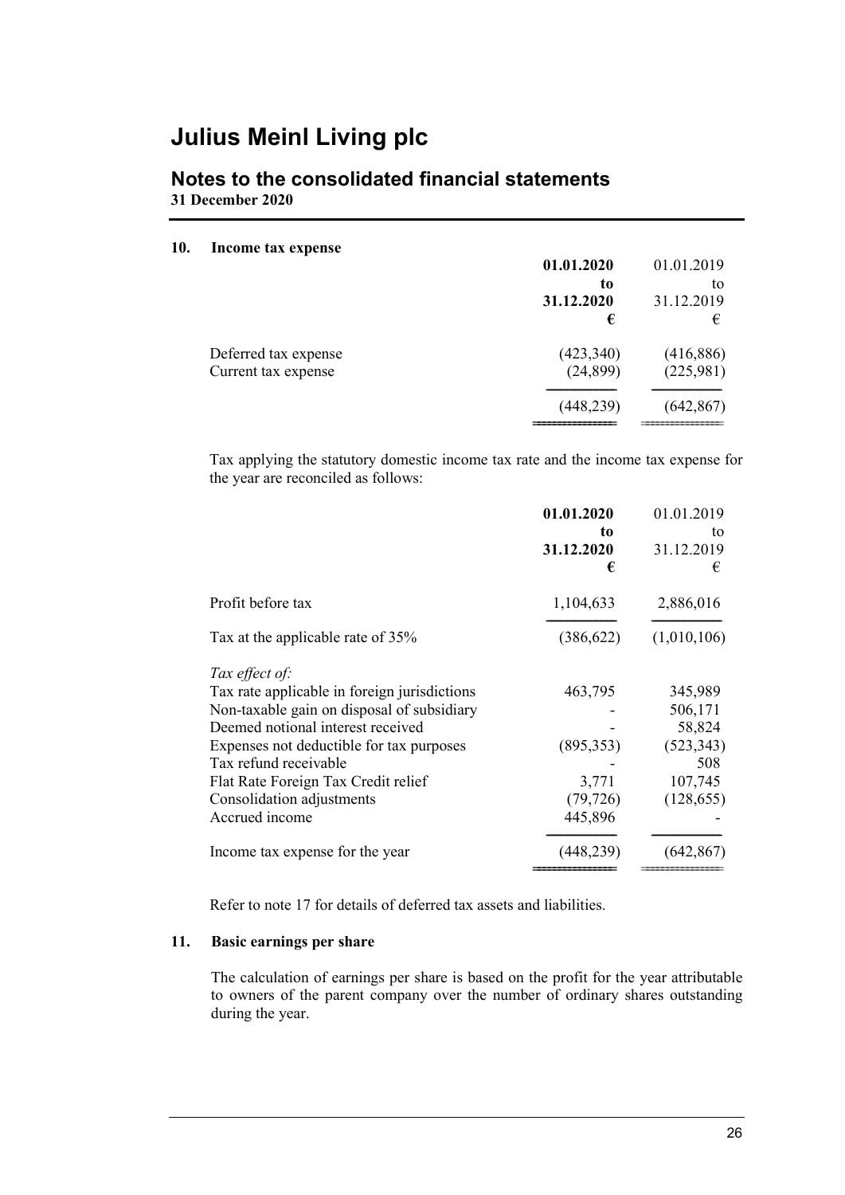# Julius Meinl Living plc

## Notes to the consolidated financial statements

**31 December 2020**

### 10. Income tax expense

| | **01.01.2020 to 31.12.2020 €** | 01.01.2019 to 31.12.2019 € |
|---|---|---|
| Deferred tax expense | (423,340) | (416,886) |
| Current tax expense | (24,899) | (225,981) |
| | (448,239) | (642,867) |

Tax applying the statutory domestic income tax rate and the income tax expense for the year are reconciled as follows:

| | **01.01.2020 to 31.12.2020 €** | 01.01.2019 to 31.12.2019 € |
|---|---|---|
| Profit before tax | 1,104,633 | 2,886,016 |
| Tax at the applicable rate of 35% | (386,622) | (1,010,106) |
| *Tax effect of:* | | |
| Tax rate applicable in foreign jurisdictions | 463,795 | 345,989 |
| Non-taxable gain on disposal of subsidiary | - | 506,171 |
| Deemed notional interest received | - | 58,824 |
| Expenses not deductible for tax purposes | (895,353) | (523,343) |
| Tax refund receivable | - | 508 |
| Flat Rate Foreign Tax Credit relief | 3,771 | 107,745 |
| Consolidation adjustments | (79,726) | (128,655) |
| Accrued income | 445,896 | - |
| Income tax expense for the year | (448,239) | (642,867) |

Refer to note 17 for details of deferred tax assets and liabilities.

### 11. Basic earnings per share

The calculation of earnings per share is based on the profit for the year attributable to owners of the parent company over the number of ordinary shares outstanding during the year.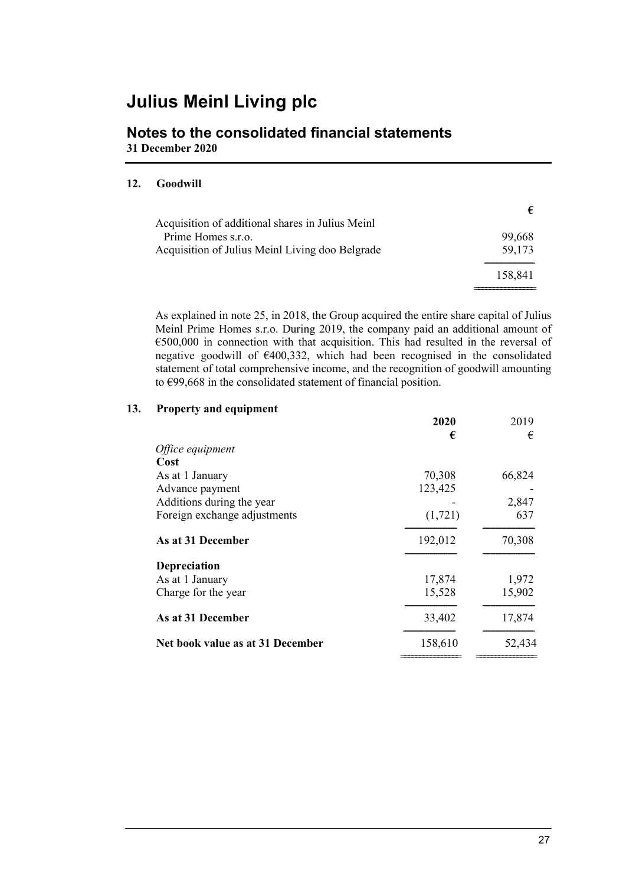# Julius Meinl Living plc

## Notes to the consolidated financial statements

**31 December 2020**

### 12. Goodwill

| | € |
|---|---|
| Acquisition of additional shares in Julius Meinl Prime Homes s.r.o. | 99,668 |
| Acquisition of Julius Meinl Living doo Belgrade | 59,173 |
| | 158,841 |

As explained in note 25, in 2018, the Group acquired the entire share capital of Julius Meinl Prime Homes s.r.o. During 2019, the company paid an additional amount of €500,000 in connection with that acquisition. This had resulted in the reversal of negative goodwill of €400,332, which had been recognised in the consolidated statement of total comprehensive income, and the recognition of goodwill amounting to €99,668 in the consolidated statement of financial position.

### 13. Property and equipment

| | **2020**<br>**€** | 2019<br>€ |
|---|---|---|
| *Office equipment* | | |
| **Cost** | | |
| As at 1 January | 70,308 | 66,824 |
| Advance payment | 123,425 | - |
| Additions during the year | - | 2,847 |
| Foreign exchange adjustments | (1,721) | 637 |
| **As at 31 December** | 192,012 | 70,308 |
| **Depreciation** | | |
| As at 1 January | 17,874 | 1,972 |
| Charge for the year | 15,528 | 15,902 |
| **As at 31 December** | 33,402 | 17,874 |
| **Net book value as at 31 December** | 158,610 | 52,434 |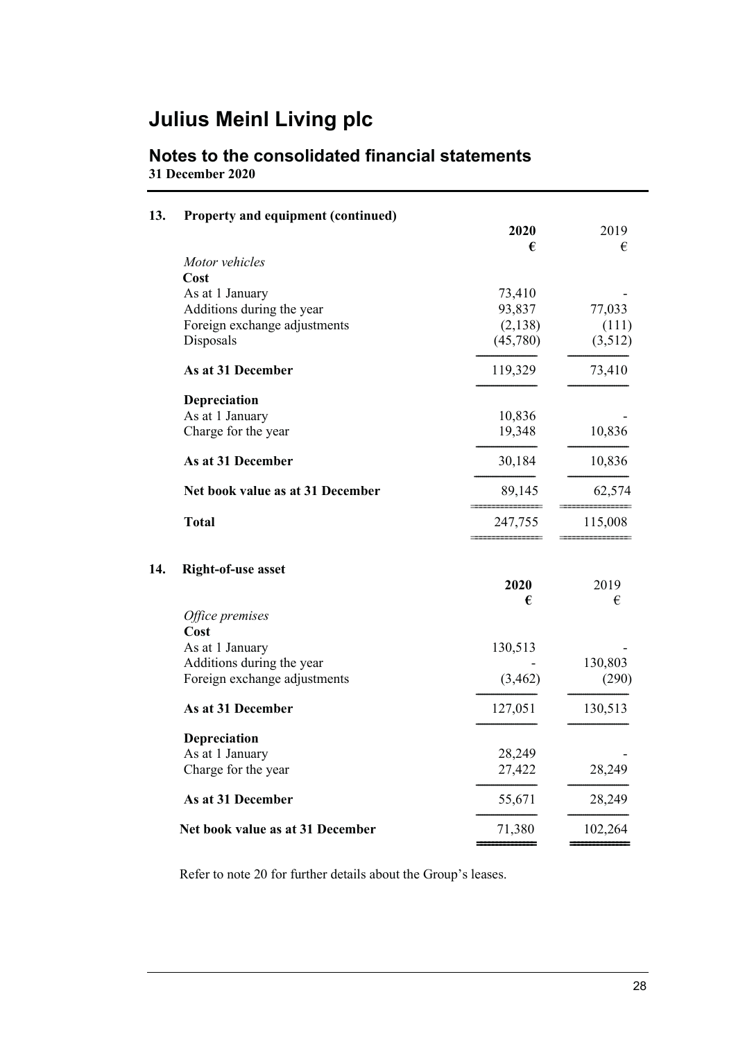# Julius Meinl Living plc

## Notes to the consolidated financial statements

**31 December 2020**

### 13. Property and equipment (continued)

| | **2020** | 2019 |
|---|---|---|
| | **€** | € |
| *Motor vehicles* | | |
| **Cost** | | |
| As at 1 January | 73,410 | - |
| Additions during the year | 93,837 | 77,033 |
| Foreign exchange adjustments | (2,138) | (111) |
| Disposals | (45,780) | (3,512) |
| **As at 31 December** | 119,329 | 73,410 |
| **Depreciation** | | |
| As at 1 January | 10,836 | - |
| Charge for the year | 19,348 | 10,836 |
| **As at 31 December** | 30,184 | 10,836 |
| **Net book value as at 31 December** | 89,145 | 62,574 |
| **Total** | 247,755 | 115,008 |

### 14. Right-of-use asset

| | **2020** | 2019 |
|---|---|---|
| | **€** | € |
| *Office premises* | | |
| **Cost** | | |
| As at 1 January | 130,513 | - |
| Additions during the year | - | 130,803 |
| Foreign exchange adjustments | (3,462) | (290) |
| **As at 31 December** | 127,051 | 130,513 |
| **Depreciation** | | |
| As at 1 January | 28,249 | - |
| Charge for the year | 27,422 | 28,249 |
| **As at 31 December** | 55,671 | 28,249 |
| **Net book value as at 31 December** | 71,380 | 102,264 |

Refer to note 20 for further details about the Group's leases.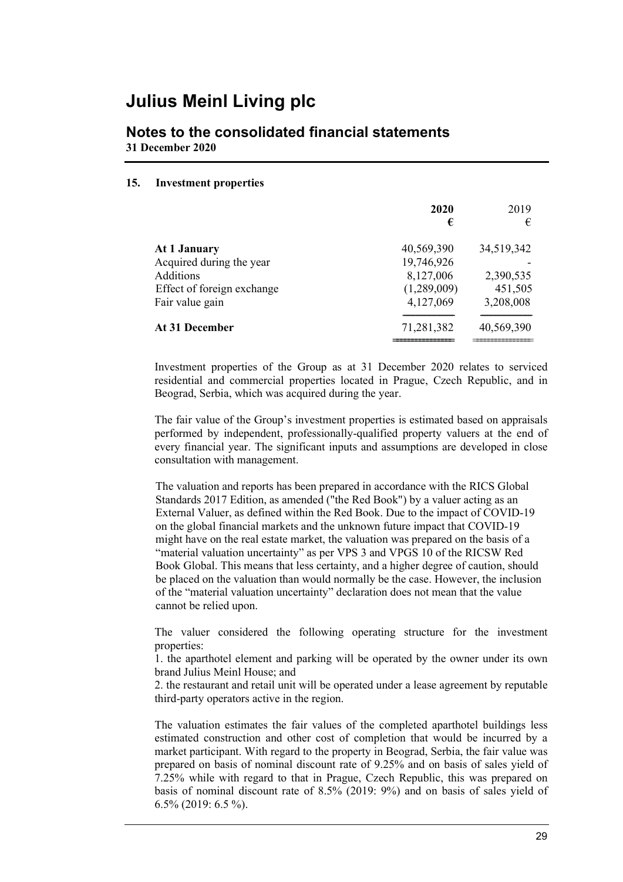# Julius Meinl Living plc

## Notes to the consolidated financial statements

**31 December 2020**

### 15. Investment properties

| | **2020** | 2019 |
|---|---|---|
| | **€** | € |
| **At 1 January** | 40,569,390 | 34,519,342 |
| Acquired during the year | 19,746,926 | - |
| Additions | 8,127,006 | 2,390,535 |
| Effect of foreign exchange | (1,289,009) | 451,505 |
| Fair value gain | 4,127,069 | 3,208,008 |
| **At 31 December** | 71,281,382 | 40,569,390 |

Investment properties of the Group as at 31 December 2020 relates to serviced residential and commercial properties located in Prague, Czech Republic, and in Beograd, Serbia, which was acquired during the year.

The fair value of the Group's investment properties is estimated based on appraisals performed by independent, professionally-qualified property valuers at the end of every financial year. The significant inputs and assumptions are developed in close consultation with management.

The valuation and reports has been prepared in accordance with the RICS Global Standards 2017 Edition, as amended ("the Red Book") by a valuer acting as an External Valuer, as defined within the Red Book. Due to the impact of COVID-19 on the global financial markets and the unknown future impact that COVID-19 might have on the real estate market, the valuation was prepared on the basis of a "material valuation uncertainty" as per VPS 3 and VPGS 10 of the RICSW Red Book Global. This means that less certainty, and a higher degree of caution, should be placed on the valuation than would normally be the case. However, the inclusion of the "material valuation uncertainty" declaration does not mean that the value cannot be relied upon.

The valuer considered the following operating structure for the investment properties:

1. the aparthotel element and parking will be operated by the owner under its own brand Julius Meinl House; and
2. the restaurant and retail unit will be operated under a lease agreement by reputable third-party operators active in the region.

The valuation estimates the fair values of the completed aparthotel buildings less estimated construction and other cost of completion that would be incurred by a market participant. With regard to the property in Beograd, Serbia, the fair value was prepared on basis of nominal discount rate of 9.25% and on basis of sales yield of 7.25% while with regard to that in Prague, Czech Republic, this was prepared on basis of nominal discount rate of 8.5% (2019: 9%) and on basis of sales yield of 6.5% (2019: 6.5 %).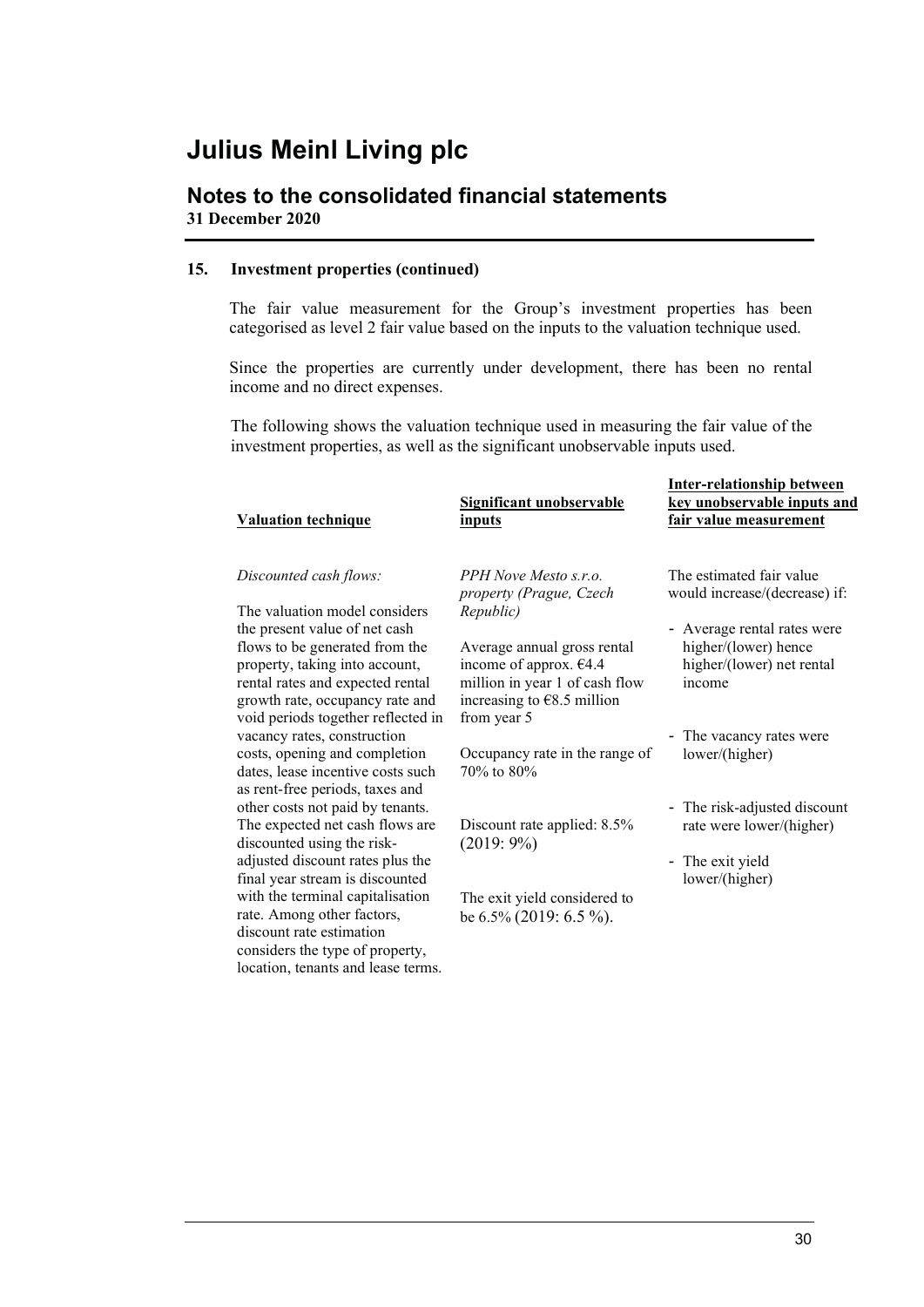# Julius Meinl Living plc

## Notes to the consolidated financial statements

**31 December 2020**

### 15. Investment properties (continued)

The fair value measurement for the Group's investment properties has been categorised as level 2 fair value based on the inputs to the valuation technique used.

Since the properties are currently under development, there has been no rental income and no direct expenses.

The following shows the valuation technique used in measuring the fair value of the investment properties, as well as the significant unobservable inputs used.

| Valuation technique | Significant unobservable inputs | Inter-relationship between key unobservable inputs and fair value measurement |
|---|---|---|
| *Discounted cash flows:*<br><br>The valuation model considers the present value of net cash flows to be generated from the property, taking into account, rental rates and expected rental growth rate, occupancy rate and void periods together reflected in vacancy rates, construction costs, opening and completion dates, lease incentive costs such as rent-free periods, taxes and other costs not paid by tenants. The expected net cash flows are discounted using the risk-adjusted discount rates plus the final year stream is discounted with the terminal capitalisation rate. Among other factors, discount rate estimation considers the type of property, location, tenants and lease terms. | *PPH Nove Mesto s.r.o. property (Prague, Czech Republic)*<br><br>Average annual gross rental income of approx. €4.4 million in year 1 of cash flow increasing to €8.5 million from year 5<br><br>Occupancy rate in the range of 70% to 80%<br><br>Discount rate applied: 8.5% (2019: 9%)<br><br>The exit yield considered to be 6.5% (2019: 6.5 %). | The estimated fair value would increase/(decrease) if:<br><br>- Average rental rates were higher/(lower) hence higher/(lower) net rental income<br><br>- The vacancy rates were lower/(higher)<br><br>- The risk-adjusted discount rate were lower/(higher)<br><br>- The exit yield lower/(higher) |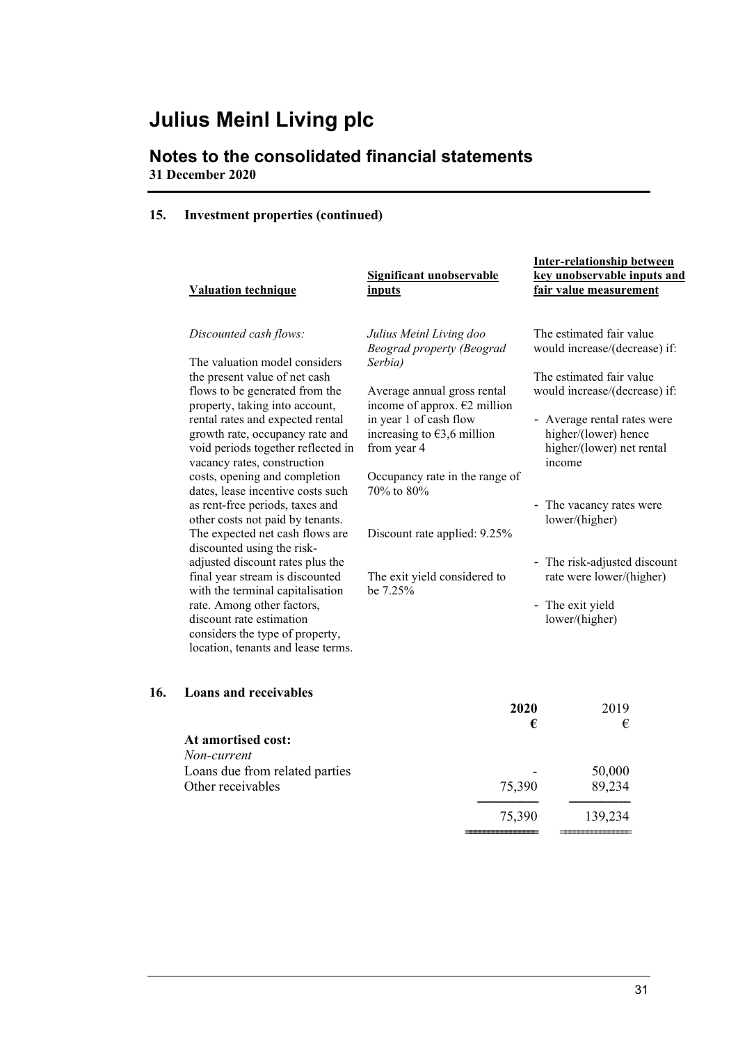# Julius Meinl Living plc

## Notes to the consolidated financial statements

**31 December 2020**

### 15. Investment properties (continued)

| Valuation technique | Significant unobservable inputs | Inter-relationship between key unobservable inputs and fair value measurement |
|---|---|---|
| *Discounted cash flows:*<br><br>The valuation model considers the present value of net cash flows to be generated from the property, taking into account, rental rates and expected rental growth rate, occupancy rate and void periods together reflected in vacancy rates, construction costs, opening and completion dates, lease incentive costs such as rent-free periods, taxes and other costs not paid by tenants. The expected net cash flows are discounted using the risk-adjusted discount rates plus the final year stream is discounted with the terminal capitalisation rate. Among other factors, discount rate estimation considers the type of property, location, tenants and lease terms. | *Julius Meinl Living doo Beograd property (Beograd Serbia)*<br><br>Average annual gross rental income of approx. €2 million in year 1 of cash flow increasing to €3,6 million from year 4<br><br>Occupancy rate in the range of 70% to 80%<br><br>Discount rate applied: 9.25%<br><br>The exit yield considered to be 7.25% | The estimated fair value would increase/(decrease) if:<br><br>The estimated fair value would increase/(decrease) if:<br><br>- Average rental rates were higher/(lower) hence higher/(lower) net rental income<br><br>- The vacancy rates were lower/(higher)<br><br>- The risk-adjusted discount rate were lower/(higher)<br><br>- The exit yield lower/(higher) |

### 16. Loans and receivables

| | **2020** | 2019 |
|---|---|---|
| | **€** | € |
| **At amortised cost:** | | |
| *Non-current* | | |
| Loans due from related parties | - | 50,000 |
| Other receivables | 75,390 | 89,234 |
| | 75,390 | 139,234 |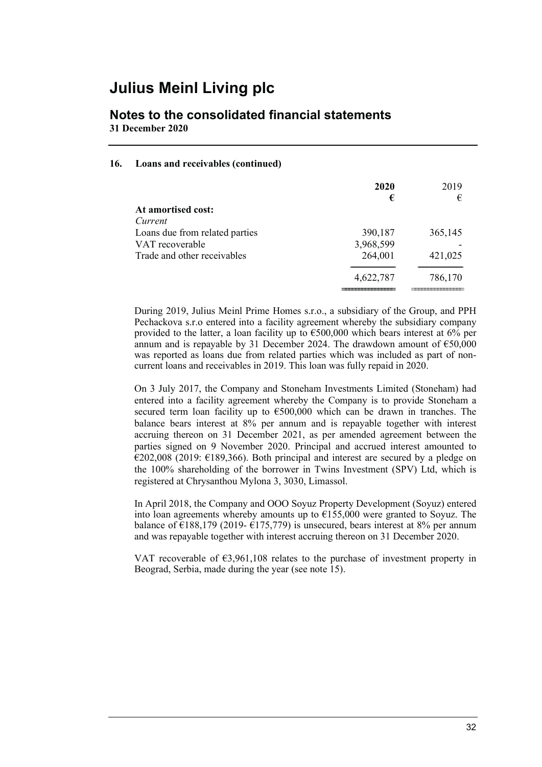# Julius Meinl Living plc

## Notes to the consolidated financial statements

**31 December 2020**

### 16. Loans and receivables (continued)

| | **2020** | 2019 |
|---|---|---|
| | **€** | € |
| **At amortised cost:** | | |
| *Current* | | |
| Loans due from related parties | 390,187 | 365,145 |
| VAT recoverable | 3,968,599 | - |
| Trade and other receivables | 264,001 | 421,025 |
| | 4,622,787 | 786,170 |

During 2019, Julius Meinl Prime Homes s.r.o., a subsidiary of the Group, and PPH Pechackova s.r.o entered into a facility agreement whereby the subsidiary company provided to the latter, a loan facility up to €500,000 which bears interest at 6% per annum and is repayable by 31 December 2024. The drawdown amount of €50,000 was reported as loans due from related parties which was included as part of non-current loans and receivables in 2019. This loan was fully repaid in 2020.

On 3 July 2017, the Company and Stoneham Investments Limited (Stoneham) had entered into a facility agreement whereby the Company is to provide Stoneham a secured term loan facility up to €500,000 which can be drawn in tranches. The balance bears interest at 8% per annum and is repayable together with interest accruing thereon on 31 December 2021, as per amended agreement between the parties signed on 9 November 2020. Principal and accrued interest amounted to €202,008 (2019: €189,366). Both principal and interest are secured by a pledge on the 100% shareholding of the borrower in Twins Investment (SPV) Ltd, which is registered at Chrysanthou Mylona 3, 3030, Limassol.

In April 2018, the Company and OOO Soyuz Property Development (Soyuz) entered into loan agreements whereby amounts up to €155,000 were granted to Soyuz. The balance of €188,179 (2019- €175,779) is unsecured, bears interest at 8% per annum and was repayable together with interest accruing thereon on 31 December 2020.

VAT recoverable of €3,961,108 relates to the purchase of investment property in Beograd, Serbia, made during the year (see note 15).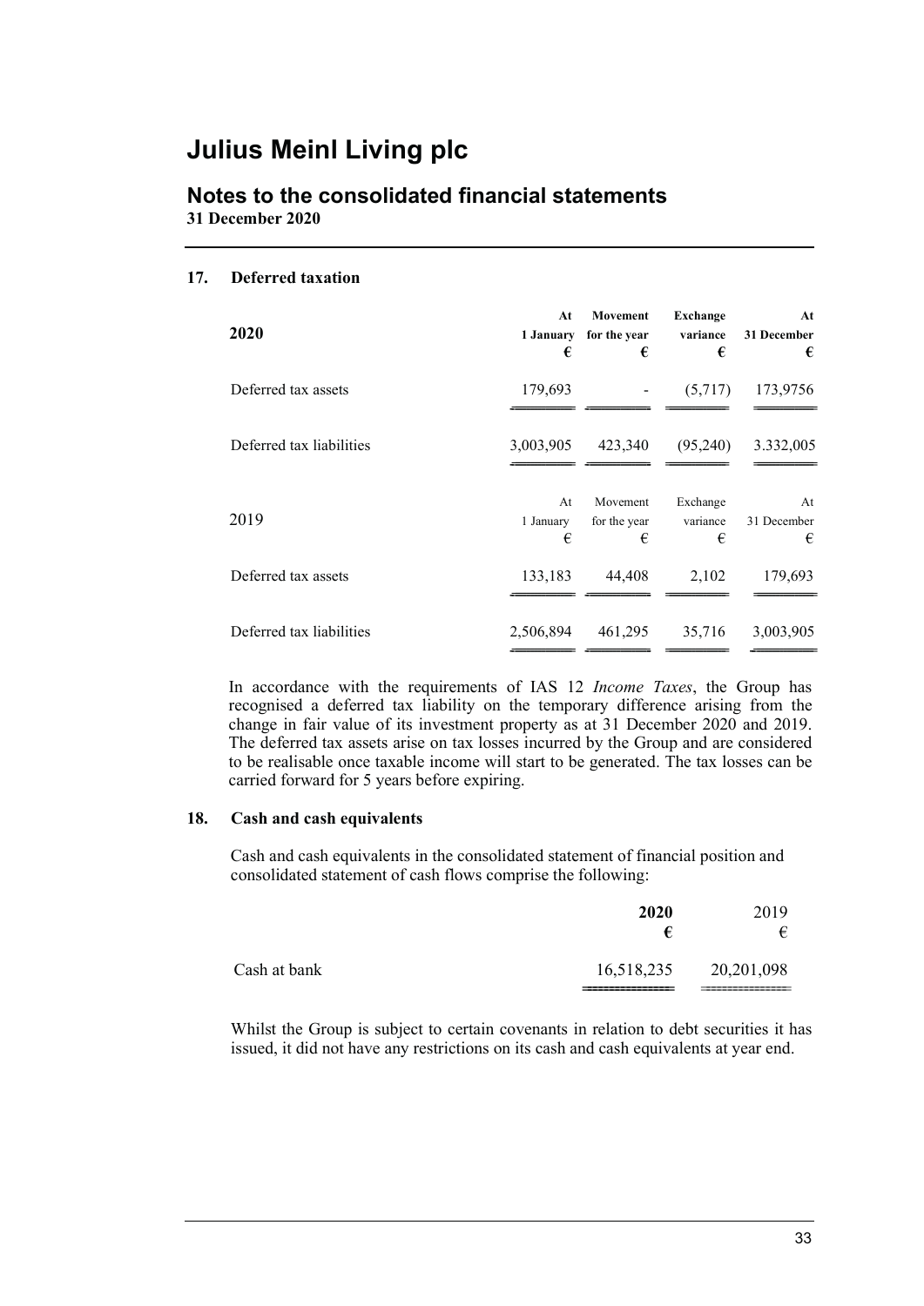# Julius Meinl Living plc

## Notes to the consolidated financial statements

**31 December 2020**

### 17. Deferred taxation

| **2020** | **At 1 January €** | **Movement for the year €** | **Exchange variance €** | **At 31 December €** |
|---|---|---|---|---|
| Deferred tax assets | 179,693 | - | (5,717) | 173,9756 |
| Deferred tax liabilities | 3,003,905 | 423,340 | (95,240) | 3.332,005 |

| 2019 | At 1 January € | Movement for the year € | Exchange variance € | At 31 December € |
|---|---|---|---|---|
| Deferred tax assets | 133,183 | 44,408 | 2,102 | 179,693 |
| Deferred tax liabilities | 2,506,894 | 461,295 | 35,716 | 3,003,905 |

In accordance with the requirements of IAS 12 *Income Taxes*, the Group has recognised a deferred tax liability on the temporary difference arising from the change in fair value of its investment property as at 31 December 2020 and 2019. The deferred tax assets arise on tax losses incurred by the Group and are considered to be realisable once taxable income will start to be generated. The tax losses can be carried forward for 5 years before expiring.

### 18. Cash and cash equivalents

Cash and cash equivalents in the consolidated statement of financial position and consolidated statement of cash flows comprise the following:

| | **2020 €** | 2019 € |
|---|---|---|
| Cash at bank | 16,518,235 | 20,201,098 |

Whilst the Group is subject to certain covenants in relation to debt securities it has issued, it did not have any restrictions on its cash and cash equivalents at year end.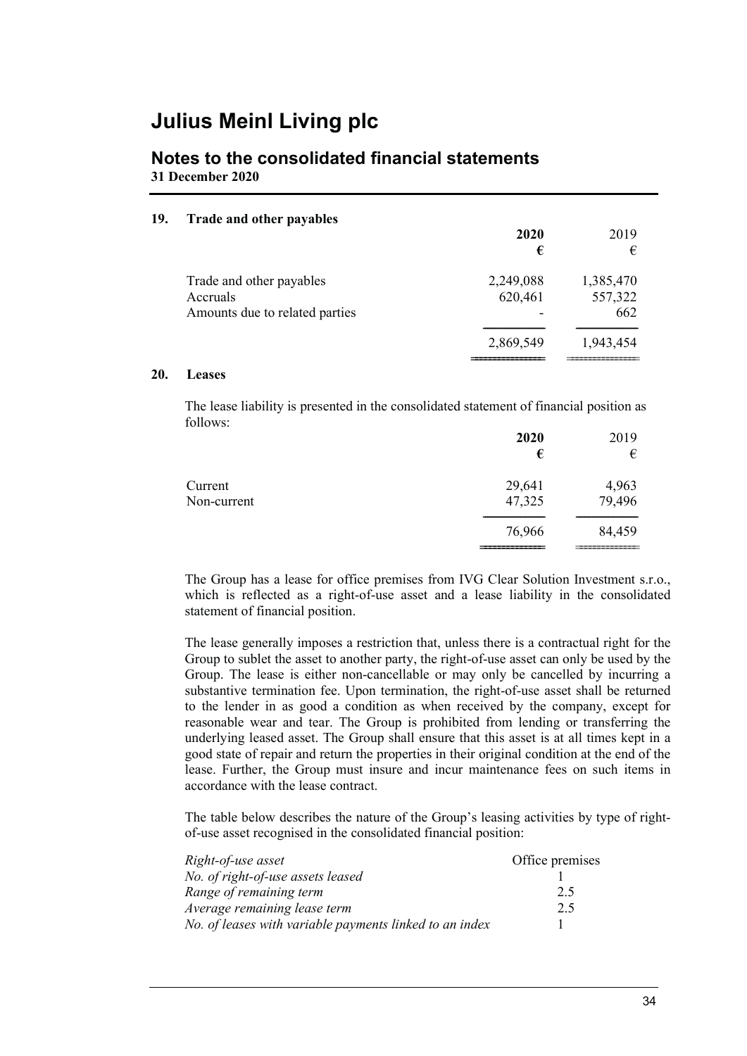# Julius Meinl Living plc

## Notes to the consolidated financial statements

**31 December 2020**

### 19. Trade and other payables

| | **2020** | 2019 |
|---|---|---|
| | **€** | € |
| Trade and other payables | 2,249,088 | 1,385,470 |
| Accruals | 620,461 | 557,322 |
| Amounts due to related parties | - | 662 |
| | 2,869,549 | 1,943,454 |

### 20. Leases

The lease liability is presented in the consolidated statement of financial position as follows:

| | **2020** | 2019 |
|---|---|---|
| | **€** | € |
| Current | 29,641 | 4,963 |
| Non-current | 47,325 | 79,496 |
| | 76,966 | 84,459 |

The Group has a lease for office premises from IVG Clear Solution Investment s.r.o., which is reflected as a right-of-use asset and a lease liability in the consolidated statement of financial position.

The lease generally imposes a restriction that, unless there is a contractual right for the Group to sublet the asset to another party, the right-of-use asset can only be used by the Group. The lease is either non-cancellable or may only be cancelled by incurring a substantive termination fee. Upon termination, the right-of-use asset shall be returned to the lender in as good a condition as when received by the company, except for reasonable wear and tear. The Group is prohibited from lending or transferring the underlying leased asset. The Group shall ensure that this asset is at all times kept in a good state of repair and return the properties in their original condition at the end of the lease. Further, the Group must insure and incur maintenance fees on such items in accordance with the lease contract.

The table below describes the nature of the Group's leasing activities by type of right-of-use asset recognised in the consolidated financial position:

| *Right-of-use asset* | Office premises |
|---|---|
| *No. of right-of-use assets leased* | 1 |
| *Range of remaining term* | 2.5 |
| *Average remaining lease term* | 2.5 |
| *No. of leases with variable payments linked to an index* | 1 |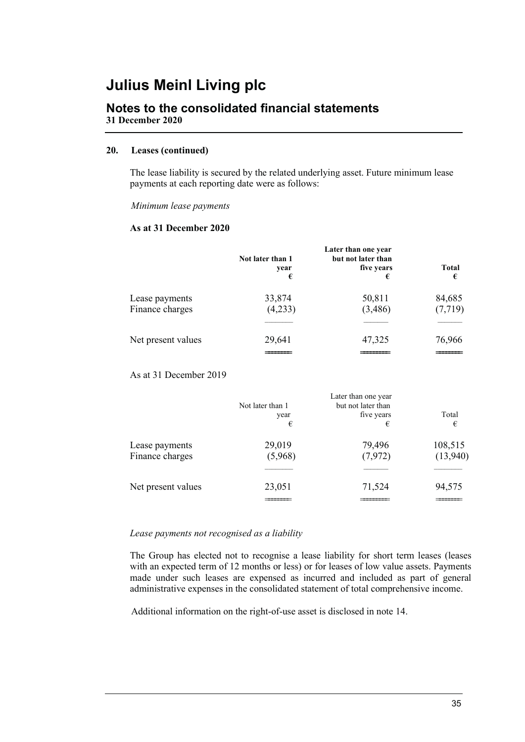# Julius Meinl Living plc

## Notes to the consolidated financial statements

**31 December 2020**

### 20. Leases (continued)

The lease liability is secured by the related underlying asset. Future minimum lease payments at each reporting date were as follows:

*Minimum lease payments*

**As at 31 December 2020**

| | **Not later than 1 year €** | **Later than one year but not later than five years €** | **Total €** |
|---|---|---|---|
| Lease payments | 33,874 | 50,811 | 84,685 |
| Finance charges | (4,233) | (3,486) | (7,719) |
| Net present values | 29,641 | 47,325 | 76,966 |

As at 31 December 2019

| | Not later than 1 year € | Later than one year but not later than five years € | Total € |
|---|---|---|---|
| Lease payments | 29,019 | 79,496 | 108,515 |
| Finance charges | (5,968) | (7,972) | (13,940) |
| Net present values | 23,051 | 71,524 | 94,575 |

*Lease payments not recognised as a liability*

The Group has elected not to recognise a lease liability for short term leases (leases with an expected term of 12 months or less) or for leases of low value assets. Payments made under such leases are expensed as incurred and included as part of general administrative expenses in the consolidated statement of total comprehensive income.

Additional information on the right-of-use asset is disclosed in note 14.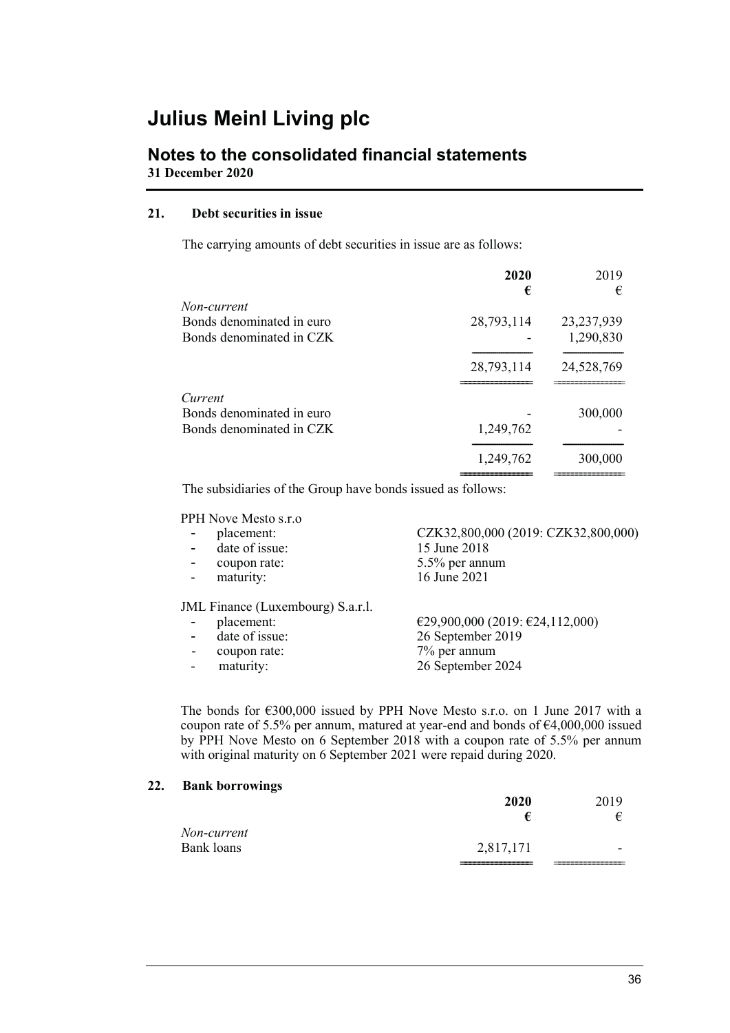# Julius Meinl Living plc

## Notes to the consolidated financial statements

**31 December 2020**

### 21. Debt securities in issue

The carrying amounts of debt securities in issue are as follows:

| | **2020** | 2019 |
|---|---|---|
| | **€** | € |
| *Non-current* | | |
| Bonds denominated in euro | 28,793,114 | 23,237,939 |
| Bonds denominated in CZK | - | 1,290,830 |
| | 28,793,114 | 24,528,769 |
| *Current* | | |
| Bonds denominated in euro | - | 300,000 |
| Bonds denominated in CZK | 1,249,762 | - |
| | 1,249,762 | 300,000 |

The subsidiaries of the Group have bonds issued as follows:

PPH Nove Mesto s.r.o

- placement: CZK32,800,000 (2019: CZK32,800,000)
- date of issue: 15 June 2018
- coupon rate: 5.5% per annum
- maturity: 16 June 2021

JML Finance (Luxembourg) S.a.r.l.

- placement: €29,900,000 (2019: €24,112,000)
- date of issue: 26 September 2019
- coupon rate: 7% per annum
- maturity: 26 September 2024

The bonds for €300,000 issued by PPH Nove Mesto s.r.o. on 1 June 2017 with a coupon rate of 5.5% per annum, matured at year-end and bonds of €4,000,000 issued by PPH Nove Mesto on 6 September 2018 with a coupon rate of 5.5% per annum with original maturity on 6 September 2021 were repaid during 2020.

### 22. Bank borrowings

| | **2020** | 2019 |
|---|---|---|
| | **€** | € |
| *Non-current* | | |
| Bank loans | 2,817,171 | - |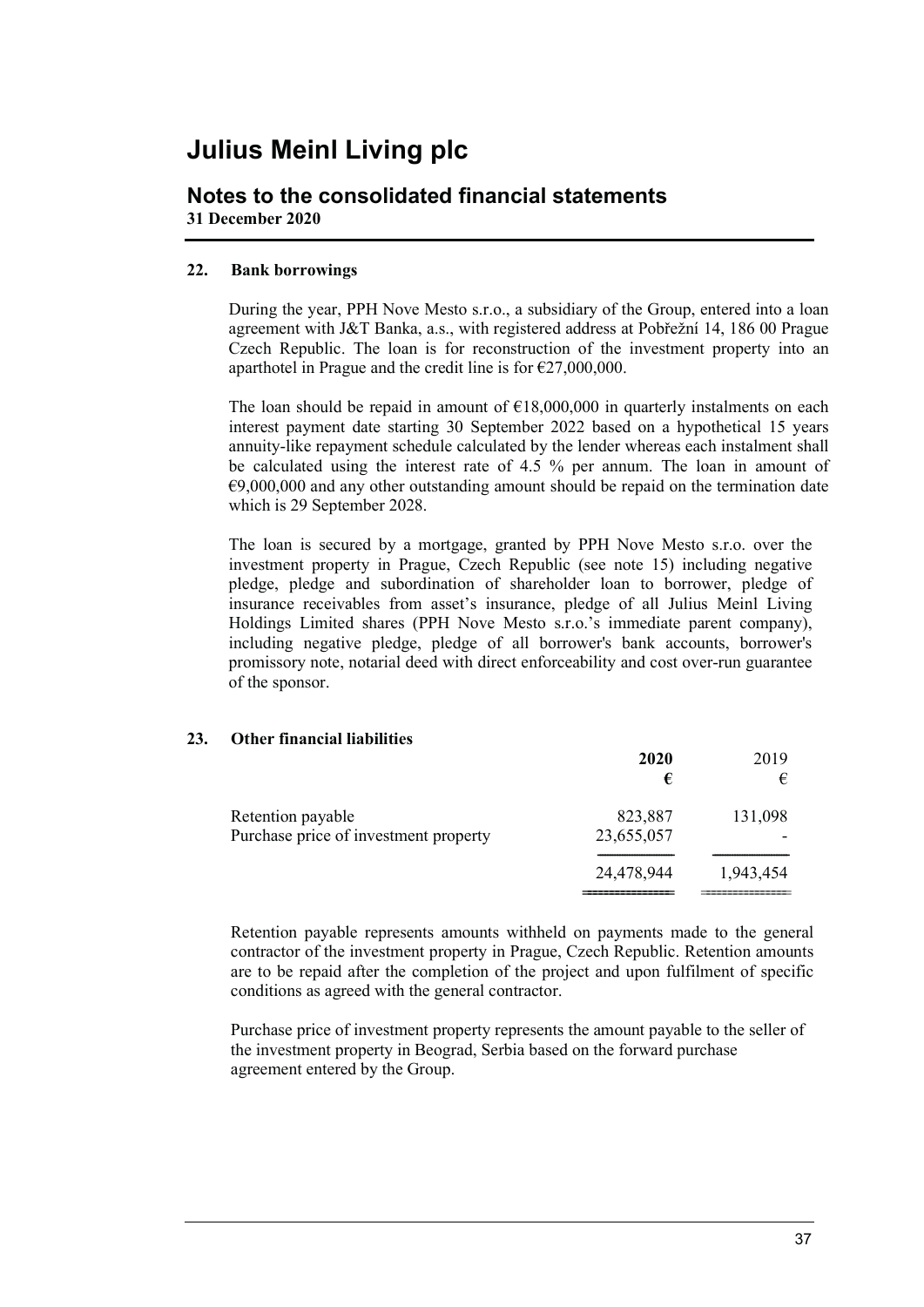# Julius Meinl Living plc

## Notes to the consolidated financial statements

**31 December 2020**

### 22. Bank borrowings

During the year, PPH Nove Mesto s.r.o., a subsidiary of the Group, entered into a loan agreement with J&T Banka, a.s., with registered address at Pobřežní 14, 186 00 Prague Czech Republic. The loan is for reconstruction of the investment property into an aparthotel in Prague and the credit line is for €27,000,000.

The loan should be repaid in amount of €18,000,000 in quarterly instalments on each interest payment date starting 30 September 2022 based on a hypothetical 15 years annuity-like repayment schedule calculated by the lender whereas each instalment shall be calculated using the interest rate of 4.5 % per annum. The loan in amount of €9,000,000 and any other outstanding amount should be repaid on the termination date which is 29 September 2028.

The loan is secured by a mortgage, granted by PPH Nove Mesto s.r.o. over the investment property in Prague, Czech Republic (see note 15) including negative pledge, pledge and subordination of shareholder loan to borrower, pledge of insurance receivables from asset's insurance, pledge of all Julius Meinl Living Holdings Limited shares (PPH Nove Mesto s.r.o.'s immediate parent company), including negative pledge, pledge of all borrower's bank accounts, borrower's promissory note, notarial deed with direct enforceability and cost over-run guarantee of the sponsor.

### 23. Other financial liabilities

| | **2020** | 2019 |
|---|---|---|
| | **€** | € |
| Retention payable | 823,887 | 131,098 |
| Purchase price of investment property | 23,655,057 | - |
| | 24,478,944 | 1,943,454 |

Retention payable represents amounts withheld on payments made to the general contractor of the investment property in Prague, Czech Republic. Retention amounts are to be repaid after the completion of the project and upon fulfilment of specific conditions as agreed with the general contractor.

Purchase price of investment property represents the amount payable to the seller of the investment property in Beograd, Serbia based on the forward purchase agreement entered by the Group.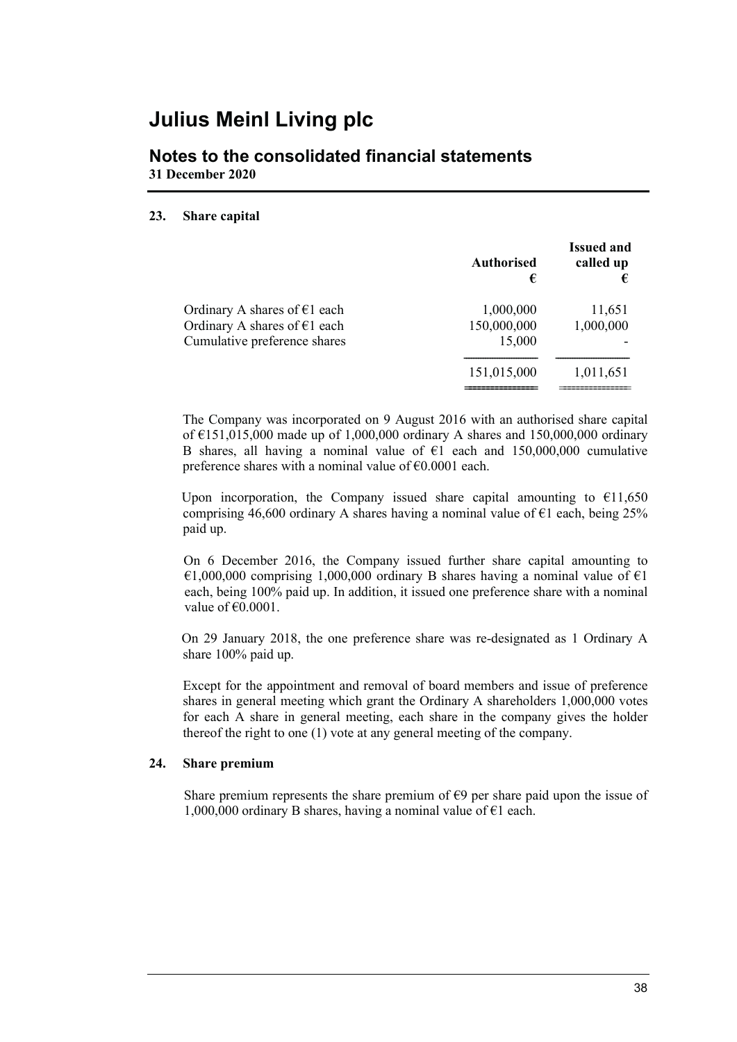# Julius Meinl Living plc

## Notes to the consolidated financial statements

**31 December 2020**

### 23. Share capital

| | Authorised € | Issued and called up € |
|---|---|---|
| Ordinary A shares of €1 each | 1,000,000 | 11,651 |
| Ordinary A shares of €1 each | 150,000,000 | 1,000,000 |
| Cumulative preference shares | 15,000 | - |
| | 151,015,000 | 1,011,651 |

The Company was incorporated on 9 August 2016 with an authorised share capital of €151,015,000 made up of 1,000,000 ordinary A shares and 150,000,000 ordinary B shares, all having a nominal value of €1 each and 150,000,000 cumulative preference shares with a nominal value of €0.0001 each.

Upon incorporation, the Company issued share capital amounting to €11,650 comprising 46,600 ordinary A shares having a nominal value of €1 each, being 25% paid up.

On 6 December 2016, the Company issued further share capital amounting to €1,000,000 comprising 1,000,000 ordinary B shares having a nominal value of €1 each, being 100% paid up. In addition, it issued one preference share with a nominal value of €0.0001.

On 29 January 2018, the one preference share was re-designated as 1 Ordinary A share 100% paid up.

Except for the appointment and removal of board members and issue of preference shares in general meeting which grant the Ordinary A shareholders 1,000,000 votes for each A share in general meeting, each share in the company gives the holder thereof the right to one (1) vote at any general meeting of the company.

### 24. Share premium

Share premium represents the share premium of €9 per share paid upon the issue of 1,000,000 ordinary B shares, having a nominal value of €1 each.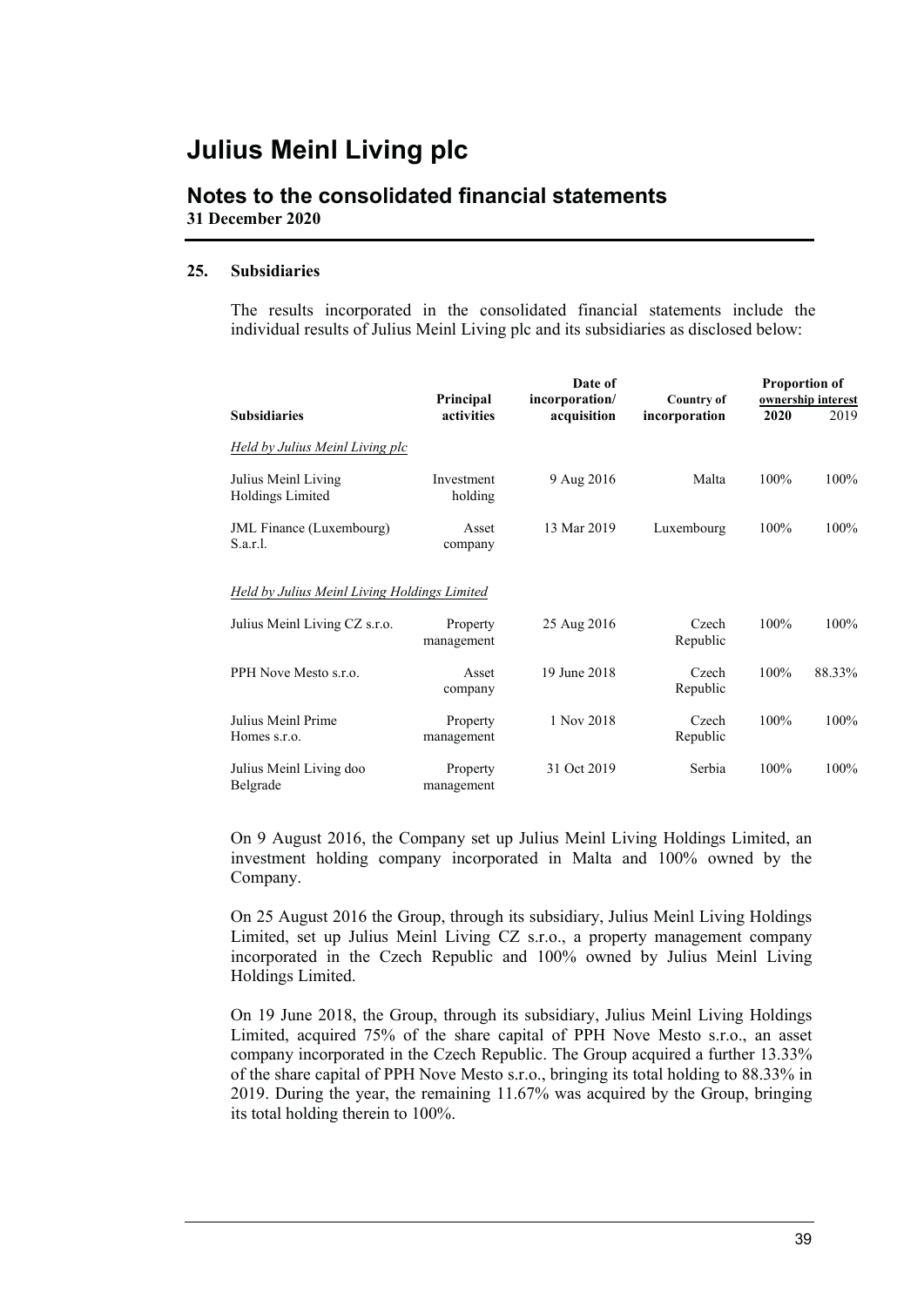# Julius Meinl Living plc

## Notes to the consolidated financial statements

**31 December 2020**

### 25. Subsidiaries

The results incorporated in the consolidated financial statements include the individual results of Julius Meinl Living plc and its subsidiaries as disclosed below:

| Subsidiaries | Principal activities | Date of incorporation/ acquisition | Country of incorporation | Proportion of ownership interest 2020 | 2019 |
|---|---|---|---|---|---|
| *Held by Julius Meinl Living plc* | | | | | |
| Julius Meinl Living Holdings Limited | Investment holding | 9 Aug 2016 | Malta | 100% | 100% |
| JML Finance (Luxembourg) S.a.r.l. | Asset company | 13 Mar 2019 | Luxembourg | 100% | 100% |
| *Held by Julius Meinl Living Holdings Limited* | | | | | |
| Julius Meinl Living CZ s.r.o. | Property management | 25 Aug 2016 | Czech Republic | 100% | 100% |
| PPH Nove Mesto s.r.o. | Asset company | 19 June 2018 | Czech Republic | 100% | 88.33% |
| Julius Meinl Prime Homes s.r.o. | Property management | 1 Nov 2018 | Czech Republic | 100% | 100% |
| Julius Meinl Living doo Belgrade | Property management | 31 Oct 2019 | Serbia | 100% | 100% |

On 9 August 2016, the Company set up Julius Meinl Living Holdings Limited, an investment holding company incorporated in Malta and 100% owned by the Company.

On 25 August 2016 the Group, through its subsidiary, Julius Meinl Living Holdings Limited, set up Julius Meinl Living CZ s.r.o., a property management company incorporated in the Czech Republic and 100% owned by Julius Meinl Living Holdings Limited.

On 19 June 2018, the Group, through its subsidiary, Julius Meinl Living Holdings Limited, acquired 75% of the share capital of PPH Nove Mesto s.r.o., an asset company incorporated in the Czech Republic. The Group acquired a further 13.33% of the share capital of PPH Nove Mesto s.r.o., bringing its total holding to 88.33% in 2019. During the year, the remaining 11.67% was acquired by the Group, bringing its total holding therein to 100%.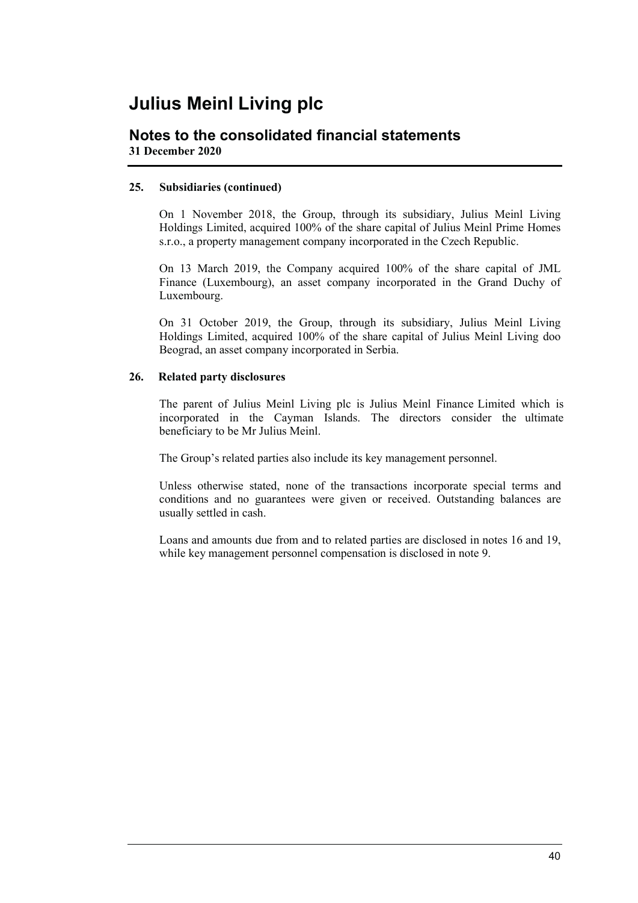# Julius Meinl Living plc

## Notes to the consolidated financial statements

**31 December 2020**

### 25. Subsidiaries (continued)

On 1 November 2018, the Group, through its subsidiary, Julius Meinl Living Holdings Limited, acquired 100% of the share capital of Julius Meinl Prime Homes s.r.o., a property management company incorporated in the Czech Republic.

On 13 March 2019, the Company acquired 100% of the share capital of JML Finance (Luxembourg), an asset company incorporated in the Grand Duchy of Luxembourg.

On 31 October 2019, the Group, through its subsidiary, Julius Meinl Living Holdings Limited, acquired 100% of the share capital of Julius Meinl Living doo Beograd, an asset company incorporated in Serbia.

### 26. Related party disclosures

The parent of Julius Meinl Living plc is Julius Meinl Finance Limited which is incorporated in the Cayman Islands. The directors consider the ultimate beneficiary to be Mr Julius Meinl.

The Group's related parties also include its key management personnel.

Unless otherwise stated, none of the transactions incorporate special terms and conditions and no guarantees were given or received. Outstanding balances are usually settled in cash.

Loans and amounts due from and to related parties are disclosed in notes 16 and 19, while key management personnel compensation is disclosed in note 9.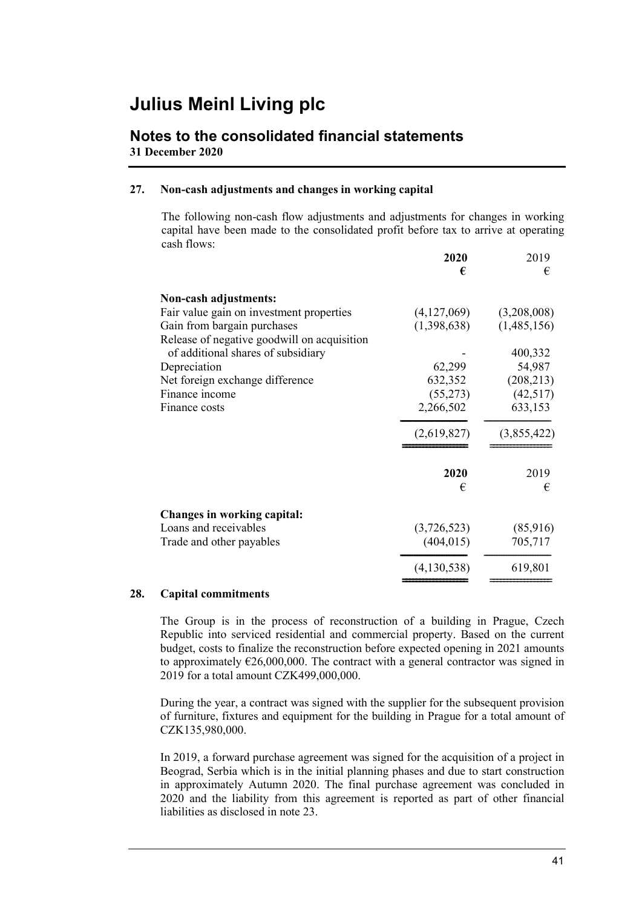# Julius Meinl Living plc

## Notes to the consolidated financial statements

**31 December 2020**

### 27. Non-cash adjustments and changes in working capital

The following non-cash flow adjustments and adjustments for changes in working capital have been made to the consolidated profit before tax to arrive at operating cash flows:

| | **2020** | 2019 |
|---|---|---|
| | **€** | € |
| **Non-cash adjustments:** | | |
| Fair value gain on investment properties | (4,127,069) | (3,208,008) |
| Gain from bargain purchases | (1,398,638) | (1,485,156) |
| Release of negative goodwill on acquisition of additional shares of subsidiary | - | 400,332 |
| Depreciation | 62,299 | 54,987 |
| Net foreign exchange difference | 632,352 | (208,213) |
| Finance income | (55,273) | (42,517) |
| Finance costs | 2,266,502 | 633,153 |
| | (2,619,827) | (3,855,422) |

| | **2020** | 2019 |
|---|---|---|
| | € | € |
| **Changes in working capital:** | | |
| Loans and receivables | (3,726,523) | (85,916) |
| Trade and other payables | (404,015) | 705,717 |
| | (4,130,538) | 619,801 |

### 28. Capital commitments

The Group is in the process of reconstruction of a building in Prague, Czech Republic into serviced residential and commercial property. Based on the current budget, costs to finalize the reconstruction before expected opening in 2021 amounts to approximately €26,000,000. The contract with a general contractor was signed in 2019 for a total amount CZK499,000,000.

During the year, a contract was signed with the supplier for the subsequent provision of furniture, fixtures and equipment for the building in Prague for a total amount of CZK135,980,000.

In 2019, a forward purchase agreement was signed for the acquisition of a project in Beograd, Serbia which is in the initial planning phases and due to start construction in approximately Autumn 2020. The final purchase agreement was concluded in 2020 and the liability from this agreement is reported as part of other financial liabilities as disclosed in note 23.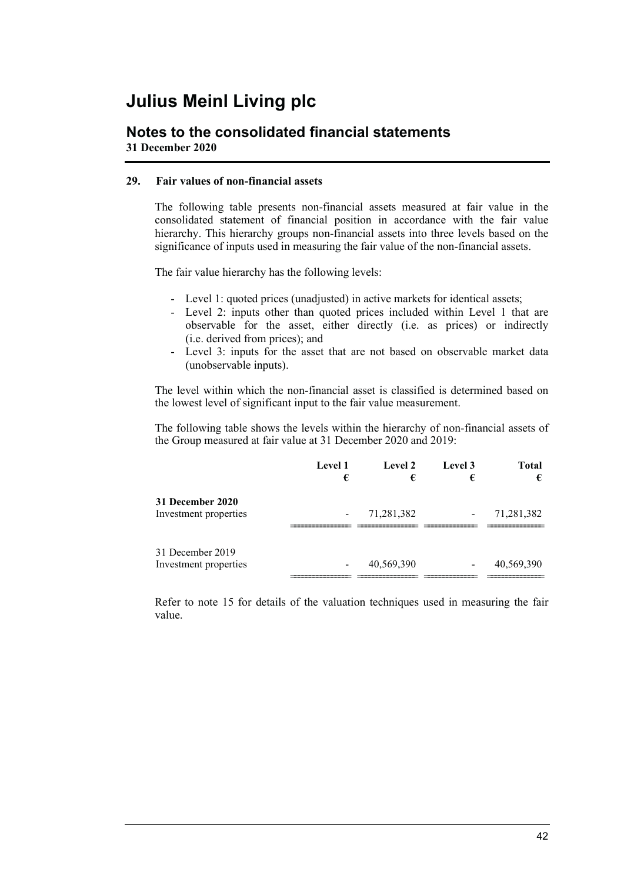# Julius Meinl Living plc

## Notes to the consolidated financial statements

**31 December 2020**

### 29. Fair values of non-financial assets

The following table presents non-financial assets measured at fair value in the consolidated statement of financial position in accordance with the fair value hierarchy. This hierarchy groups non-financial assets into three levels based on the significance of inputs used in measuring the fair value of the non-financial assets.

The fair value hierarchy has the following levels:

- Level 1: quoted prices (unadjusted) in active markets for identical assets;
- Level 2: inputs other than quoted prices included within Level 1 that are observable for the asset, either directly (i.e. as prices) or indirectly (i.e. derived from prices); and
- Level 3: inputs for the asset that are not based on observable market data (unobservable inputs).

The level within which the non-financial asset is classified is determined based on the lowest level of significant input to the fair value measurement.

The following table shows the levels within the hierarchy of non-financial assets of the Group measured at fair value at 31 December 2020 and 2019:

| | Level 1 € | Level 2 € | Level 3 € | Total € |
|---|---|---|---|---|
| **31 December 2020** | | | | |
| Investment properties | - | 71,281,382 | - | 71,281,382 |
| 31 December 2019 | | | | |
| Investment properties | - | 40,569,390 | - | 40,569,390 |

Refer to note 15 for details of the valuation techniques used in measuring the fair value.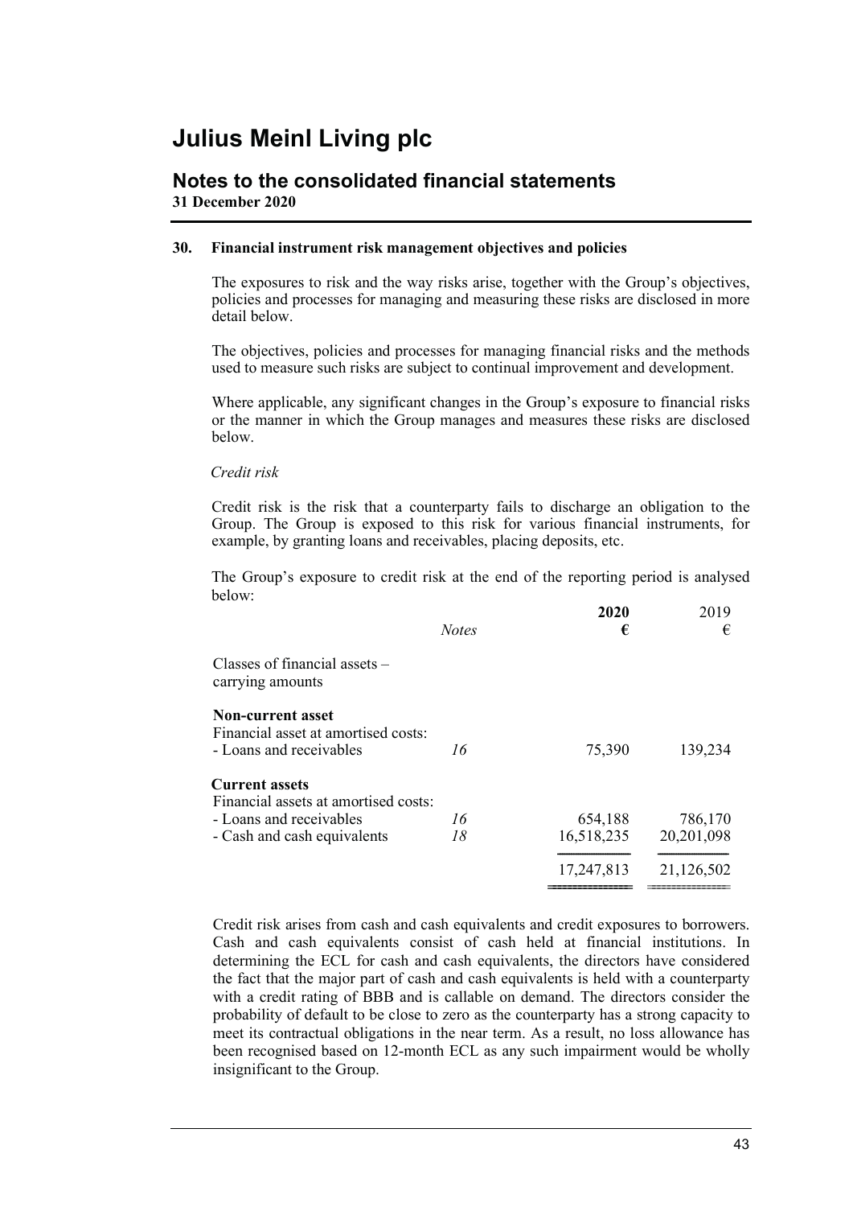# Julius Meinl Living plc

## Notes to the consolidated financial statements

**31 December 2020**

### 30. Financial instrument risk management objectives and policies

The exposures to risk and the way risks arise, together with the Group's objectives, policies and processes for managing and measuring these risks are disclosed in more detail below.

The objectives, policies and processes for managing financial risks and the methods used to measure such risks are subject to continual improvement and development.

Where applicable, any significant changes in the Group's exposure to financial risks or the manner in which the Group manages and measures these risks are disclosed below.

*Credit risk*

Credit risk is the risk that a counterparty fails to discharge an obligation to the Group. The Group is exposed to this risk for various financial instruments, for example, by granting loans and receivables, placing deposits, etc.

The Group's exposure to credit risk at the end of the reporting period is analysed below:

| | *Notes* | **2020 €** | 2019 € |
|---|---|---|---|
| Classes of financial assets – carrying amounts | | | |
| **Non-current asset** | | | |
| Financial asset at amortised costs: | | | |
| - Loans and receivables | *16* | 75,390 | 139,234 |
| **Current assets** | | | |
| Financial assets at amortised costs: | | | |
| - Loans and receivables | *16* | 654,188 | 786,170 |
| - Cash and cash equivalents | *18* | 16,518,235 | 20,201,098 |
| | | 17,247,813 | 21,126,502 |

Credit risk arises from cash and cash equivalents and credit exposures to borrowers. Cash and cash equivalents consist of cash held at financial institutions. In determining the ECL for cash and cash equivalents, the directors have considered the fact that the major part of cash and cash equivalents is held with a counterparty with a credit rating of BBB and is callable on demand. The directors consider the probability of default to be close to zero as the counterparty has a strong capacity to meet its contractual obligations in the near term. As a result, no loss allowance has been recognised based on 12-month ECL as any such impairment would be wholly insignificant to the Group.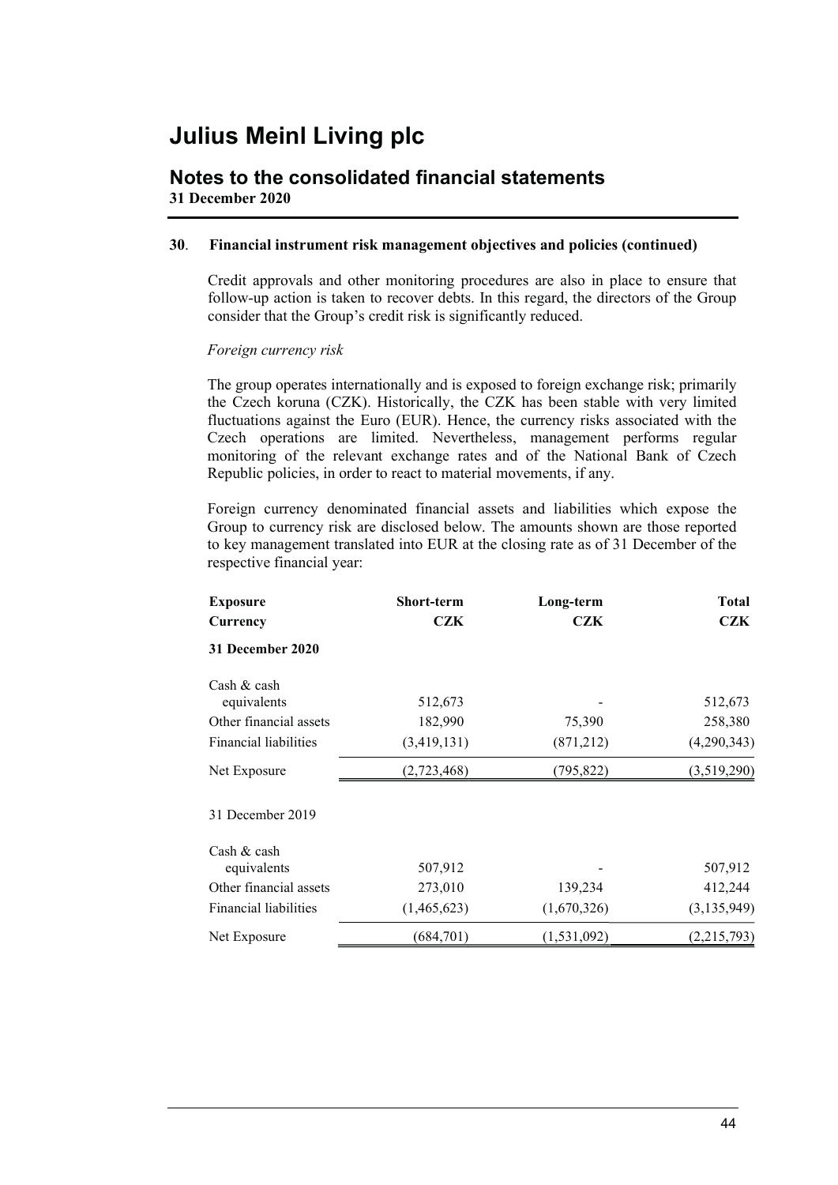# Julius Meinl Living plc

## Notes to the consolidated financial statements

**31 December 2020**

### 30. Financial instrument risk management objectives and policies (continued)

Credit approvals and other monitoring procedures are also in place to ensure that follow-up action is taken to recover debts. In this regard, the directors of the Group consider that the Group's credit risk is significantly reduced.

*Foreign currency risk*

The group operates internationally and is exposed to foreign exchange risk; primarily the Czech koruna (CZK). Historically, the CZK has been stable with very limited fluctuations against the Euro (EUR). Hence, the currency risks associated with the Czech operations are limited. Nevertheless, management performs regular monitoring of the relevant exchange rates and of the National Bank of Czech Republic policies, in order to react to material movements, if any.

Foreign currency denominated financial assets and liabilities which expose the Group to currency risk are disclosed below. The amounts shown are those reported to key management translated into EUR at the closing rate as of 31 December of the respective financial year:

| **Exposure** | **Short-term** | **Long-term** | **Total** |
|---|---|---|---|
| **Currency** | **CZK** | **CZK** | **CZK** |
| **31 December 2020** | | | |
| Cash & cash equivalents | 512,673 | - | 512,673 |
| Other financial assets | 182,990 | 75,390 | 258,380 |
| Financial liabilities | (3,419,131) | (871,212) | (4,290,343) |
| Net Exposure | (2,723,468) | (795,822) | (3,519,290) |
| 31 December 2019 | | | |
| Cash & cash equivalents | 507,912 | - | 507,912 |
| Other financial assets | 273,010 | 139,234 | 412,244 |
| Financial liabilities | (1,465,623) | (1,670,326) | (3,135,949) |
| Net Exposure | (684,701) | (1,531,092) | (2,215,793) |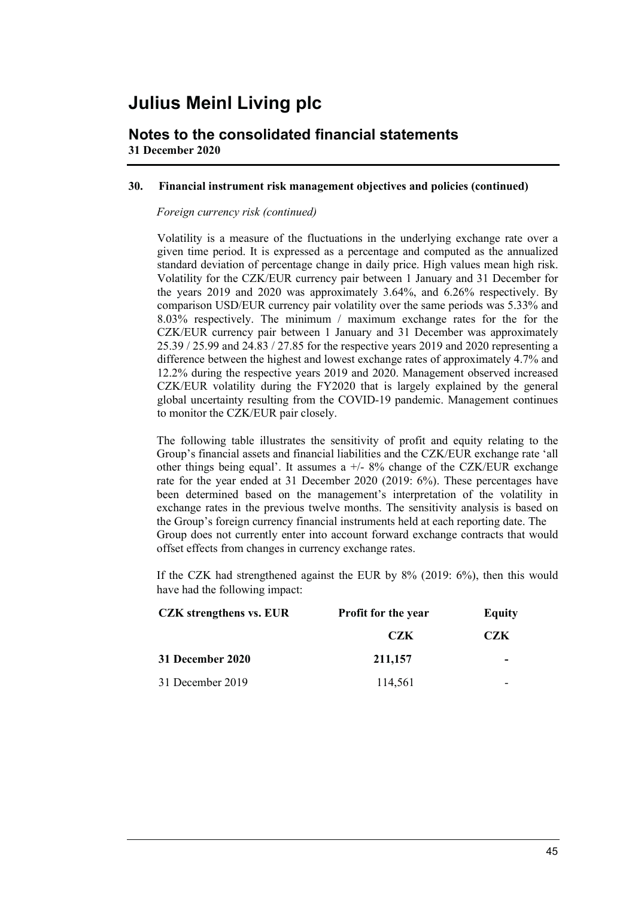# Julius Meinl Living plc

## Notes to the consolidated financial statements

**31 December 2020**

### 30. Financial instrument risk management objectives and policies (continued)

*Foreign currency risk (continued)*

Volatility is a measure of the fluctuations in the underlying exchange rate over a given time period. It is expressed as a percentage and computed as the annualized standard deviation of percentage change in daily price. High values mean high risk. Volatility for the CZK/EUR currency pair between 1 January and 31 December for the years 2019 and 2020 was approximately 3.64%, and 6.26% respectively. By comparison USD/EUR currency pair volatility over the same periods was 5.33% and 8.03% respectively. The minimum / maximum exchange rates for the for the CZK/EUR currency pair between 1 January and 31 December was approximately 25.39 / 25.99 and 24.83 / 27.85 for the respective years 2019 and 2020 representing a difference between the highest and lowest exchange rates of approximately 4.7% and 12.2% during the respective years 2019 and 2020. Management observed increased CZK/EUR volatility during the FY2020 that is largely explained by the general global uncertainty resulting from the COVID-19 pandemic. Management continues to monitor the CZK/EUR pair closely.

The following table illustrates the sensitivity of profit and equity relating to the Group's financial assets and financial liabilities and the CZK/EUR exchange rate 'all other things being equal'. It assumes a +/- 8% change of the CZK/EUR exchange rate for the year ended at 31 December 2020 (2019: 6%). These percentages have been determined based on the management's interpretation of the volatility in exchange rates in the previous twelve months. The sensitivity analysis is based on the Group's foreign currency financial instruments held at each reporting date. The Group does not currently enter into account forward exchange contracts that would offset effects from changes in currency exchange rates.

If the CZK had strengthened against the EUR by 8% (2019: 6%), then this would have had the following impact:

| CZK strengthens vs. EUR | Profit for the year | Equity |
|---|---|---|
| | CZK | CZK |
| **31 December 2020** | **211,157** | **-** |
| 31 December 2019 | 114,561 | - |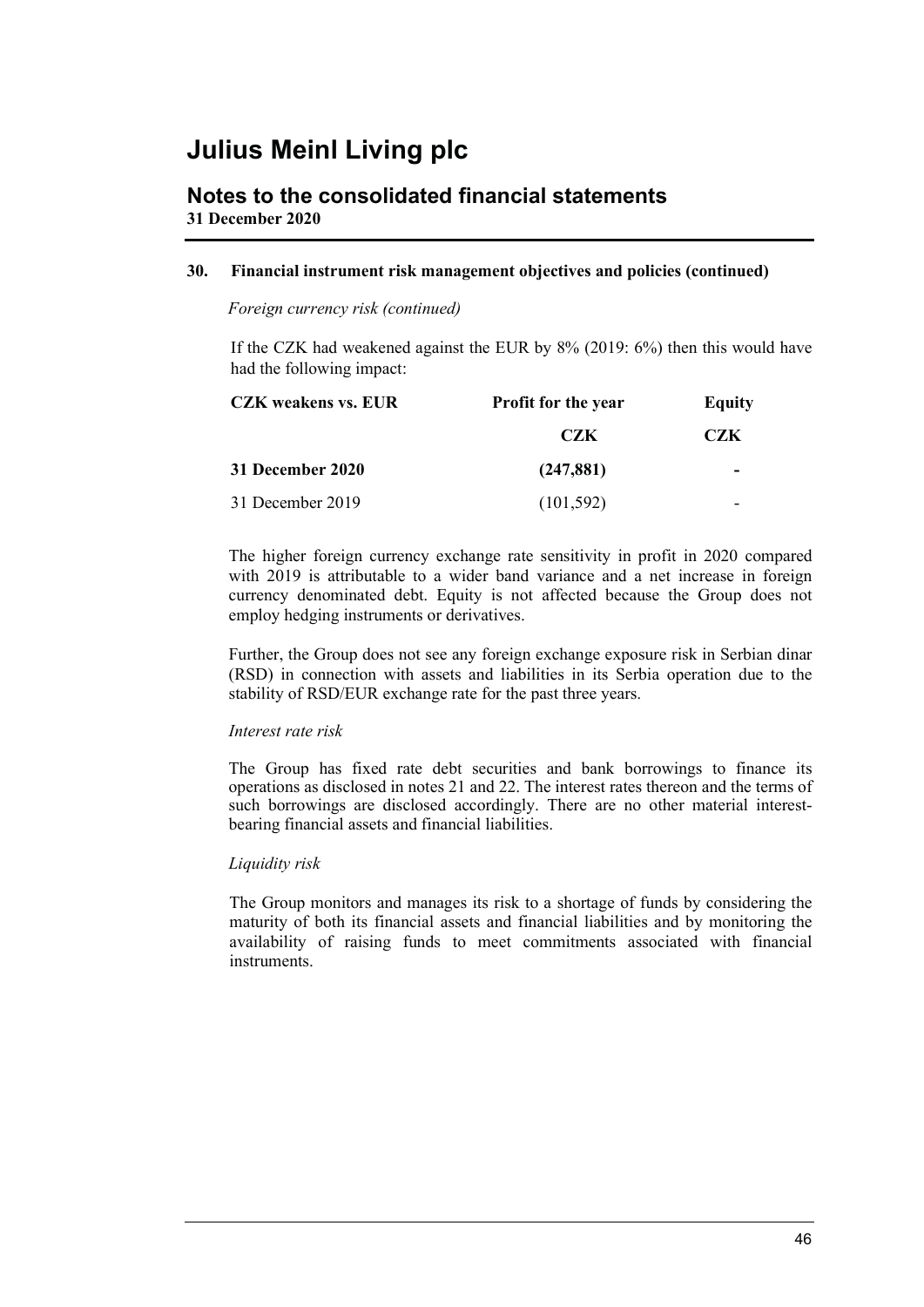# Julius Meinl Living plc

## Notes to the consolidated financial statements

**31 December 2020**

### 30. Financial instrument risk management objectives and policies (continued)

*Foreign currency risk (continued)*

If the CZK had weakened against the EUR by 8% (2019: 6%) then this would have had the following impact:

| CZK weakens vs. EUR | Profit for the year | Equity |
|---|---|---|
| | CZK | CZK |
| **31 December 2020** | **(247,881)** | **-** |
| 31 December 2019 | (101,592) | - |

The higher foreign currency exchange rate sensitivity in profit in 2020 compared with 2019 is attributable to a wider band variance and a net increase in foreign currency denominated debt. Equity is not affected because the Group does not employ hedging instruments or derivatives.

Further, the Group does not see any foreign exchange exposure risk in Serbian dinar (RSD) in connection with assets and liabilities in its Serbia operation due to the stability of RSD/EUR exchange rate for the past three years.

*Interest rate risk*

The Group has fixed rate debt securities and bank borrowings to finance its operations as disclosed in notes 21 and 22. The interest rates thereon and the terms of such borrowings are disclosed accordingly. There are no other material interest-bearing financial assets and financial liabilities.

*Liquidity risk*

The Group monitors and manages its risk to a shortage of funds by considering the maturity of both its financial assets and financial liabilities and by monitoring the availability of raising funds to meet commitments associated with financial instruments.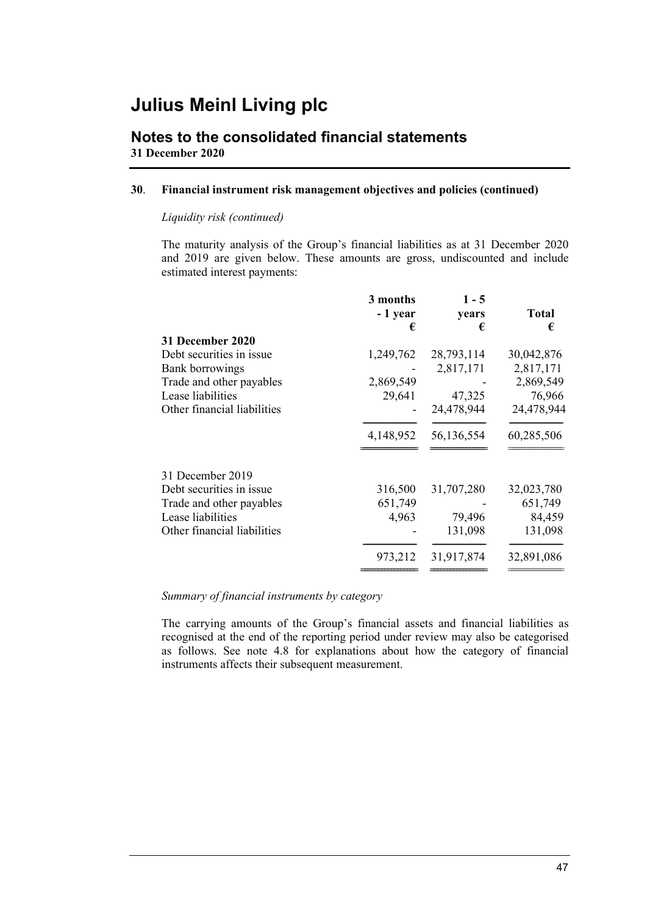# Julius Meinl Living plc

## Notes to the consolidated financial statements

**31 December 2020**

### 30. Financial instrument risk management objectives and policies (continued)

*Liquidity risk (continued)*

The maturity analysis of the Group's financial liabilities as at 31 December 2020 and 2019 are given below. These amounts are gross, undiscounted and include estimated interest payments:

| | 3 months - 1 year € | 1 - 5 years € | Total € |
|---|---|---|---|
| **31 December 2020** | | | |
| Debt securities in issue | 1,249,762 | 28,793,114 | 30,042,876 |
| Bank borrowings | - | 2,817,171 | 2,817,171 |
| Trade and other payables | 2,869,549 | - | 2,869,549 |
| Lease liabilities | 29,641 | 47,325 | 76,966 |
| Other financial liabilities | - | 24,478,944 | 24,478,944 |
| | 4,148,952 | 56,136,554 | 60,285,506 |
| 31 December 2019 | | | |
| Debt securities in issue | 316,500 | 31,707,280 | 32,023,780 |
| Trade and other payables | 651,749 | - | 651,749 |
| Lease liabilities | 4,963 | 79,496 | 84,459 |
| Other financial liabilities | - | 131,098 | 131,098 |
| | 973,212 | 31,917,874 | 32,891,086 |

*Summary of financial instruments by category*

The carrying amounts of the Group's financial assets and financial liabilities as recognised at the end of the reporting period under review may also be categorised as follows. See note 4.8 for explanations about how the category of financial instruments affects their subsequent measurement.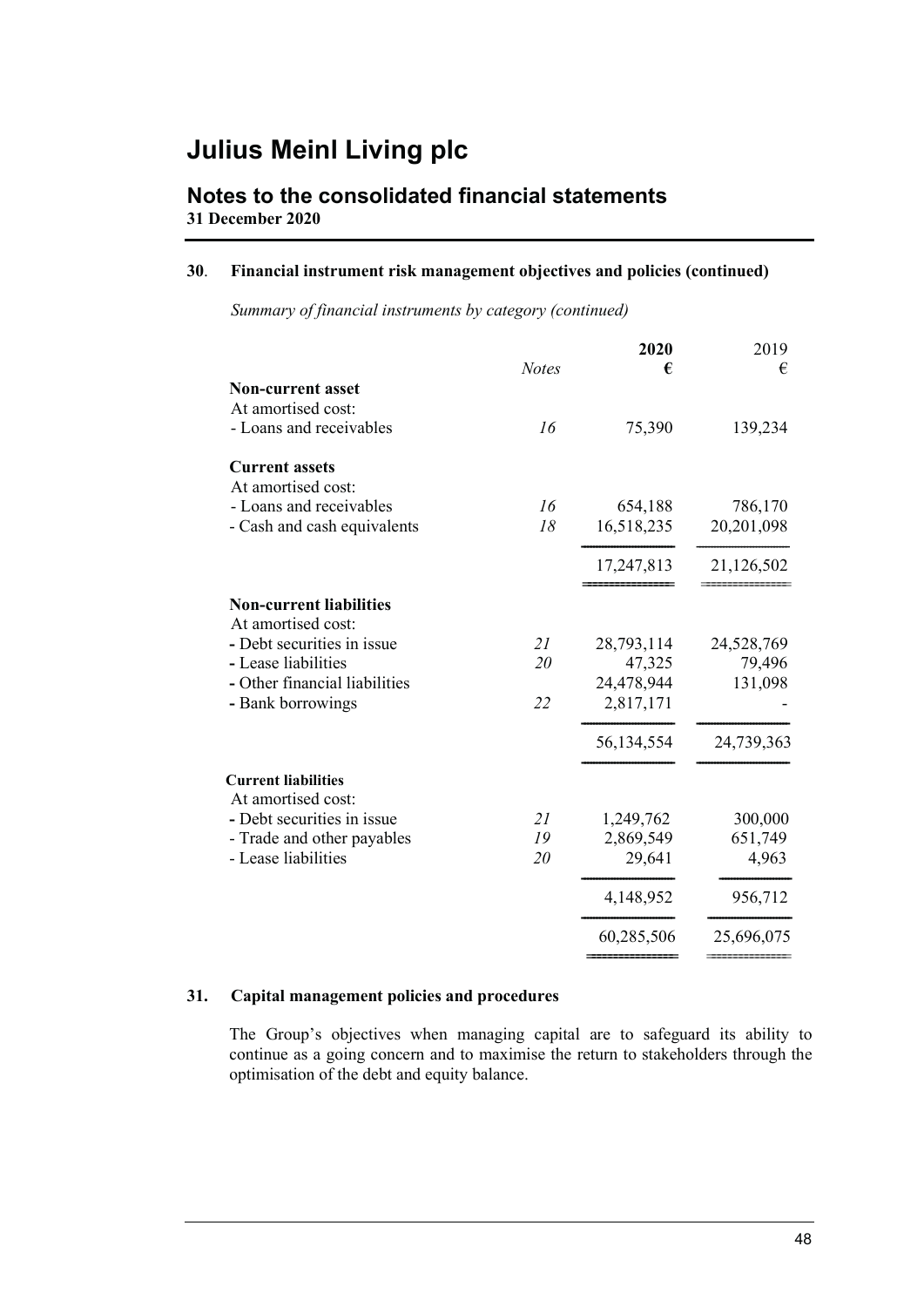# Julius Meinl Living plc

## Notes to the consolidated financial statements

**31 December 2020**

### 30. Financial instrument risk management objectives and policies (continued)

*Summary of financial instruments by category (continued)*

| | *Notes* | **2020 €** | 2019 € |
|---|---|---|---|
| **Non-current asset** | | | |
| At amortised cost: | | | |
| - Loans and receivables | *16* | 75,390 | 139,234 |
| **Current assets** | | | |
| At amortised cost: | | | |
| - Loans and receivables | *16* | 654,188 | 786,170 |
| - Cash and cash equivalents | *18* | 16,518,235 | 20,201,098 |
| | | 17,247,813 | 21,126,502 |
| **Non-current liabilities** | | | |
| At amortised cost: | | | |
| - Debt securities in issue | *21* | 28,793,114 | 24,528,769 |
| - Lease liabilities | *20* | 47,325 | 79,496 |
| - Other financial liabilities | | 24,478,944 | 131,098 |
| - Bank borrowings | *22* | 2,817,171 | - |
| | | 56,134,554 | 24,739,363 |
| **Current liabilities** | | | |
| At amortised cost: | | | |
| - Debt securities in issue | *21* | 1,249,762 | 300,000 |
| - Trade and other payables | *19* | 2,869,549 | 651,749 |
| - Lease liabilities | *20* | 29,641 | 4,963 |
| | | 4,148,952 | 956,712 |
| | | 60,285,506 | 25,696,075 |

### 31. Capital management policies and procedures

The Group's objectives when managing capital are to safeguard its ability to continue as a going concern and to maximise the return to stakeholders through the optimisation of the debt and equity balance.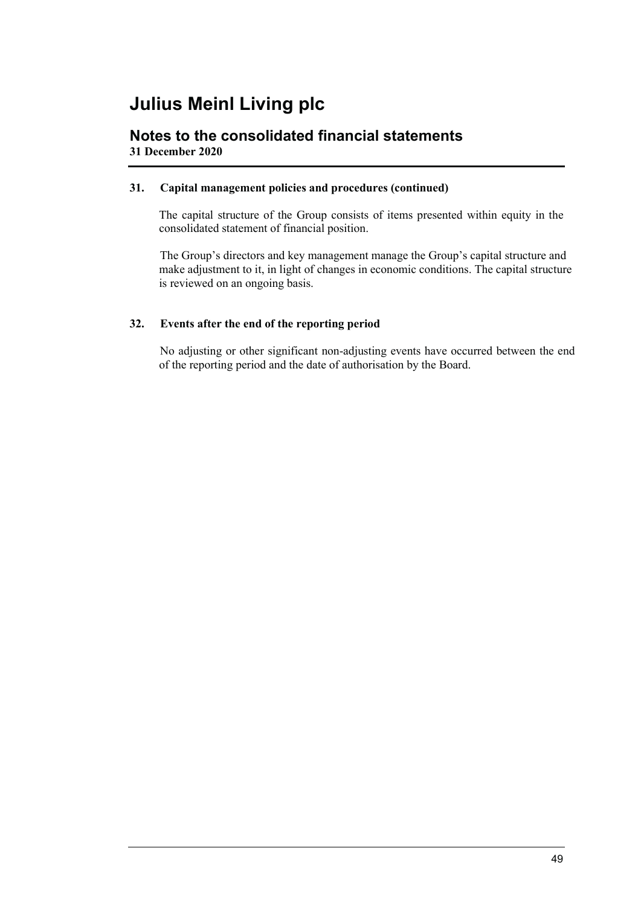# Julius Meinl Living plc

## Notes to the consolidated financial statements

**31 December 2020**

### 31. Capital management policies and procedures (continued)

The capital structure of the Group consists of items presented within equity in the consolidated statement of financial position.

The Group's directors and key management manage the Group's capital structure and make adjustment to it, in light of changes in economic conditions. The capital structure is reviewed on an ongoing basis.

### 32. Events after the end of the reporting period

No adjusting or other significant non-adjusting events have occurred between the end of the reporting period and the date of authorisation by the Board.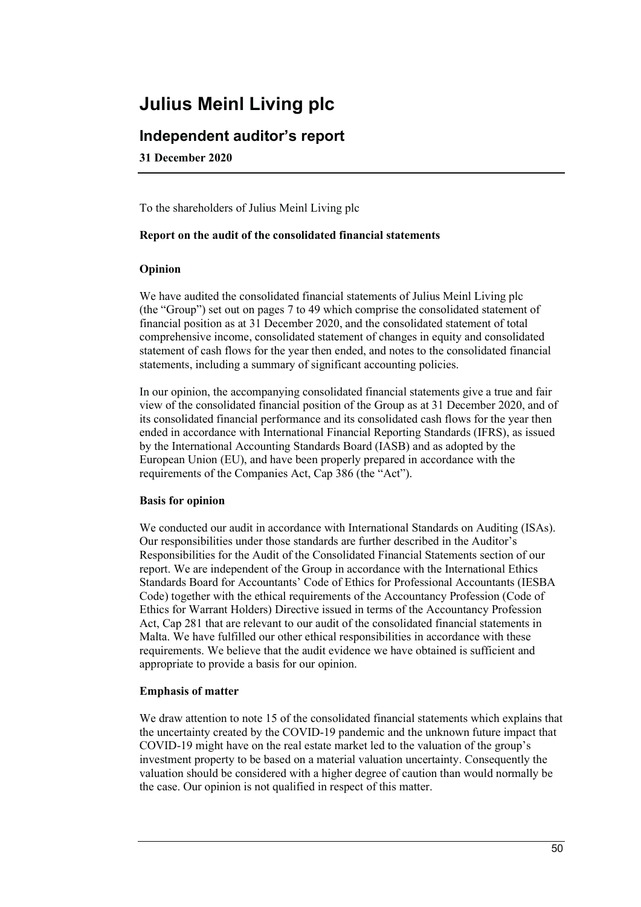# Julius Meinl Living plc

## Independent auditor's report

**31 December 2020**

To the shareholders of Julius Meinl Living plc

**Report on the audit of the consolidated financial statements**

**Opinion**

We have audited the consolidated financial statements of Julius Meinl Living plc (the "Group") set out on pages 7 to 49 which comprise the consolidated statement of financial position as at 31 December 2020, and the consolidated statement of total comprehensive income, consolidated statement of changes in equity and consolidated statement of cash flows for the year then ended, and notes to the consolidated financial statements, including a summary of significant accounting policies.

In our opinion, the accompanying consolidated financial statements give a true and fair view of the consolidated financial position of the Group as at 31 December 2020, and of its consolidated financial performance and its consolidated cash flows for the year then ended in accordance with International Financial Reporting Standards (IFRS), as issued by the International Accounting Standards Board (IASB) and as adopted by the European Union (EU), and have been properly prepared in accordance with the requirements of the Companies Act, Cap 386 (the "Act").

**Basis for opinion**

We conducted our audit in accordance with International Standards on Auditing (ISAs). Our responsibilities under those standards are further described in the Auditor's Responsibilities for the Audit of the Consolidated Financial Statements section of our report. We are independent of the Group in accordance with the International Ethics Standards Board for Accountants' Code of Ethics for Professional Accountants (IESBA Code) together with the ethical requirements of the Accountancy Profession (Code of Ethics for Warrant Holders) Directive issued in terms of the Accountancy Profession Act, Cap 281 that are relevant to our audit of the consolidated financial statements in Malta. We have fulfilled our other ethical responsibilities in accordance with these requirements. We believe that the audit evidence we have obtained is sufficient and appropriate to provide a basis for our opinion.

**Emphasis of matter**

We draw attention to note 15 of the consolidated financial statements which explains that the uncertainty created by the COVID-19 pandemic and the unknown future impact that COVID-19 might have on the real estate market led to the valuation of the group's investment property to be based on a material valuation uncertainty. Consequently the valuation should be considered with a higher degree of caution than would normally be the case. Our opinion is not qualified in respect of this matter.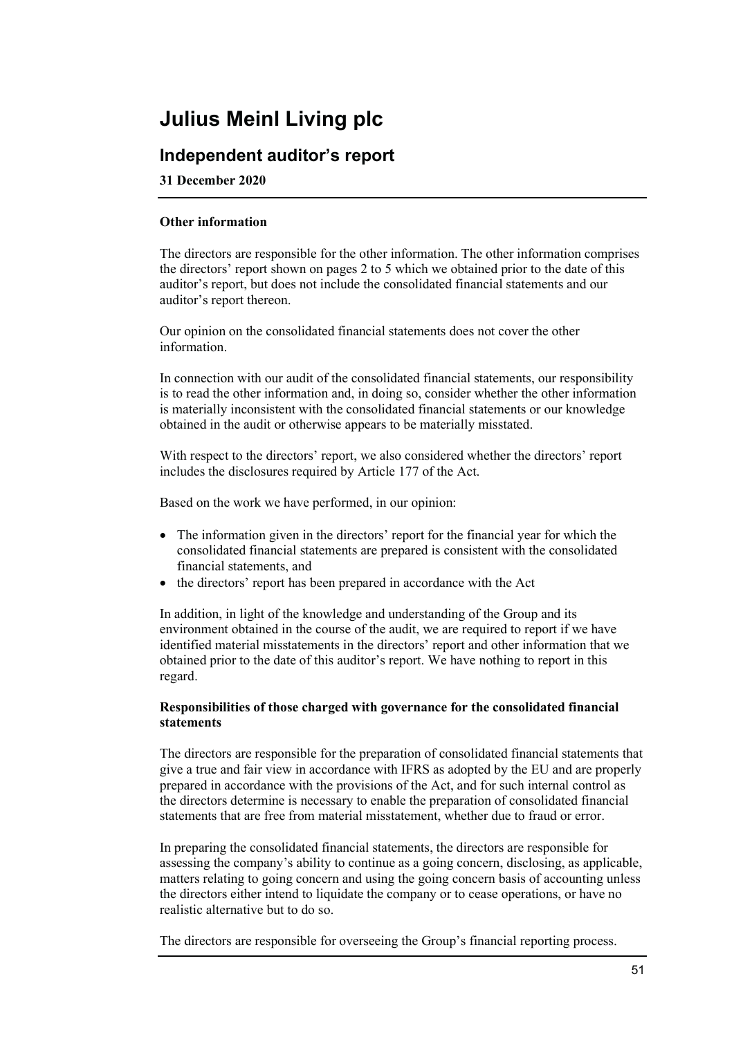# Julius Meinl Living plc

## Independent auditor's report

**31 December 2020**

**Other information**

The directors are responsible for the other information. The other information comprises the directors' report shown on pages 2 to 5 which we obtained prior to the date of this auditor's report, but does not include the consolidated financial statements and our auditor's report thereon.

Our opinion on the consolidated financial statements does not cover the other information.

In connection with our audit of the consolidated financial statements, our responsibility is to read the other information and, in doing so, consider whether the other information is materially inconsistent with the consolidated financial statements or our knowledge obtained in the audit or otherwise appears to be materially misstated.

With respect to the directors' report, we also considered whether the directors' report includes the disclosures required by Article 177 of the Act.

Based on the work we have performed, in our opinion:

- The information given in the directors' report for the financial year for which the consolidated financial statements are prepared is consistent with the consolidated financial statements, and
- the directors' report has been prepared in accordance with the Act

In addition, in light of the knowledge and understanding of the Group and its environment obtained in the course of the audit, we are required to report if we have identified material misstatements in the directors' report and other information that we obtained prior to the date of this auditor's report. We have nothing to report in this regard.

**Responsibilities of those charged with governance for the consolidated financial statements**

The directors are responsible for the preparation of consolidated financial statements that give a true and fair view in accordance with IFRS as adopted by the EU and are properly prepared in accordance with the provisions of the Act, and for such internal control as the directors determine is necessary to enable the preparation of consolidated financial statements that are free from material misstatement, whether due to fraud or error.

In preparing the consolidated financial statements, the directors are responsible for assessing the company's ability to continue as a going concern, disclosing, as applicable, matters relating to going concern and using the going concern basis of accounting unless the directors either intend to liquidate the company or to cease operations, or have no realistic alternative but to do so.

The directors are responsible for overseeing the Group's financial reporting process.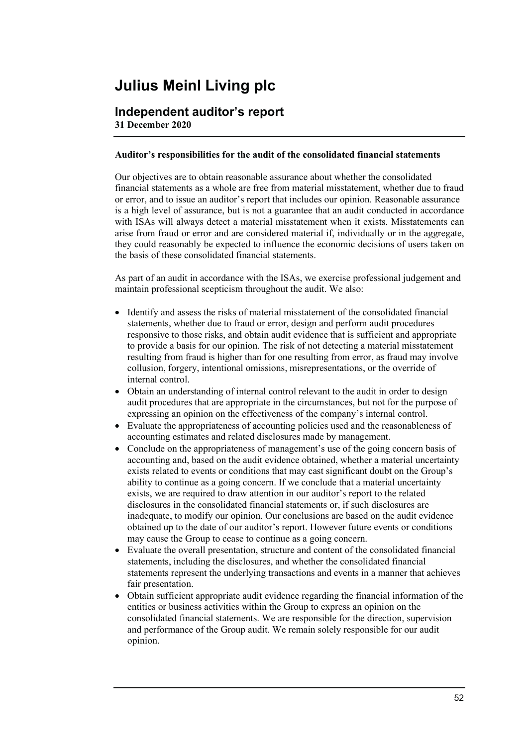### Auditor's responsibilities for the audit of the consolidated financial statements

Our objectives are to obtain reasonable assurance about whether the consolidated financial statements as a whole are free from material misstatement, whether due to fraud or error, and to issue an auditor's report that includes our opinion. Reasonable assurance is a high level of assurance, but is not a guarantee that an audit conducted in accordance with ISAs will always detect a material misstatement when it exists. Misstatements can arise from fraud or error and are considered material if, individually or in the aggregate, they could reasonably be expected to influence the economic decisions of users taken on the basis of these consolidated financial statements.

As part of an audit in accordance with the ISAs, we exercise professional judgement and maintain professional scepticism throughout the audit. We also:

- Identify and assess the risks of material misstatement of the consolidated financial statements, whether due to fraud or error, design and perform audit procedures responsive to those risks, and obtain audit evidence that is sufficient and appropriate to provide a basis for our opinion. The risk of not detecting a material misstatement resulting from fraud is higher than for one resulting from error, as fraud may involve collusion, forgery, intentional omissions, misrepresentations, or the override of internal control.
- Obtain an understanding of internal control relevant to the audit in order to design audit procedures that are appropriate in the circumstances, but not for the purpose of expressing an opinion on the effectiveness of the company's internal control.
- Evaluate the appropriateness of accounting policies used and the reasonableness of accounting estimates and related disclosures made by management.
- Conclude on the appropriateness of management's use of the going concern basis of accounting and, based on the audit evidence obtained, whether a material uncertainty exists related to events or conditions that may cast significant doubt on the Group's ability to continue as a going concern. If we conclude that a material uncertainty exists, we are required to draw attention in our auditor's report to the related disclosures in the consolidated financial statements or, if such disclosures are inadequate, to modify our opinion. Our conclusions are based on the audit evidence obtained up to the date of our auditor's report. However future events or conditions may cause the Group to cease to continue as a going concern.
- Evaluate the overall presentation, structure and content of the consolidated financial statements, including the disclosures, and whether the consolidated financial statements represent the underlying transactions and events in a manner that achieves fair presentation.
- Obtain sufficient appropriate audit evidence regarding the financial information of the entities or business activities within the Group to express an opinion on the consolidated financial statements. We are responsible for the direction, supervision and performance of the Group audit. We remain solely responsible for our audit opinion.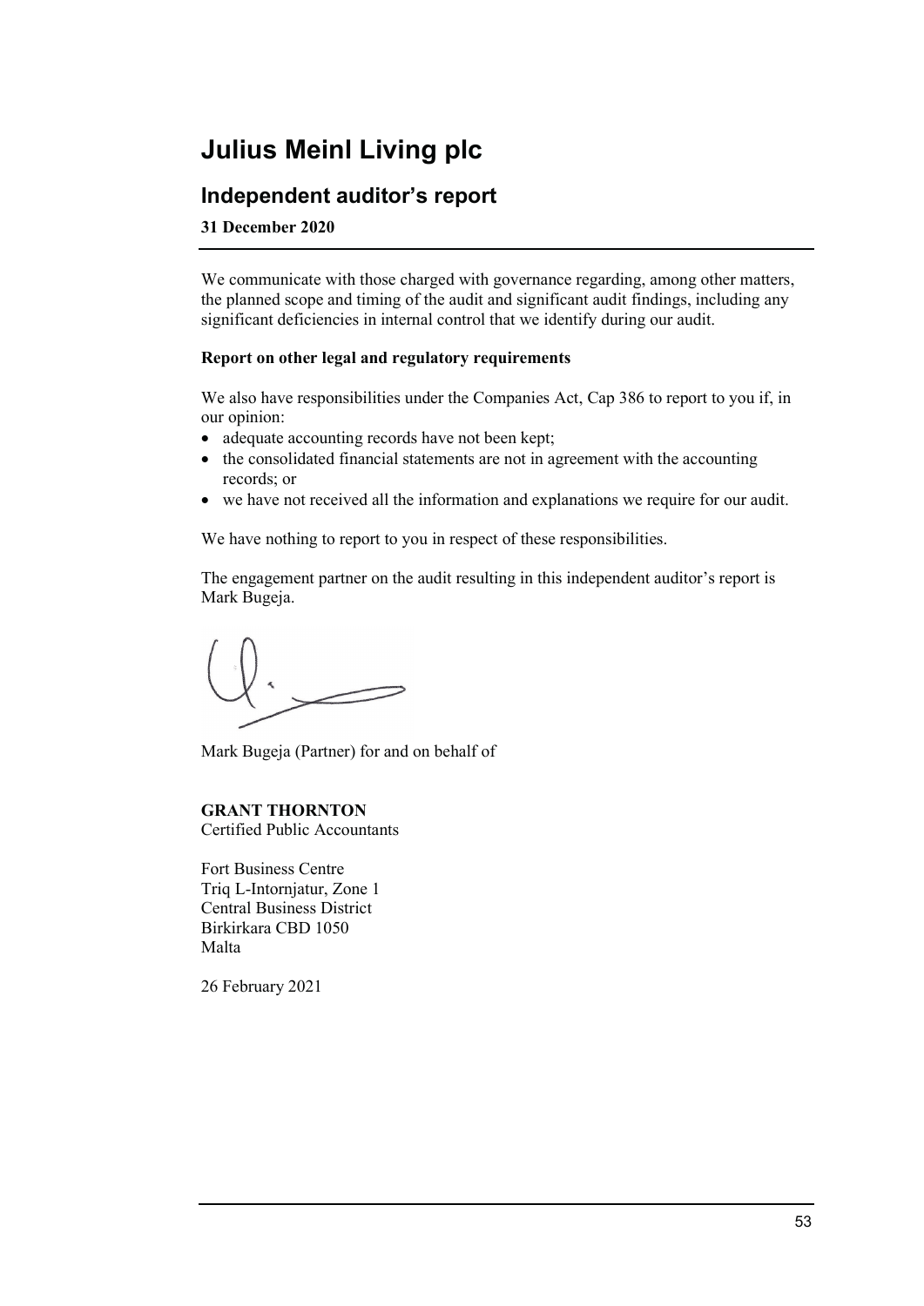# Julius Meinl Living plc

## Independent auditor's report

**31 December 2020**

We communicate with those charged with governance regarding, among other matters, the planned scope and timing of the audit and significant audit findings, including any significant deficiencies in internal control that we identify during our audit.

**Report on other legal and regulatory requirements**

We also have responsibilities under the Companies Act, Cap 386 to report to you if, in our opinion:

- adequate accounting records have not been kept;
- the consolidated financial statements are not in agreement with the accounting records; or
- we have not received all the information and explanations we require for our audit.

We have nothing to report to you in respect of these responsibilities.

The engagement partner on the audit resulting in this independent auditor's report is Mark Bugeja.

Mark Bugeja (Partner) for and on behalf of

**GRANT THORNTON**
Certified Public Accountants

Fort Business Centre
Triq L-Intornjatur, Zone 1
Central Business District
Birkirkara CBD 1050
Malta

26 February 2021